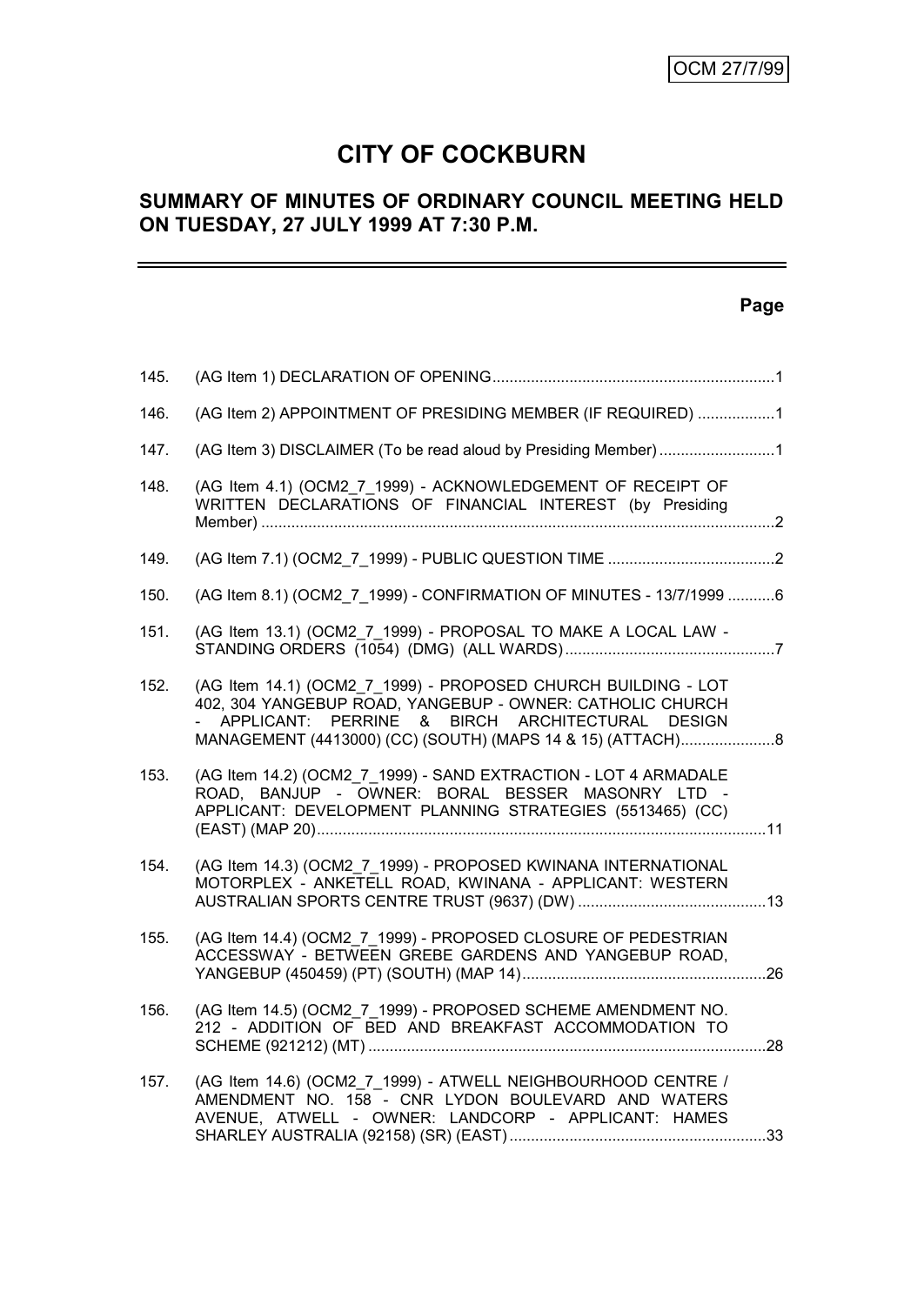OCM 27/7/99

# CITY OF COCKBURN

## SUMMARY OF MINUTES OF ORDINARY COUNCIL MEETING HELD ON TUESDAY, 27 JULY 1999 AT 7:30 P.M.

**Page**

| | | |
|---|---|---|
| 145. | (AG Item 1) DECLARATION OF OPENING | 1 |
| 146. | (AG Item 2) APPOINTMENT OF PRESIDING MEMBER (IF REQUIRED) | 1 |
| 147. | (AG Item 3) DISCLAIMER (To be read aloud by Presiding Member) | 1 |
| 148. | (AG Item 4.1) (OCM2_7_1999) - ACKNOWLEDGEMENT OF RECEIPT OF WRITTEN DECLARATIONS OF FINANCIAL INTEREST (by Presiding Member) | 2 |
| 149. | (AG Item 7.1) (OCM2_7_1999) - PUBLIC QUESTION TIME | 2 |
| 150. | (AG Item 8.1) (OCM2_7_1999) - CONFIRMATION OF MINUTES - 13/7/1999 | 6 |
| 151. | (AG Item 13.1) (OCM2_7_1999) - PROPOSAL TO MAKE A LOCAL LAW - STANDING ORDERS (1054) (DMG) (ALL WARDS) | 7 |
| 152. | (AG Item 14.1) (OCM2_7_1999) - PROPOSED CHURCH BUILDING - LOT 402, 304 YANGEBUP ROAD, YANGEBUP - OWNER: CATHOLIC CHURCH - APPLICANT: PERRINE & BIRCH ARCHITECTURAL DESIGN MANAGEMENT (4413000) (CC) (SOUTH) (MAPS 14 & 15) (ATTACH) | 8 |
| 153. | (AG Item 14.2) (OCM2_7_1999) - SAND EXTRACTION - LOT 4 ARMADALE ROAD, BANJUP - OWNER: BORAL BESSER MASONRY LTD - APPLICANT: DEVELOPMENT PLANNING STRATEGIES (5513465) (CC) (EAST) (MAP 20) | 11 |
| 154. | (AG Item 14.3) (OCM2_7_1999) - PROPOSED KWINANA INTERNATIONAL MOTORPLEX - ANKETELL ROAD, KWINANA - APPLICANT: WESTERN AUSTRALIAN SPORTS CENTRE TRUST (9637) (DW) | 13 |
| 155. | (AG Item 14.4) (OCM2_7_1999) - PROPOSED CLOSURE OF PEDESTRIAN ACCESSWAY - BETWEEN GREBE GARDENS AND YANGEBUP ROAD, YANGEBUP (450459) (PT) (SOUTH) (MAP 14) | 26 |
| 156. | (AG Item 14.5) (OCM2_7_1999) - PROPOSED SCHEME AMENDMENT NO. 212 - ADDITION OF BED AND BREAKFAST ACCOMMODATION TO SCHEME (921212) (MT) | 28 |
| 157. | (AG Item 14.6) (OCM2_7_1999) - ATWELL NEIGHBOURHOOD CENTRE / AMENDMENT NO. 158 - CNR LYDON BOULEVARD AND WATERS AVENUE, ATWELL - OWNER: LANDCORP - APPLICANT: HAMES SHARLEY AUSTRALIA (92158) (SR) (EAST) | 33 |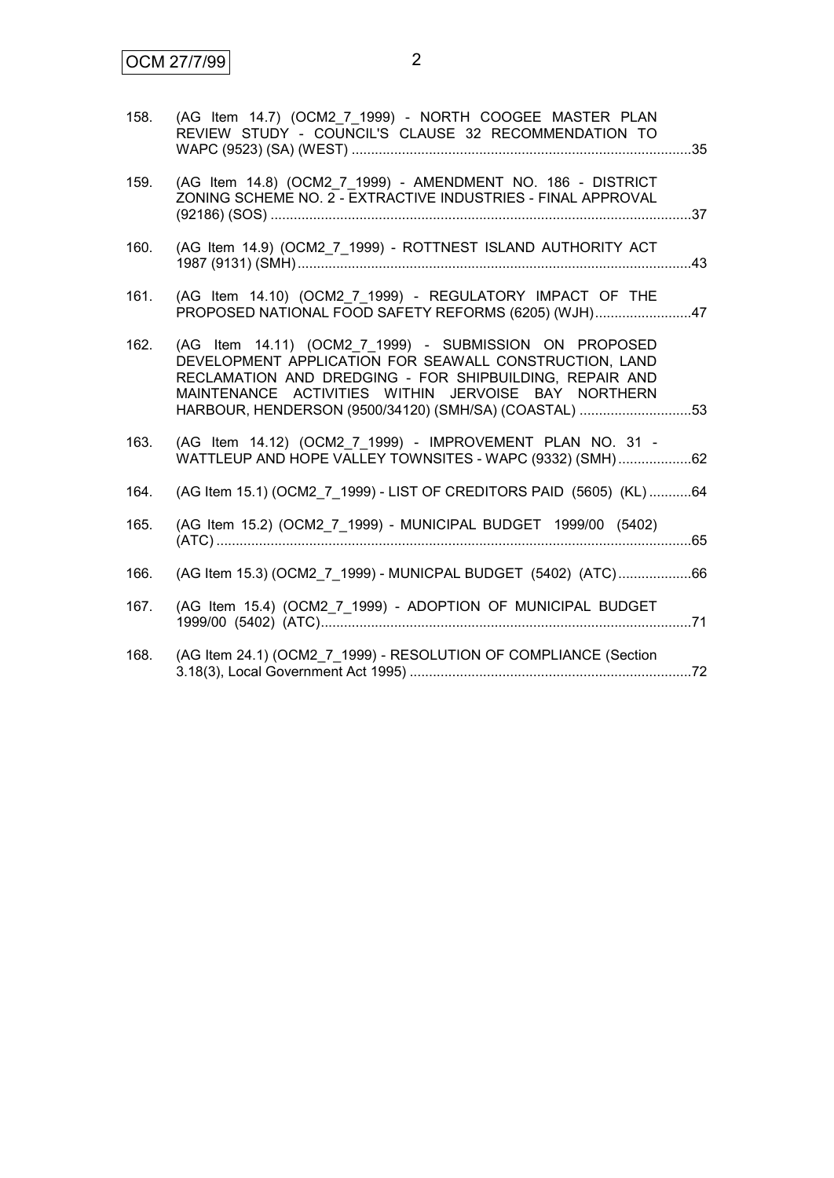158. (AG Item 14.7) (OCM2_7_1999) - NORTH COOGEE MASTER PLAN REVIEW STUDY - COUNCIL'S CLAUSE 32 RECOMMENDATION TO WAPC (9523) (SA) (WEST) .......................................................................................35

159. (AG Item 14.8) (OCM2_7_1999) - AMENDMENT NO. 186 - DISTRICT ZONING SCHEME NO. 2 - EXTRACTIVE INDUSTRIES - FINAL APPROVAL (92186) (SOS) ............................................................................................................37

160. (AG Item 14.9) (OCM2_7_1999) - ROTTNEST ISLAND AUTHORITY ACT 1987 (9131) (SMH).....................................................................................................43

161. (AG Item 14.10) (OCM2_7_1999) - REGULATORY IMPACT OF THE PROPOSED NATIONAL FOOD SAFETY REFORMS (6205) (WJH).........................47

162. (AG Item 14.11) (OCM2_7_1999) - SUBMISSION ON PROPOSED DEVELOPMENT APPLICATION FOR SEAWALL CONSTRUCTION, LAND RECLAMATION AND DREDGING - FOR SHIPBUILDING, REPAIR AND MAINTENANCE ACTIVITIES WITHIN JERVOISE BAY NORTHERN HARBOUR, HENDERSON (9500/34120) (SMH/SA) (COASTAL) .............................53

163. (AG Item 14.12) (OCM2_7_1999) - IMPROVEMENT PLAN NO. 31 - WATTLEUP AND HOPE VALLEY TOWNSITES - WAPC (9332) (SMH)...................62

164. (AG Item 15.1) (OCM2_7_1999) - LIST OF CREDITORS PAID (5605) (KL)...........64

165. (AG Item 15.2) (OCM2_7_1999) - MUNICIPAL BUDGET 1999/00 (5402) (ATC)..........................................................................................................................65

166. (AG Item 15.3) (OCM2_7_1999) - MUNICPAL BUDGET (5402) (ATC)...................66

167. (AG Item 15.4) (OCM2_7_1999) - ADOPTION OF MUNICIPAL BUDGET 1999/00 (5402) (ATC)...............................................................................................71

168. (AG Item 24.1) (OCM2_7_1999) - RESOLUTION OF COMPLIANCE (Section 3.18(3), Local Government Act 1995) ........................................................................72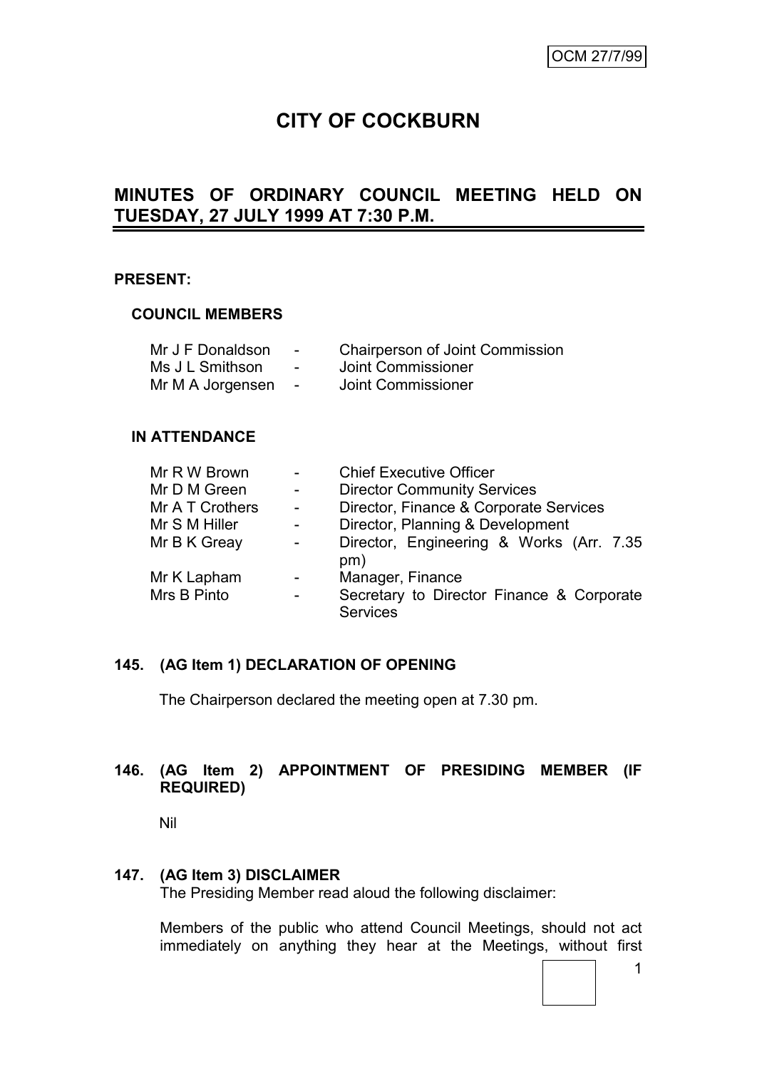OCM 27/7/99

# CITY OF COCKBURN

## MINUTES OF ORDINARY COUNCIL MEETING HELD ON TUESDAY, 27 JULY 1999 AT 7:30 P.M.

**PRESENT:**

**COUNCIL MEMBERS**

| | | |
|---|---|---|
| Mr J F Donaldson | - | Chairperson of Joint Commission |
| Ms J L Smithson | - | Joint Commissioner |
| Mr M A Jorgensen | - | Joint Commissioner |

**IN ATTENDANCE**

| | | |
|---|---|---|
| Mr R W Brown | - | Chief Executive Officer |
| Mr D M Green | - | Director Community Services |
| Mr A T Crothers | - | Director, Finance & Corporate Services |
| Mr S M Hiller | - | Director, Planning & Development |
| Mr B K Greay | - | Director, Engineering & Works (Arr. 7.35 pm) |
| Mr K Lapham | - | Manager, Finance |
| Mrs B Pinto | - | Secretary to Director Finance & Corporate Services |

**145. (AG Item 1) DECLARATION OF OPENING**

The Chairperson declared the meeting open at 7.30 pm.

**146. (AG Item 2) APPOINTMENT OF PRESIDING MEMBER (IF REQUIRED)**

Nil

**147. (AG Item 3) DISCLAIMER**

The Presiding Member read aloud the following disclaimer:

Members of the public who attend Council Meetings, should not act immediately on anything they hear at the Meetings, without first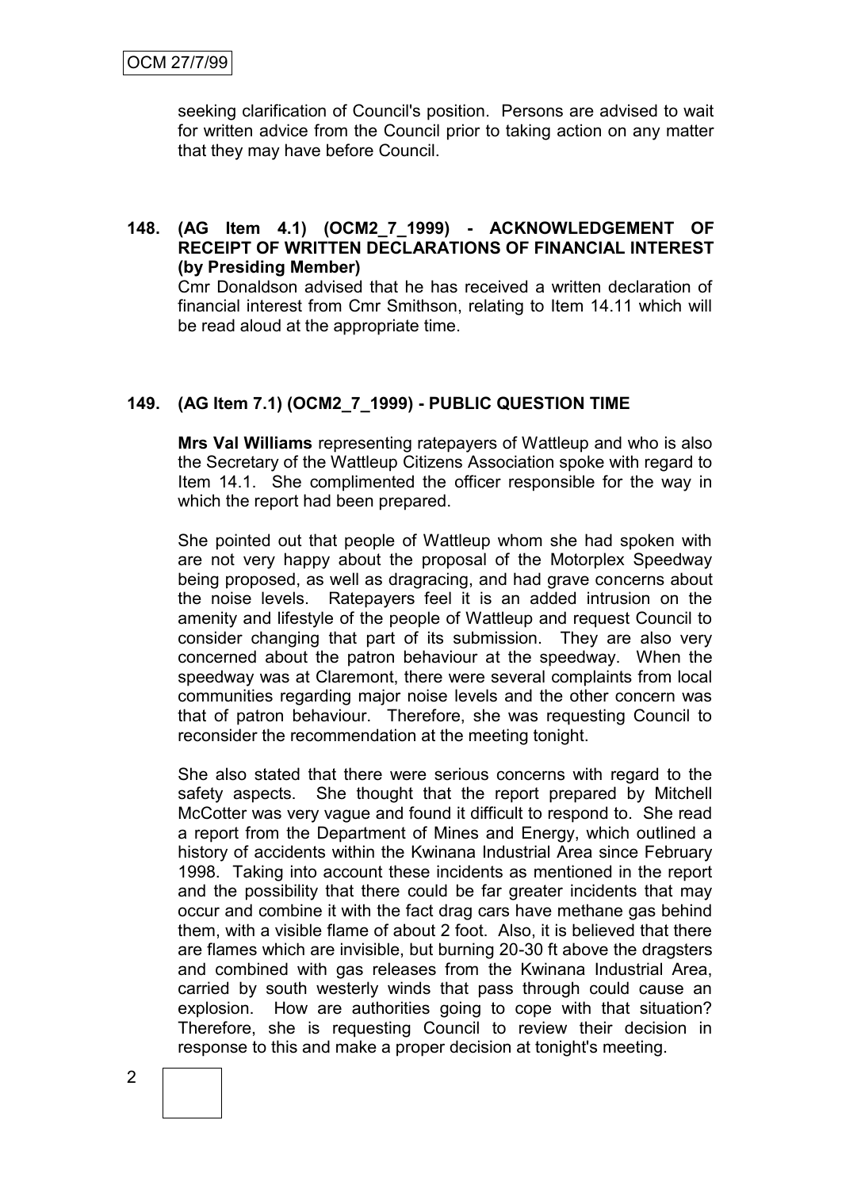seeking clarification of Council's position. Persons are advised to wait for written advice from the Council prior to taking action on any matter that they may have before Council.

**148. (AG Item 4.1) (OCM2_7_1999) - ACKNOWLEDGEMENT OF RECEIPT OF WRITTEN DECLARATIONS OF FINANCIAL INTEREST (by Presiding Member)**

Cmr Donaldson advised that he has received a written declaration of financial interest from Cmr Smithson, relating to Item 14.11 which will be read aloud at the appropriate time.

**149. (AG Item 7.1) (OCM2_7_1999) - PUBLIC QUESTION TIME**

**Mrs Val Williams** representing ratepayers of Wattleup and who is also the Secretary of the Wattleup Citizens Association spoke with regard to Item 14.1. She complimented the officer responsible for the way in which the report had been prepared.

She pointed out that people of Wattleup whom she had spoken with are not very happy about the proposal of the Motorplex Speedway being proposed, as well as dragracing, and had grave concerns about the noise levels. Ratepayers feel it is an added intrusion on the amenity and lifestyle of the people of Wattleup and request Council to consider changing that part of its submission. They are also very concerned about the patron behaviour at the speedway. When the speedway was at Claremont, there were several complaints from local communities regarding major noise levels and the other concern was that of patron behaviour. Therefore, she was requesting Council to reconsider the recommendation at the meeting tonight.

She also stated that there were serious concerns with regard to the safety aspects. She thought that the report prepared by Mitchell McCotter was very vague and found it difficult to respond to. She read a report from the Department of Mines and Energy, which outlined a history of accidents within the Kwinana Industrial Area since February 1998. Taking into account these incidents as mentioned in the report and the possibility that there could be far greater incidents that may occur and combine it with the fact drag cars have methane gas behind them, with a visible flame of about 2 foot. Also, it is believed that there are flames which are invisible, but burning 20-30 ft above the dragsters and combined with gas releases from the Kwinana Industrial Area, carried by south westerly winds that pass through could cause an explosion. How are authorities going to cope with that situation? Therefore, she is requesting Council to review their decision in response to this and make a proper decision at tonight's meeting.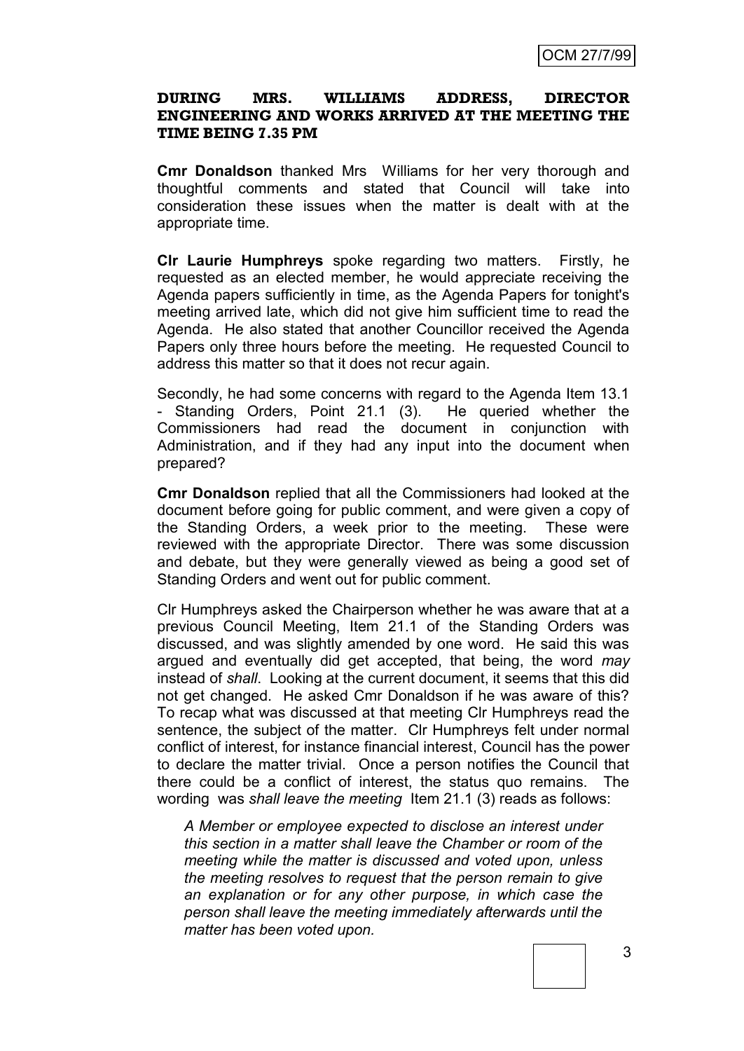**DURING MRS. WILLIAMS ADDRESS, DIRECTOR ENGINEERING AND WORKS ARRIVED AT THE MEETING THE TIME BEING 7.35 PM**

**Cmr Donaldson** thanked Mrs Williams for her very thorough and thoughtful comments and stated that Council will take into consideration these issues when the matter is dealt with at the appropriate time.

**Clr Laurie Humphreys** spoke regarding two matters. Firstly, he requested as an elected member, he would appreciate receiving the Agenda papers sufficiently in time, as the Agenda Papers for tonight's meeting arrived late, which did not give him sufficient time to read the Agenda. He also stated that another Councillor received the Agenda Papers only three hours before the meeting. He requested Council to address this matter so that it does not recur again.

Secondly, he had some concerns with regard to the Agenda Item 13.1 - Standing Orders, Point 21.1 (3). He queried whether the Commissioners had read the document in conjunction with Administration, and if they had any input into the document when prepared?

**Cmr Donaldson** replied that all the Commissioners had looked at the document before going for public comment, and were given a copy of the Standing Orders, a week prior to the meeting. These were reviewed with the appropriate Director. There was some discussion and debate, but they were generally viewed as being a good set of Standing Orders and went out for public comment.

Clr Humphreys asked the Chairperson whether he was aware that at a previous Council Meeting, Item 21.1 of the Standing Orders was discussed, and was slightly amended by one word. He said this was argued and eventually did get accepted, that being, the word *may* instead of *shall*. Looking at the current document, it seems that this did not get changed. He asked Cmr Donaldson if he was aware of this? To recap what was discussed at that meeting Clr Humphreys read the sentence, the subject of the matter. Clr Humphreys felt under normal conflict of interest, for instance financial interest, Council has the power to declare the matter trivial. Once a person notifies the Council that there could be a conflict of interest, the status quo remains. The wording was *shall leave the meeting* Item 21.1 (3) reads as follows:

> *A Member or employee expected to disclose an interest under this section in a matter shall leave the Chamber or room of the meeting while the matter is discussed and voted upon, unless the meeting resolves to request that the person remain to give an explanation or for any other purpose, in which case the person shall leave the meeting immediately afterwards until the matter has been voted upon.*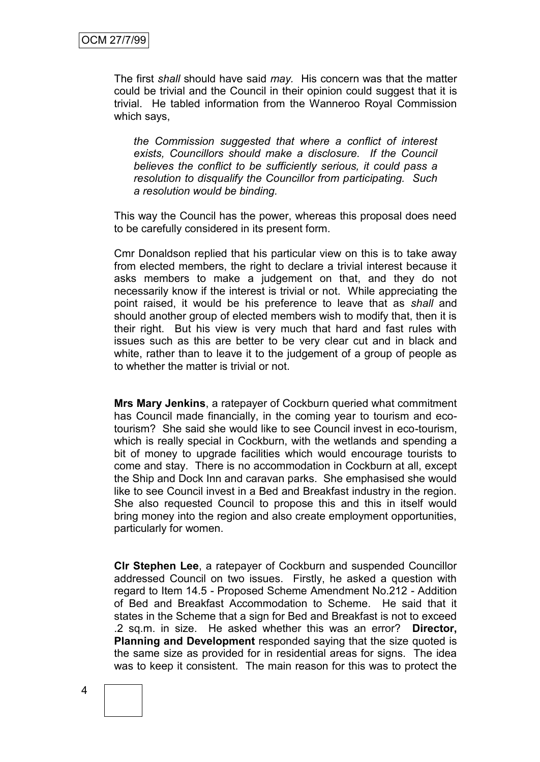The first *shall* should have said *may.* His concern was that the matter could be trivial and the Council in their opinion could suggest that it is trivial. He tabled information from the Wanneroo Royal Commission which says,

> *the Commission suggested that where a conflict of interest exists, Councillors should make a disclosure. If the Council believes the conflict to be sufficiently serious, it could pass a resolution to disqualify the Councillor from participating. Such a resolution would be binding.*

This way the Council has the power, whereas this proposal does need to be carefully considered in its present form.

Cmr Donaldson replied that his particular view on this is to take away from elected members, the right to declare a trivial interest because it asks members to make a judgement on that, and they do not necessarily know if the interest is trivial or not. While appreciating the point raised, it would be his preference to leave that as *shall* and should another group of elected members wish to modify that, then it is their right. But his view is very much that hard and fast rules with issues such as this are better to be very clear cut and in black and white, rather than to leave it to the judgement of a group of people as to whether the matter is trivial or not.

**Mrs Mary Jenkins**, a ratepayer of Cockburn queried what commitment has Council made financially, in the coming year to tourism and eco-tourism? She said she would like to see Council invest in eco-tourism, which is really special in Cockburn, with the wetlands and spending a bit of money to upgrade facilities which would encourage tourists to come and stay. There is no accommodation in Cockburn at all, except the Ship and Dock Inn and caravan parks. She emphasised she would like to see Council invest in a Bed and Breakfast industry in the region. She also requested Council to propose this and this in itself would bring money into the region and also create employment opportunities, particularly for women.

**Clr Stephen Lee**, a ratepayer of Cockburn and suspended Councillor addressed Council on two issues. Firstly, he asked a question with regard to Item 14.5 - Proposed Scheme Amendment No.212 - Addition of Bed and Breakfast Accommodation to Scheme. He said that it states in the Scheme that a sign for Bed and Breakfast is not to exceed .2 sq.m. in size. He asked whether this was an error? **Director, Planning and Development** responded saying that the size quoted is the same size as provided for in residential areas for signs. The idea was to keep it consistent. The main reason for this was to protect the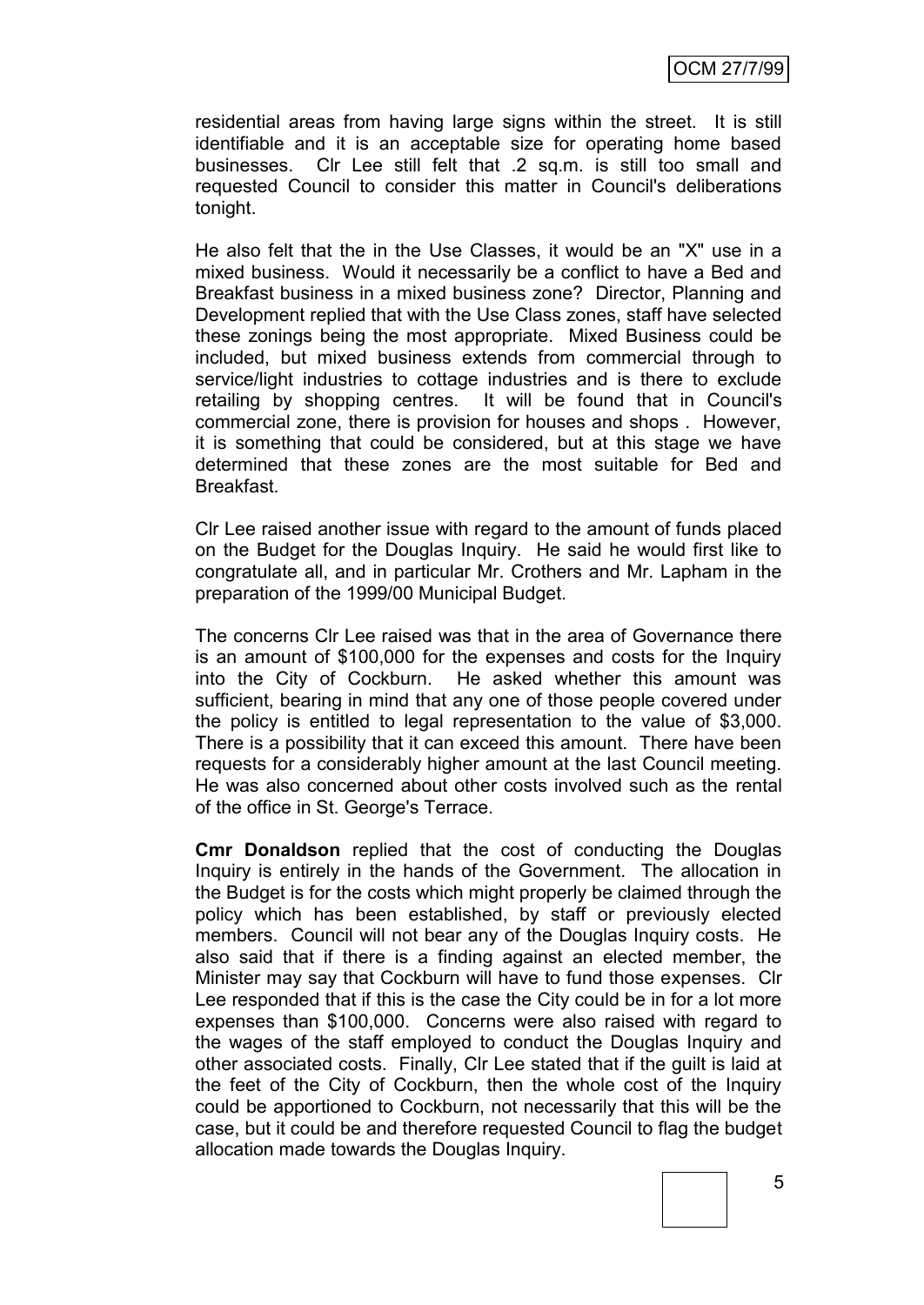residential areas from having large signs within the street. It is still identifiable and it is an acceptable size for operating home based businesses. Clr Lee still felt that .2 sq.m. is still too small and requested Council to consider this matter in Council's deliberations tonight.

He also felt that the in the Use Classes, it would be an "X" use in a mixed business. Would it necessarily be a conflict to have a Bed and Breakfast business in a mixed business zone? Director, Planning and Development replied that with the Use Class zones, staff have selected these zonings being the most appropriate. Mixed Business could be included, but mixed business extends from commercial through to service/light industries to cottage industries and is there to exclude retailing by shopping centres. It will be found that in Council's commercial zone, there is provision for houses and shops . However, it is something that could be considered, but at this stage we have determined that these zones are the most suitable for Bed and Breakfast.

Clr Lee raised another issue with regard to the amount of funds placed on the Budget for the Douglas Inquiry. He said he would first like to congratulate all, and in particular Mr. Crothers and Mr. Lapham in the preparation of the 1999/00 Municipal Budget.

The concerns Clr Lee raised was that in the area of Governance there is an amount of $100,000 for the expenses and costs for the Inquiry into the City of Cockburn. He asked whether this amount was sufficient, bearing in mind that any one of those people covered under the policy is entitled to legal representation to the value of $3,000. There is a possibility that it can exceed this amount. There have been requests for a considerably higher amount at the last Council meeting. He was also concerned about other costs involved such as the rental of the office in St. George's Terrace.

**Cmr Donaldson** replied that the cost of conducting the Douglas Inquiry is entirely in the hands of the Government. The allocation in the Budget is for the costs which might properly be claimed through the policy which has been established, by staff or previously elected members. Council will not bear any of the Douglas Inquiry costs. He also said that if there is a finding against an elected member, the Minister may say that Cockburn will have to fund those expenses. Clr Lee responded that if this is the case the City could be in for a lot more expenses than $100,000. Concerns were also raised with regard to the wages of the staff employed to conduct the Douglas Inquiry and other associated costs. Finally, Clr Lee stated that if the guilt is laid at the feet of the City of Cockburn, then the whole cost of the Inquiry could be apportioned to Cockburn, not necessarily that this will be the case, but it could be and therefore requested Council to flag the budget allocation made towards the Douglas Inquiry.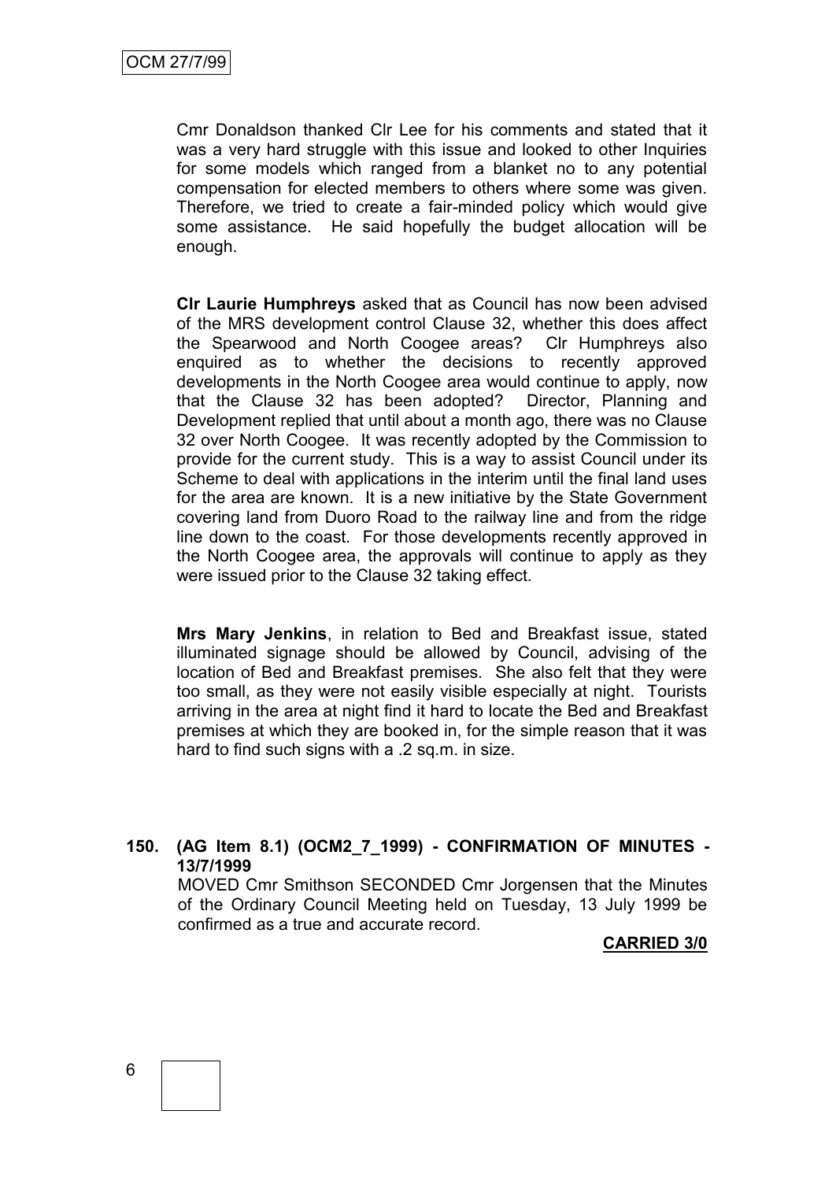Cmr Donaldson thanked Clr Lee for his comments and stated that it was a very hard struggle with this issue and looked to other Inquiries for some models which ranged from a blanket no to any potential compensation for elected members to others where some was given. Therefore, we tried to create a fair-minded policy which would give some assistance. He said hopefully the budget allocation will be enough.

**Clr Laurie Humphreys** asked that as Council has now been advised of the MRS development control Clause 32, whether this does affect the Spearwood and North Coogee areas? Clr Humphreys also enquired as to whether the decisions to recently approved developments in the North Coogee area would continue to apply, now that the Clause 32 has been adopted? Director, Planning and Development replied that until about a month ago, there was no Clause 32 over North Coogee. It was recently adopted by the Commission to provide for the current study. This is a way to assist Council under its Scheme to deal with applications in the interim until the final land uses for the area are known. It is a new initiative by the State Government covering land from Duoro Road to the railway line and from the ridge line down to the coast. For those developments recently approved in the North Coogee area, the approvals will continue to apply as they were issued prior to the Clause 32 taking effect.

**Mrs Mary Jenkins**, in relation to Bed and Breakfast issue, stated illuminated signage should be allowed by Council, advising of the location of Bed and Breakfast premises. She also felt that they were too small, as they were not easily visible especially at night. Tourists arriving in the area at night find it hard to locate the Bed and Breakfast premises at which they are booked in, for the simple reason that it was hard to find such signs with a .2 sq.m. in size.

**150. (AG Item 8.1) (OCM2_7_1999) - CONFIRMATION OF MINUTES - 13/7/1999**

MOVED Cmr Smithson SECONDED Cmr Jorgensen that the Minutes of the Ordinary Council Meeting held on Tuesday, 13 July 1999 be confirmed as a true and accurate record.

**CARRIED 3/0**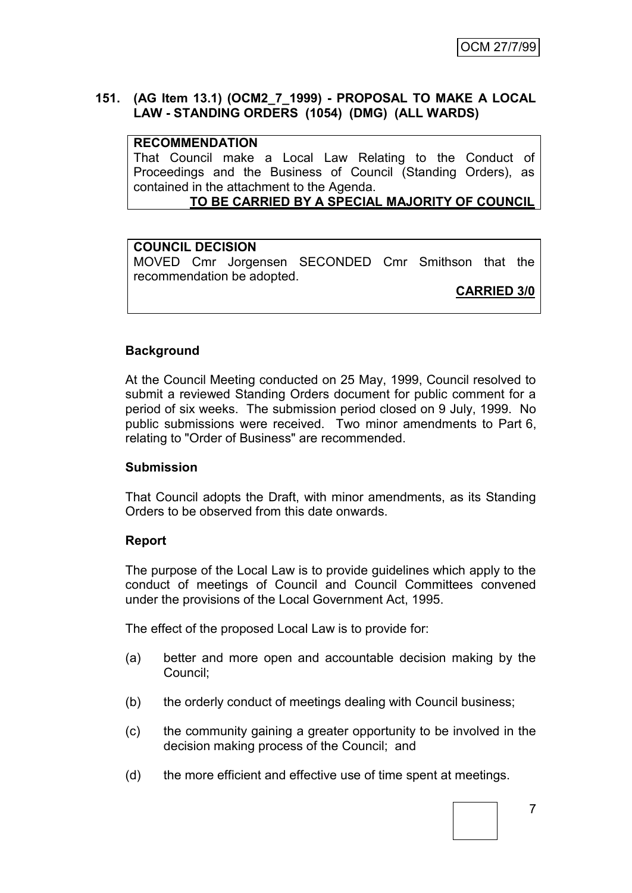**151. (AG Item 13.1) (OCM2_7_1999) - PROPOSAL TO MAKE A LOCAL LAW - STANDING ORDERS (1054) (DMG) (ALL WARDS)**

**RECOMMENDATION**

That Council make a Local Law Relating to the Conduct of Proceedings and the Business of Council (Standing Orders), as contained in the attachment to the Agenda.

**TO BE CARRIED BY A SPECIAL MAJORITY OF COUNCIL**

**COUNCIL DECISION**

MOVED Cmr Jorgensen SECONDED Cmr Smithson that the recommendation be adopted.

**CARRIED 3/0**

**Background**

At the Council Meeting conducted on 25 May, 1999, Council resolved to submit a reviewed Standing Orders document for public comment for a period of six weeks. The submission period closed on 9 July, 1999. No public submissions were received. Two minor amendments to Part 6, relating to "Order of Business" are recommended.

**Submission**

That Council adopts the Draft, with minor amendments, as its Standing Orders to be observed from this date onwards.

**Report**

The purpose of the Local Law is to provide guidelines which apply to the conduct of meetings of Council and Council Committees convened under the provisions of the Local Government Act, 1995.

The effect of the proposed Local Law is to provide for:

(a) better and more open and accountable decision making by the Council;

(b) the orderly conduct of meetings dealing with Council business;

(c) the community gaining a greater opportunity to be involved in the decision making process of the Council; and

(d) the more efficient and effective use of time spent at meetings.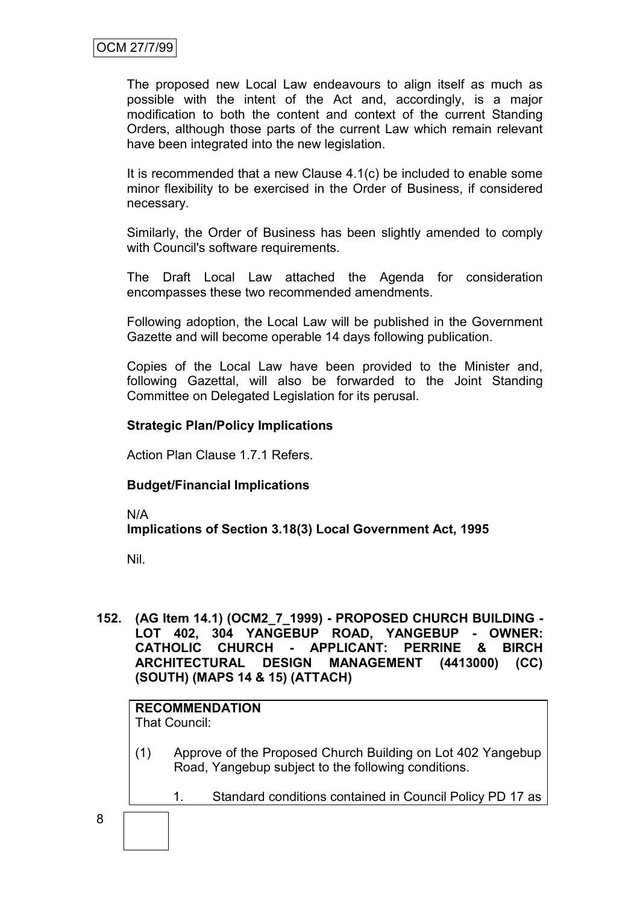The proposed new Local Law endeavours to align itself as much as possible with the intent of the Act and, accordingly, is a major modification to both the content and context of the current Standing Orders, although those parts of the current Law which remain relevant have been integrated into the new legislation.

It is recommended that a new Clause 4.1(c) be included to enable some minor flexibility to be exercised in the Order of Business, if considered necessary.

Similarly, the Order of Business has been slightly amended to comply with Council's software requirements.

The Draft Local Law attached the Agenda for consideration encompasses these two recommended amendments.

Following adoption, the Local Law will be published in the Government Gazette and will become operable 14 days following publication.

Copies of the Local Law have been provided to the Minister and, following Gazettal, will also be forwarded to the Joint Standing Committee on Delegated Legislation for its perusal.

**Strategic Plan/Policy Implications**

Action Plan Clause 1.7.1 Refers.

**Budget/Financial Implications**

N/A

**Implications of Section 3.18(3) Local Government Act, 1995**

Nil.

**152. (AG Item 14.1) (OCM2_7_1999) - PROPOSED CHURCH BUILDING - LOT 402, 304 YANGEBUP ROAD, YANGEBUP - OWNER: CATHOLIC CHURCH - APPLICANT: PERRINE & BIRCH ARCHITECTURAL DESIGN MANAGEMENT (4413000) (CC) (SOUTH) (MAPS 14 & 15) (ATTACH)**

**RECOMMENDATION**

That Council:

(1) Approve of the Proposed Church Building on Lot 402 Yangebup Road, Yangebup subject to the following conditions.

1. Standard conditions contained in Council Policy PD 17 as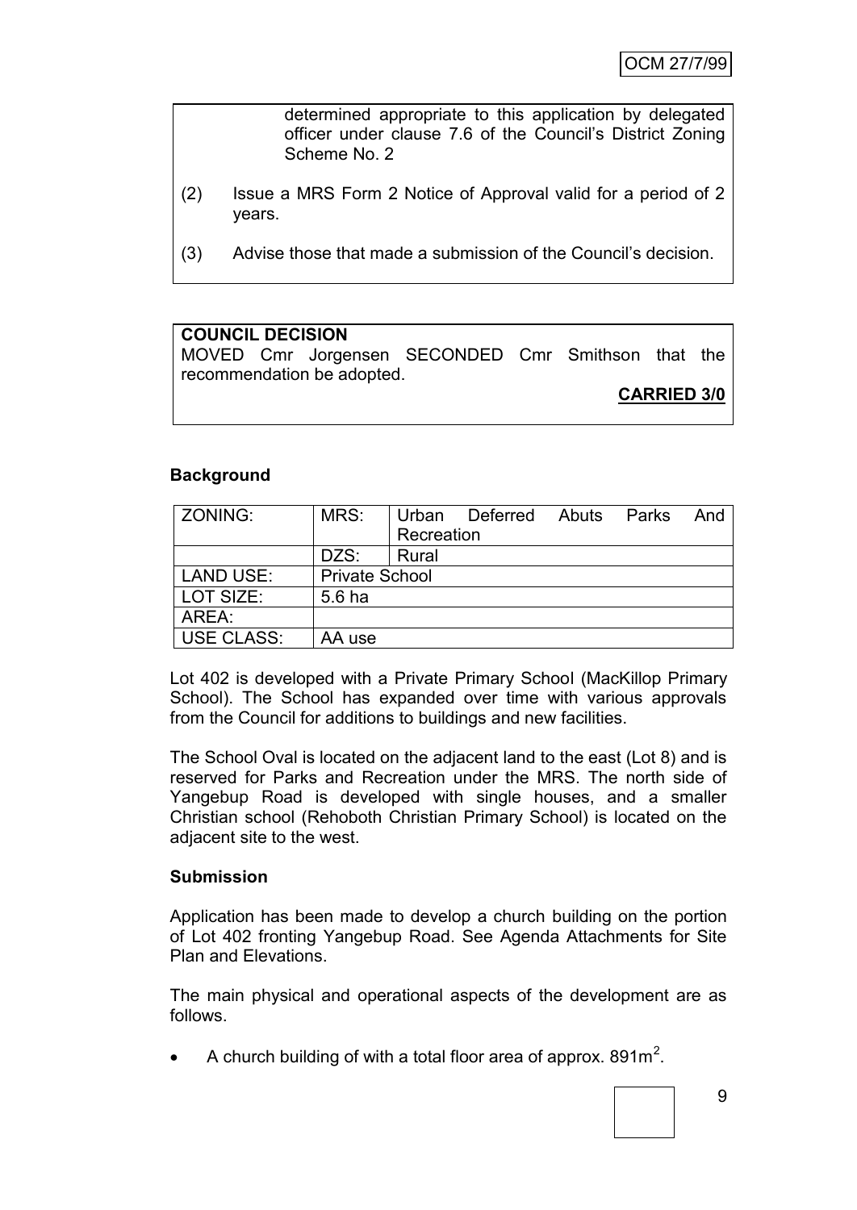determined appropriate to this application by delegated officer under clause 7.6 of the Council's District Zoning Scheme No. 2

(2) Issue a MRS Form 2 Notice of Approval valid for a period of 2 years.

(3) Advise those that made a submission of the Council's decision.

**COUNCIL DECISION**

MOVED Cmr Jorgensen SECONDED Cmr Smithson that the recommendation be adopted.

**CARRIED 3/0**

**Background**

| ZONING: | MRS: | Urban Deferred Abuts Parks And Recreation |
|---|---|---|
| | DZS: | Rural |
| LAND USE: | Private School | |
| LOT SIZE: | 5.6 ha | |
| AREA: | | |
| USE CLASS: | AA use | |

Lot 402 is developed with a Private Primary School (MacKillop Primary School). The School has expanded over time with various approvals from the Council for additions to buildings and new facilities.

The School Oval is located on the adjacent land to the east (Lot 8) and is reserved for Parks and Recreation under the MRS. The north side of Yangebup Road is developed with single houses, and a smaller Christian school (Rehoboth Christian Primary School) is located on the adjacent site to the west.

**Submission**

Application has been made to develop a church building on the portion of Lot 402 fronting Yangebup Road. See Agenda Attachments for Site Plan and Elevations.

The main physical and operational aspects of the development are as follows.

- A church building of with a total floor area of approx. 891m$^2$.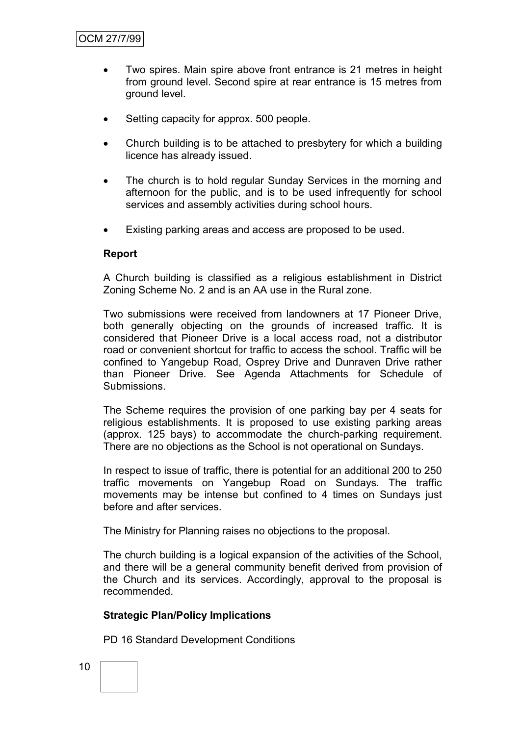- Two spires. Main spire above front entrance is 21 metres in height from ground level. Second spire at rear entrance is 15 metres from ground level.
- Setting capacity for approx. 500 people.
- Church building is to be attached to presbytery for which a building licence has already issued.
- The church is to hold regular Sunday Services in the morning and afternoon for the public, and is to be used infrequently for school services and assembly activities during school hours.
- Existing parking areas and access are proposed to be used.

**Report**

A Church building is classified as a religious establishment in District Zoning Scheme No. 2 and is an AA use in the Rural zone.

Two submissions were received from landowners at 17 Pioneer Drive, both generally objecting on the grounds of increased traffic. It is considered that Pioneer Drive is a local access road, not a distributor road or convenient shortcut for traffic to access the school. Traffic will be confined to Yangebup Road, Osprey Drive and Dunraven Drive rather than Pioneer Drive. See Agenda Attachments for Schedule of Submissions.

The Scheme requires the provision of one parking bay per 4 seats for religious establishments. It is proposed to use existing parking areas (approx. 125 bays) to accommodate the church-parking requirement. There are no objections as the School is not operational on Sundays.

In respect to issue of traffic, there is potential for an additional 200 to 250 traffic movements on Yangebup Road on Sundays. The traffic movements may be intense but confined to 4 times on Sundays just before and after services.

The Ministry for Planning raises no objections to the proposal.

The church building is a logical expansion of the activities of the School, and there will be a general community benefit derived from provision of the Church and its services. Accordingly, approval to the proposal is recommended.

**Strategic Plan/Policy Implications**

PD 16 Standard Development Conditions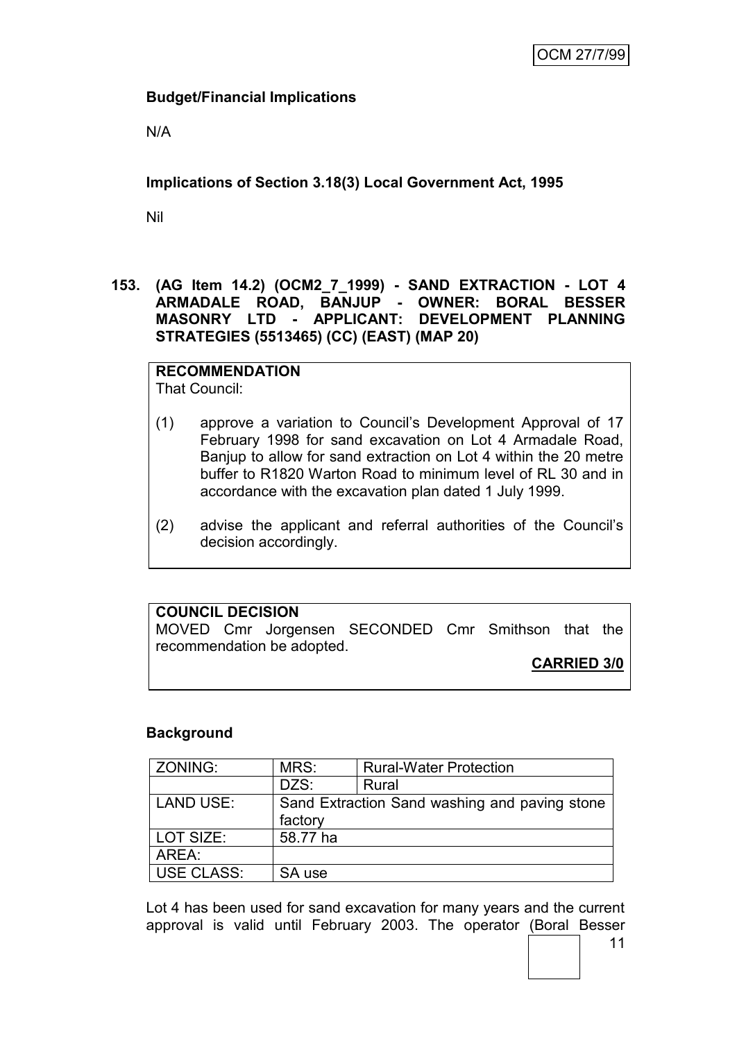**Budget/Financial Implications**

N/A

**Implications of Section 3.18(3) Local Government Act, 1995**

Nil

**153. (AG Item 14.2) (OCM2_7_1999) - SAND EXTRACTION - LOT 4 ARMADALE ROAD, BANJUP - OWNER: BORAL BESSER MASONRY LTD - APPLICANT: DEVELOPMENT PLANNING STRATEGIES (5513465) (CC) (EAST) (MAP 20)**

**RECOMMENDATION**
That Council:

(1) approve a variation to Council's Development Approval of 17 February 1998 for sand excavation on Lot 4 Armadale Road, Banjup to allow for sand extraction on Lot 4 within the 20 metre buffer to R1820 Warton Road to minimum level of RL 30 and in accordance with the excavation plan dated 1 July 1999.

(2) advise the applicant and referral authorities of the Council's decision accordingly.

**COUNCIL DECISION**
MOVED Cmr Jorgensen SECONDED Cmr Smithson that the recommendation be adopted.

**CARRIED 3/0**

**Background**

| ZONING: | MRS: | Rural-Water Protection |
|---|---|---|
| | DZS: | Rural |
| LAND USE: | Sand Extraction Sand washing and paving stone factory | |
| LOT SIZE: | 58.77 ha | |
| AREA: | | |
| USE CLASS: | SA use | |

Lot 4 has been used for sand excavation for many years and the current approval is valid until February 2003. The operator (Boral Besser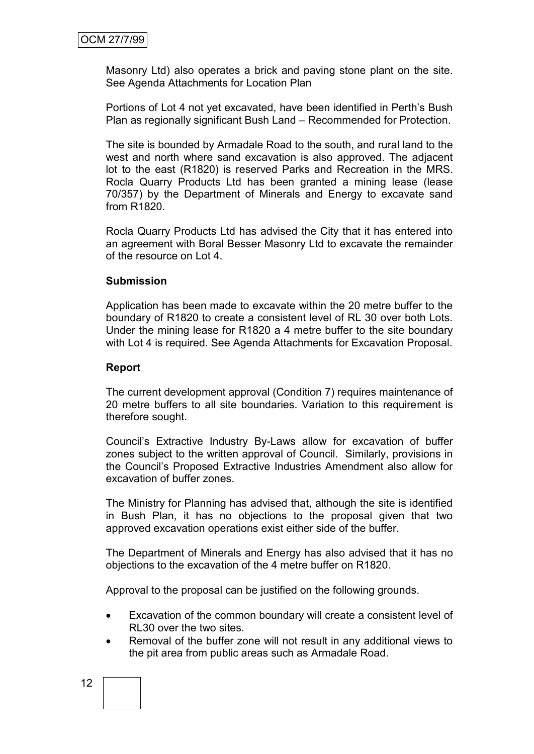Masonry Ltd) also operates a brick and paving stone plant on the site. See Agenda Attachments for Location Plan

Portions of Lot 4 not yet excavated, have been identified in Perth's Bush Plan as regionally significant Bush Land – Recommended for Protection.

The site is bounded by Armadale Road to the south, and rural land to the west and north where sand excavation is also approved. The adjacent lot to the east (R1820) is reserved Parks and Recreation in the MRS. Rocla Quarry Products Ltd has been granted a mining lease (lease 70/357) by the Department of Minerals and Energy to excavate sand from R1820.

Rocla Quarry Products Ltd has advised the City that it has entered into an agreement with Boral Besser Masonry Ltd to excavate the remainder of the resource on Lot 4.

**Submission**

Application has been made to excavate within the 20 metre buffer to the boundary of R1820 to create a consistent level of RL 30 over both Lots. Under the mining lease for R1820 a 4 metre buffer to the site boundary with Lot 4 is required. See Agenda Attachments for Excavation Proposal.

**Report**

The current development approval (Condition 7) requires maintenance of 20 metre buffers to all site boundaries. Variation to this requirement is therefore sought.

Council's Extractive Industry By-Laws allow for excavation of buffer zones subject to the written approval of Council. Similarly, provisions in the Council's Proposed Extractive Industries Amendment also allow for excavation of buffer zones.

The Ministry for Planning has advised that, although the site is identified in Bush Plan, it has no objections to the proposal given that two approved excavation operations exist either side of the buffer.

The Department of Minerals and Energy has also advised that it has no objections to the excavation of the 4 metre buffer on R1820.

Approval to the proposal can be justified on the following grounds.

- Excavation of the common boundary will create a consistent level of RL30 over the two sites.
- Removal of the buffer zone will not result in any additional views to the pit area from public areas such as Armadale Road.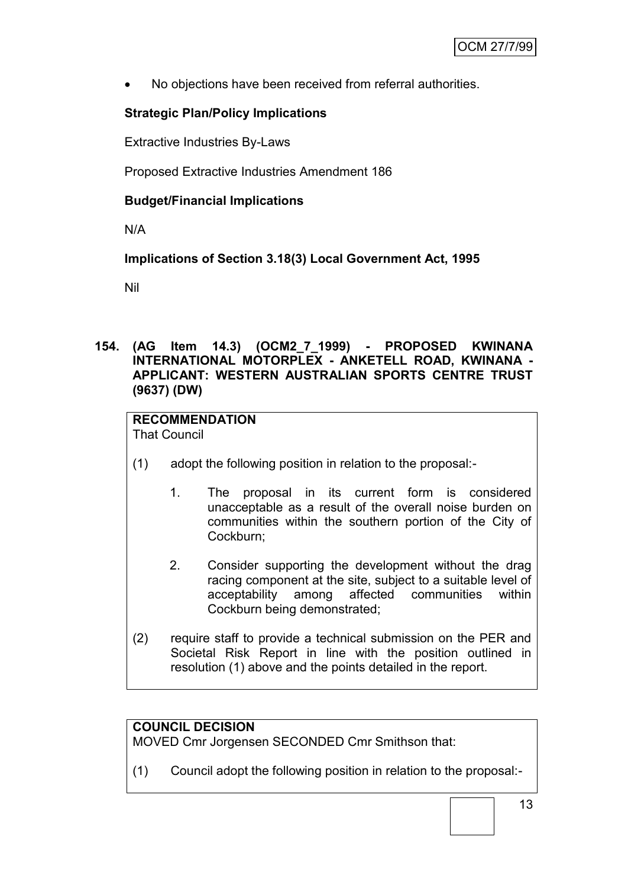- No objections have been received from referral authorities.

**Strategic Plan/Policy Implications**

Extractive Industries By-Laws

Proposed Extractive Industries Amendment 186

**Budget/Financial Implications**

N/A

**Implications of Section 3.18(3) Local Government Act, 1995**

Nil

**154. (AG Item 14.3) (OCM2_7_1999) - PROPOSED KWINANA INTERNATIONAL MOTORPLEX - ANKETELL ROAD, KWINANA - APPLICANT: WESTERN AUSTRALIAN SPORTS CENTRE TRUST (9637) (DW)**

**RECOMMENDATION**
That Council

(1) adopt the following position in relation to the proposal:-

1. The proposal in its current form is considered unacceptable as a result of the overall noise burden on communities within the southern portion of the City of Cockburn;

2. Consider supporting the development without the drag racing component at the site, subject to a suitable level of acceptability among affected communities within Cockburn being demonstrated;

(2) require staff to provide a technical submission on the PER and Societal Risk Report in line with the position outlined in resolution (1) above and the points detailed in the report.

**COUNCIL DECISION**
MOVED Cmr Jorgensen SECONDED Cmr Smithson that:

(1) Council adopt the following position in relation to the proposal:-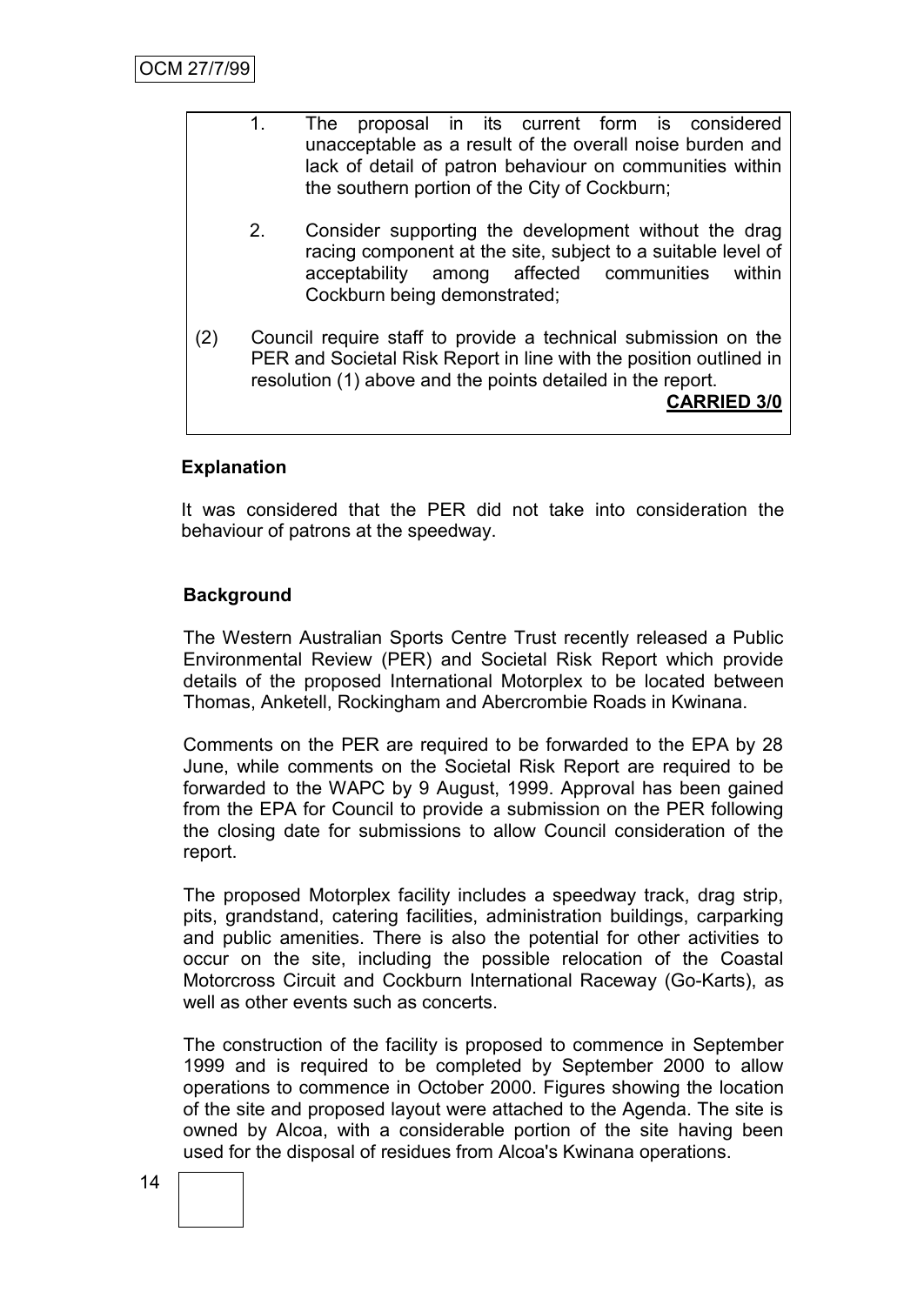1. The proposal in its current form is considered unacceptable as a result of the overall noise burden and lack of detail of patron behaviour on communities within the southern portion of the City of Cockburn;

2. Consider supporting the development without the drag racing component at the site, subject to a suitable level of acceptability among affected communities within Cockburn being demonstrated;

(2) Council require staff to provide a technical submission on the PER and Societal Risk Report in line with the position outlined in resolution (1) above and the points detailed in the report.

**CARRIED 3/0**

**Explanation**

It was considered that the PER did not take into consideration the behaviour of patrons at the speedway.

**Background**

The Western Australian Sports Centre Trust recently released a Public Environmental Review (PER) and Societal Risk Report which provide details of the proposed International Motorplex to be located between Thomas, Anketell, Rockingham and Abercrombie Roads in Kwinana.

Comments on the PER are required to be forwarded to the EPA by 28 June, while comments on the Societal Risk Report are required to be forwarded to the WAPC by 9 August, 1999. Approval has been gained from the EPA for Council to provide a submission on the PER following the closing date for submissions to allow Council consideration of the report.

The proposed Motorplex facility includes a speedway track, drag strip, pits, grandstand, catering facilities, administration buildings, carparking and public amenities. There is also the potential for other activities to occur on the site, including the possible relocation of the Coastal Motorcross Circuit and Cockburn International Raceway (Go-Karts), as well as other events such as concerts.

The construction of the facility is proposed to commence in September 1999 and is required to be completed by September 2000 to allow operations to commence in October 2000. Figures showing the location of the site and proposed layout were attached to the Agenda. The site is owned by Alcoa, with a considerable portion of the site having been used for the disposal of residues from Alcoa's Kwinana operations.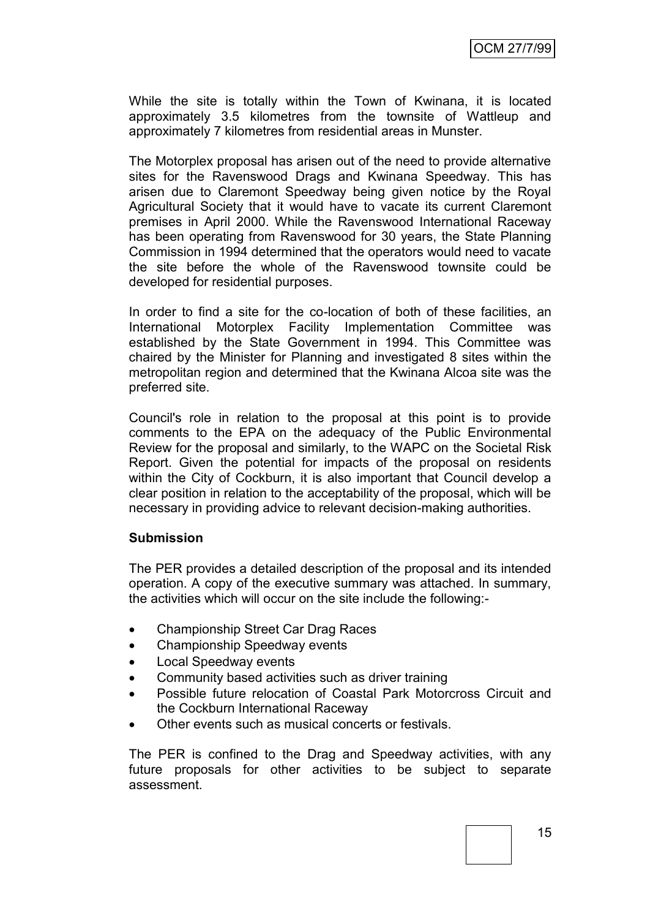While the site is totally within the Town of Kwinana, it is located approximately 3.5 kilometres from the townsite of Wattleup and approximately 7 kilometres from residential areas in Munster.

The Motorplex proposal has arisen out of the need to provide alternative sites for the Ravenswood Drags and Kwinana Speedway. This has arisen due to Claremont Speedway being given notice by the Royal Agricultural Society that it would have to vacate its current Claremont premises in April 2000. While the Ravenswood International Raceway has been operating from Ravenswood for 30 years, the State Planning Commission in 1994 determined that the operators would need to vacate the site before the whole of the Ravenswood townsite could be developed for residential purposes.

In order to find a site for the co-location of both of these facilities, an International Motorplex Facility Implementation Committee was established by the State Government in 1994. This Committee was chaired by the Minister for Planning and investigated 8 sites within the metropolitan region and determined that the Kwinana Alcoa site was the preferred site.

Council's role in relation to the proposal at this point is to provide comments to the EPA on the adequacy of the Public Environmental Review for the proposal and similarly, to the WAPC on the Societal Risk Report. Given the potential for impacts of the proposal on residents within the City of Cockburn, it is also important that Council develop a clear position in relation to the acceptability of the proposal, which will be necessary in providing advice to relevant decision-making authorities.

**Submission**

The PER provides a detailed description of the proposal and its intended operation. A copy of the executive summary was attached. In summary, the activities which will occur on the site include the following:-

- Championship Street Car Drag Races
- Championship Speedway events
- Local Speedway events
- Community based activities such as driver training
- Possible future relocation of Coastal Park Motorcross Circuit and the Cockburn International Raceway
- Other events such as musical concerts or festivals.

The PER is confined to the Drag and Speedway activities, with any future proposals for other activities to be subject to separate assessment.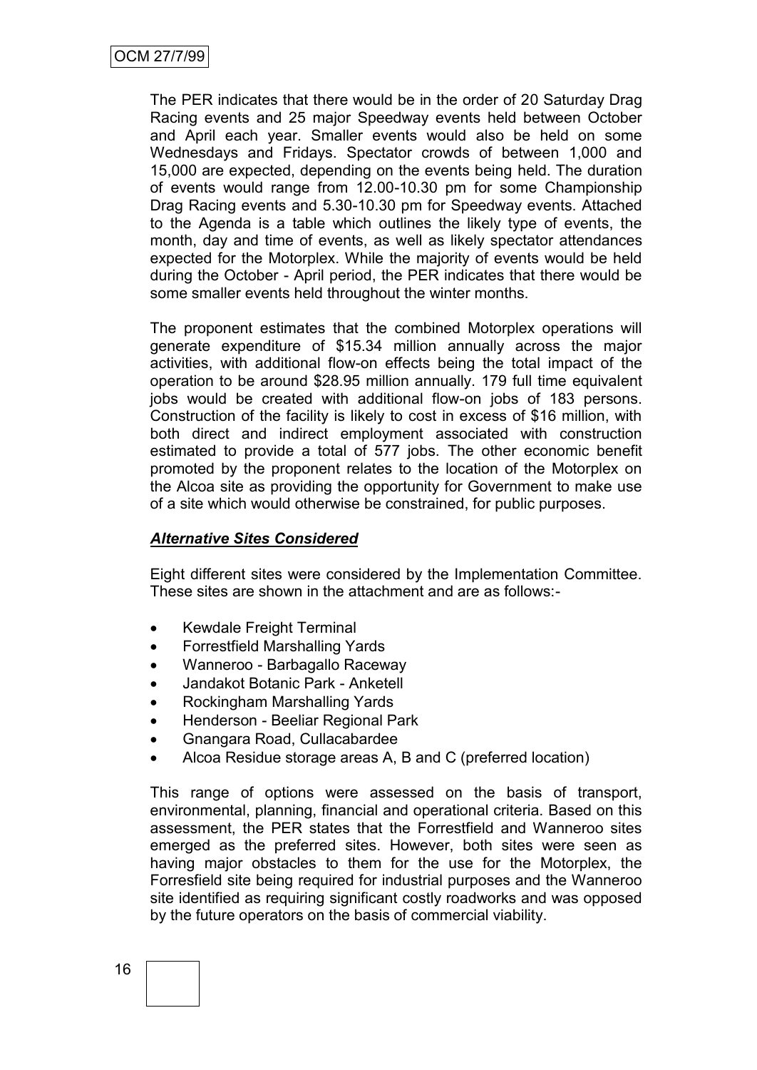The PER indicates that there would be in the order of 20 Saturday Drag Racing events and 25 major Speedway events held between October and April each year. Smaller events would also be held on some Wednesdays and Fridays. Spectator crowds of between 1,000 and 15,000 are expected, depending on the events being held. The duration of events would range from 12.00-10.30 pm for some Championship Drag Racing events and 5.30-10.30 pm for Speedway events. Attached to the Agenda is a table which outlines the likely type of events, the month, day and time of events, as well as likely spectator attendances expected for the Motorplex. While the majority of events would be held during the October - April period, the PER indicates that there would be some smaller events held throughout the winter months.

The proponent estimates that the combined Motorplex operations will generate expenditure of $15.34 million annually across the major activities, with additional flow-on effects being the total impact of the operation to be around $28.95 million annually. 179 full time equivalent jobs would be created with additional flow-on jobs of 183 persons. Construction of the facility is likely to cost in excess of $16 million, with both direct and indirect employment associated with construction estimated to provide a total of 577 jobs. The other economic benefit promoted by the proponent relates to the location of the Motorplex on the Alcoa site as providing the opportunity for Government to make use of a site which would otherwise be constrained, for public purposes.

***Alternative Sites Considered***

Eight different sites were considered by the Implementation Committee. These sites are shown in the attachment and are as follows:-

- Kewdale Freight Terminal
- Forrestfield Marshalling Yards
- Wanneroo - Barbagallo Raceway
- Jandakot Botanic Park - Anketell
- Rockingham Marshalling Yards
- Henderson - Beeliar Regional Park
- Gnangara Road, Cullacabardee
- Alcoa Residue storage areas A, B and C (preferred location)

This range of options were assessed on the basis of transport, environmental, planning, financial and operational criteria. Based on this assessment, the PER states that the Forrestfield and Wanneroo sites emerged as the preferred sites. However, both sites were seen as having major obstacles to them for the use for the Motorplex, the Forresfield site being required for industrial purposes and the Wanneroo site identified as requiring significant costly roadworks and was opposed by the future operators on the basis of commercial viability.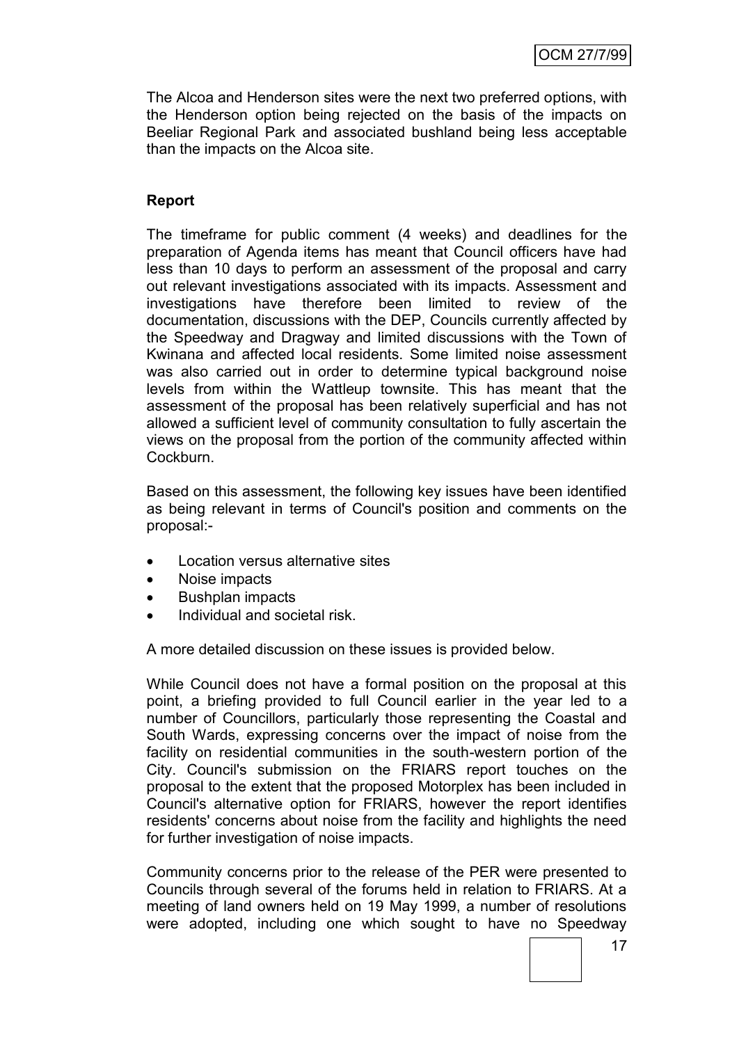The Alcoa and Henderson sites were the next two preferred options, with the Henderson option being rejected on the basis of the impacts on Beeliar Regional Park and associated bushland being less acceptable than the impacts on the Alcoa site.

**Report**

The timeframe for public comment (4 weeks) and deadlines for the preparation of Agenda items has meant that Council officers have had less than 10 days to perform an assessment of the proposal and carry out relevant investigations associated with its impacts. Assessment and investigations have therefore been limited to review of the documentation, discussions with the DEP, Councils currently affected by the Speedway and Dragway and limited discussions with the Town of Kwinana and affected local residents. Some limited noise assessment was also carried out in order to determine typical background noise levels from within the Wattleup townsite. This has meant that the assessment of the proposal has been relatively superficial and has not allowed a sufficient level of community consultation to fully ascertain the views on the proposal from the portion of the community affected within Cockburn.

Based on this assessment, the following key issues have been identified as being relevant in terms of Council's position and comments on the proposal:-

- Location versus alternative sites
- Noise impacts
- Bushplan impacts
- Individual and societal risk.

A more detailed discussion on these issues is provided below.

While Council does not have a formal position on the proposal at this point, a briefing provided to full Council earlier in the year led to a number of Councillors, particularly those representing the Coastal and South Wards, expressing concerns over the impact of noise from the facility on residential communities in the south-western portion of the City. Council's submission on the FRIARS report touches on the proposal to the extent that the proposed Motorplex has been included in Council's alternative option for FRIARS, however the report identifies residents' concerns about noise from the facility and highlights the need for further investigation of noise impacts.

Community concerns prior to the release of the PER were presented to Councils through several of the forums held in relation to FRIARS. At a meeting of land owners held on 19 May 1999, a number of resolutions were adopted, including one which sought to have no Speedway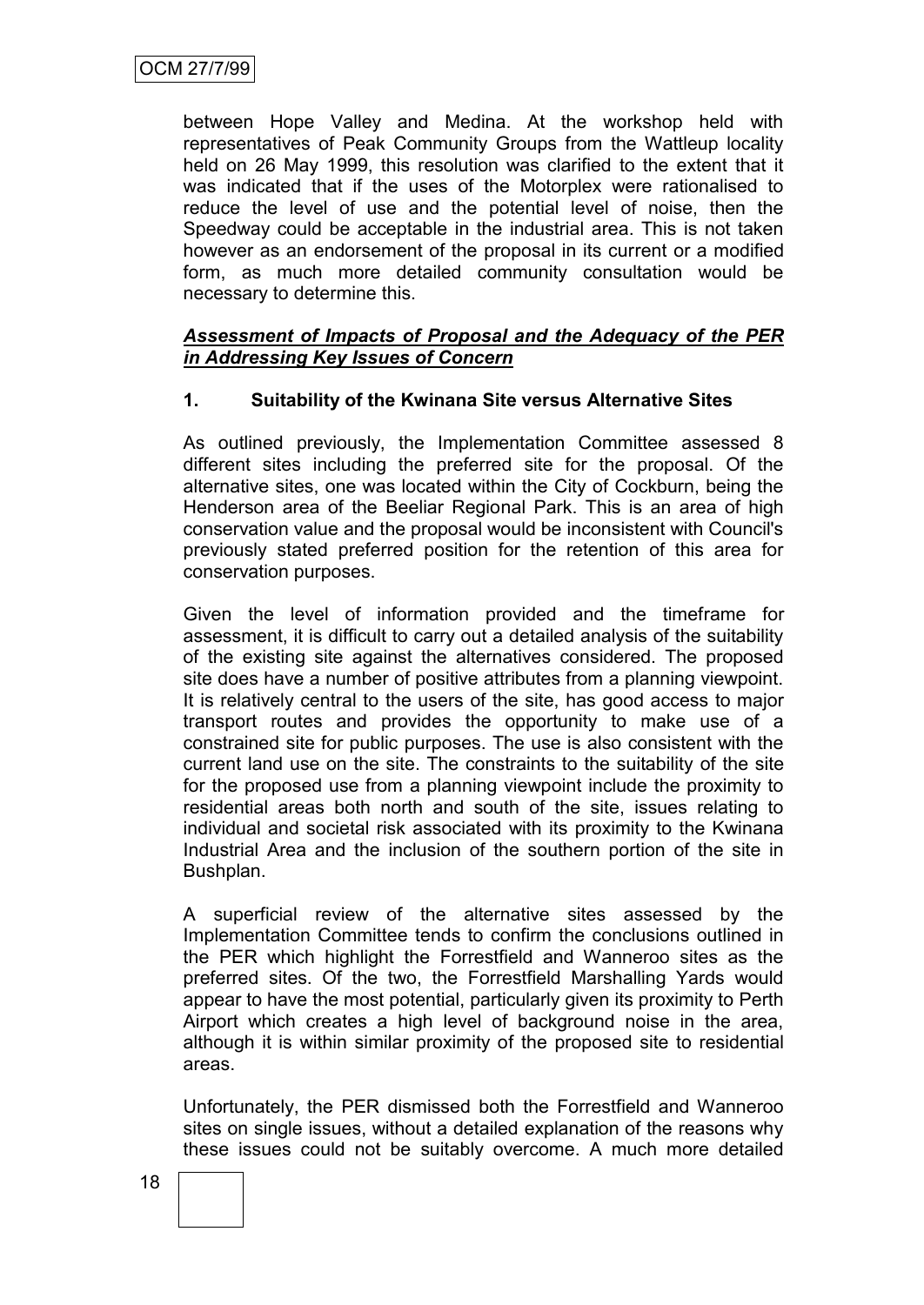between Hope Valley and Medina. At the workshop held with representatives of Peak Community Groups from the Wattleup locality held on 26 May 1999, this resolution was clarified to the extent that it was indicated that if the uses of the Motorplex were rationalised to reduce the level of use and the potential level of noise, then the Speedway could be acceptable in the industrial area. This is not taken however as an endorsement of the proposal in its current or a modified form, as much more detailed community consultation would be necessary to determine this.

***Assessment of Impacts of Proposal and the Adequacy of the PER in Addressing Key Issues of Concern***

**1. Suitability of the Kwinana Site versus Alternative Sites**

As outlined previously, the Implementation Committee assessed 8 different sites including the preferred site for the proposal. Of the alternative sites, one was located within the City of Cockburn, being the Henderson area of the Beeliar Regional Park. This is an area of high conservation value and the proposal would be inconsistent with Council's previously stated preferred position for the retention of this area for conservation purposes.

Given the level of information provided and the timeframe for assessment, it is difficult to carry out a detailed analysis of the suitability of the existing site against the alternatives considered. The proposed site does have a number of positive attributes from a planning viewpoint. It is relatively central to the users of the site, has good access to major transport routes and provides the opportunity to make use of a constrained site for public purposes. The use is also consistent with the current land use on the site. The constraints to the suitability of the site for the proposed use from a planning viewpoint include the proximity to residential areas both north and south of the site, issues relating to individual and societal risk associated with its proximity to the Kwinana Industrial Area and the inclusion of the southern portion of the site in Bushplan.

A superficial review of the alternative sites assessed by the Implementation Committee tends to confirm the conclusions outlined in the PER which highlight the Forrestfield and Wanneroo sites as the preferred sites. Of the two, the Forrestfield Marshalling Yards would appear to have the most potential, particularly given its proximity to Perth Airport which creates a high level of background noise in the area, although it is within similar proximity of the proposed site to residential areas.

Unfortunately, the PER dismissed both the Forrestfield and Wanneroo sites on single issues, without a detailed explanation of the reasons why these issues could not be suitably overcome. A much more detailed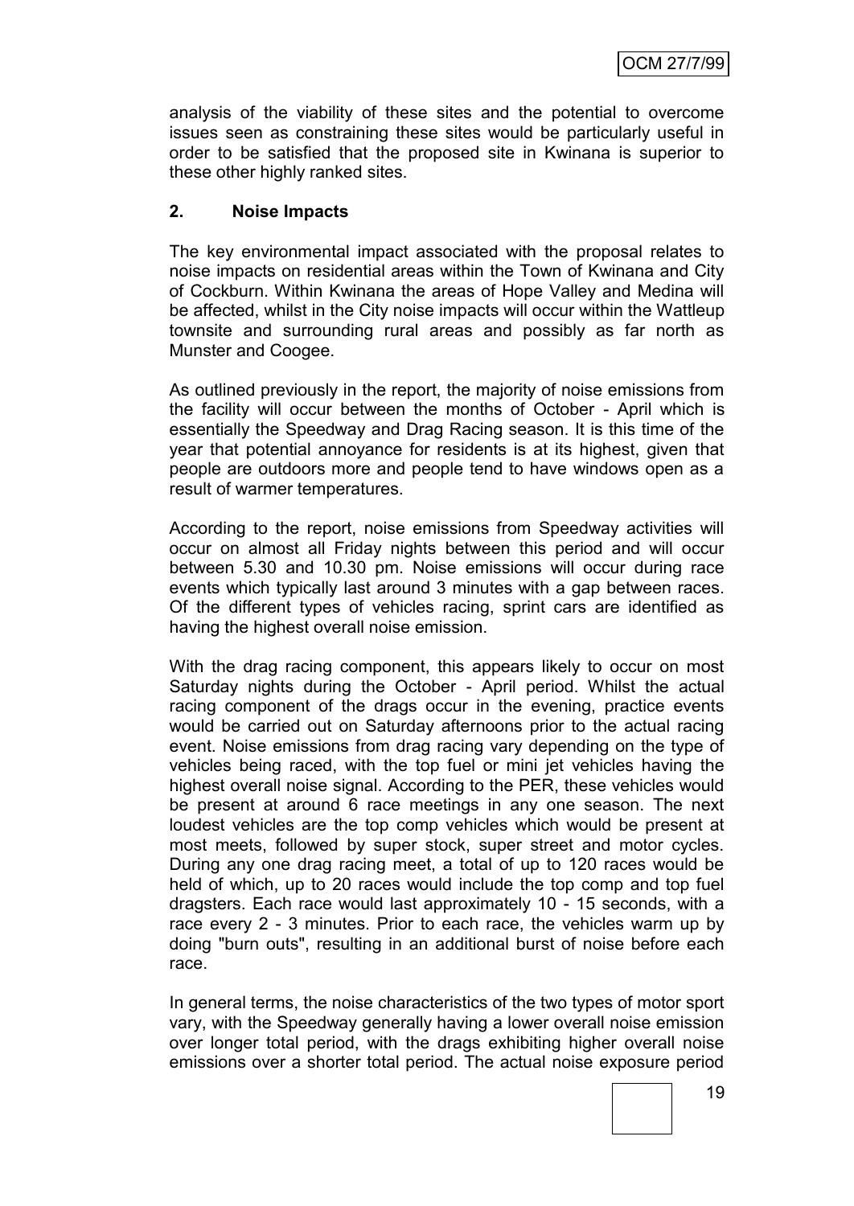analysis of the viability of these sites and the potential to overcome issues seen as constraining these sites would be particularly useful in order to be satisfied that the proposed site in Kwinana is superior to these other highly ranked sites.

**2. Noise Impacts**

The key environmental impact associated with the proposal relates to noise impacts on residential areas within the Town of Kwinana and City of Cockburn. Within Kwinana the areas of Hope Valley and Medina will be affected, whilst in the City noise impacts will occur within the Wattleup townsite and surrounding rural areas and possibly as far north as Munster and Coogee.

As outlined previously in the report, the majority of noise emissions from the facility will occur between the months of October - April which is essentially the Speedway and Drag Racing season. It is this time of the year that potential annoyance for residents is at its highest, given that people are outdoors more and people tend to have windows open as a result of warmer temperatures.

According to the report, noise emissions from Speedway activities will occur on almost all Friday nights between this period and will occur between 5.30 and 10.30 pm. Noise emissions will occur during race events which typically last around 3 minutes with a gap between races. Of the different types of vehicles racing, sprint cars are identified as having the highest overall noise emission.

With the drag racing component, this appears likely to occur on most Saturday nights during the October - April period. Whilst the actual racing component of the drags occur in the evening, practice events would be carried out on Saturday afternoons prior to the actual racing event. Noise emissions from drag racing vary depending on the type of vehicles being raced, with the top fuel or mini jet vehicles having the highest overall noise signal. According to the PER, these vehicles would be present at around 6 race meetings in any one season. The next loudest vehicles are the top comp vehicles which would be present at most meets, followed by super stock, super street and motor cycles. During any one drag racing meet, a total of up to 120 races would be held of which, up to 20 races would include the top comp and top fuel dragsters. Each race would last approximately 10 - 15 seconds, with a race every 2 - 3 minutes. Prior to each race, the vehicles warm up by doing "burn outs", resulting in an additional burst of noise before each race.

In general terms, the noise characteristics of the two types of motor sport vary, with the Speedway generally having a lower overall noise emission over longer total period, with the drags exhibiting higher overall noise emissions over a shorter total period. The actual noise exposure period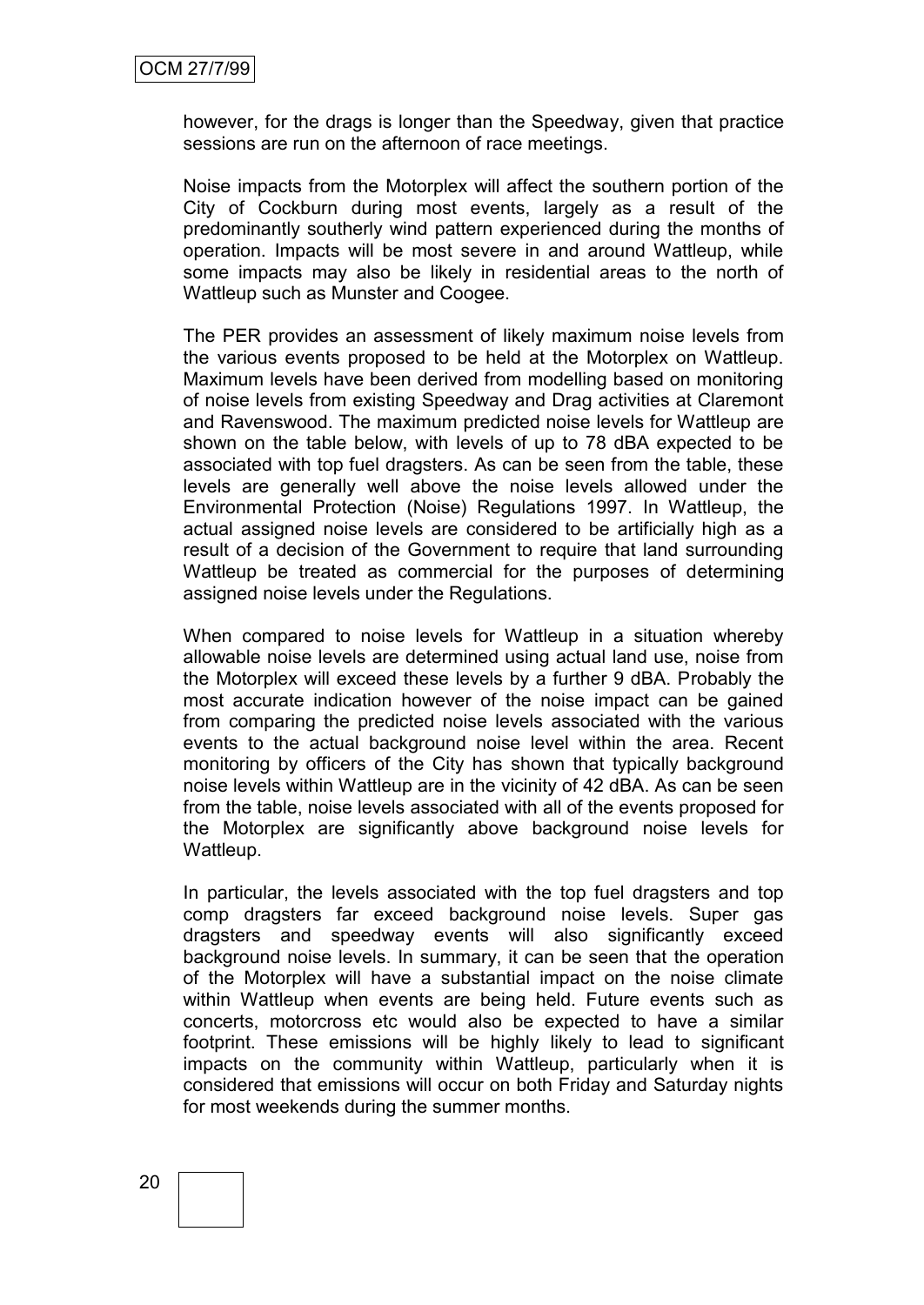however, for the drags is longer than the Speedway, given that practice sessions are run on the afternoon of race meetings.

Noise impacts from the Motorplex will affect the southern portion of the City of Cockburn during most events, largely as a result of the predominantly southerly wind pattern experienced during the months of operation. Impacts will be most severe in and around Wattleup, while some impacts may also be likely in residential areas to the north of Wattleup such as Munster and Coogee.

The PER provides an assessment of likely maximum noise levels from the various events proposed to be held at the Motorplex on Wattleup. Maximum levels have been derived from modelling based on monitoring of noise levels from existing Speedway and Drag activities at Claremont and Ravenswood. The maximum predicted noise levels for Wattleup are shown on the table below, with levels of up to 78 dBA expected to be associated with top fuel dragsters. As can be seen from the table, these levels are generally well above the noise levels allowed under the Environmental Protection (Noise) Regulations 1997. In Wattleup, the actual assigned noise levels are considered to be artificially high as a result of a decision of the Government to require that land surrounding Wattleup be treated as commercial for the purposes of determining assigned noise levels under the Regulations.

When compared to noise levels for Wattleup in a situation whereby allowable noise levels are determined using actual land use, noise from the Motorplex will exceed these levels by a further 9 dBA. Probably the most accurate indication however of the noise impact can be gained from comparing the predicted noise levels associated with the various events to the actual background noise level within the area. Recent monitoring by officers of the City has shown that typically background noise levels within Wattleup are in the vicinity of 42 dBA. As can be seen from the table, noise levels associated with all of the events proposed for the Motorplex are significantly above background noise levels for Wattleup.

In particular, the levels associated with the top fuel dragsters and top comp dragsters far exceed background noise levels. Super gas dragsters and speedway events will also significantly exceed background noise levels. In summary, it can be seen that the operation of the Motorplex will have a substantial impact on the noise climate within Wattleup when events are being held. Future events such as concerts, motorcross etc would also be expected to have a similar footprint. These emissions will be highly likely to lead to significant impacts on the community within Wattleup, particularly when it is considered that emissions will occur on both Friday and Saturday nights for most weekends during the summer months.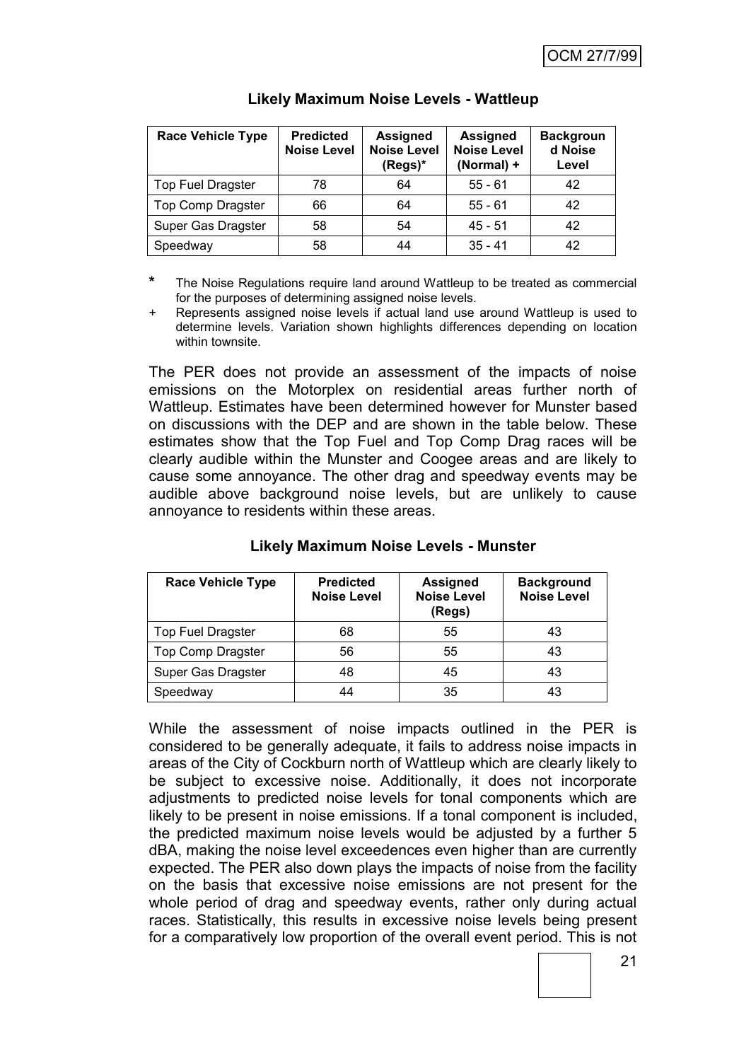### Likely Maximum Noise Levels - Wattleup

| Race Vehicle Type | Predicted Noise Level | Assigned Noise Level (Regs)* | Assigned Noise Level (Normal) + | Background Noise Level |
|---|---|---|---|---|
| Top Fuel Dragster | 78 | 64 | 55 - 61 | 42 |
| Top Comp Dragster | 66 | 64 | 55 - 61 | 42 |
| Super Gas Dragster | 58 | 54 | 45 - 51 | 42 |
| Speedway | 58 | 44 | 35 - 41 | 42 |

\* The Noise Regulations require land around Wattleup to be treated as commercial for the purposes of determining assigned noise levels.

\+ Represents assigned noise levels if actual land use around Wattleup is used to determine levels. Variation shown highlights differences depending on location within townsite.

The PER does not provide an assessment of the impacts of noise emissions on the Motorplex on residential areas further north of Wattleup. Estimates have been determined however for Munster based on discussions with the DEP and are shown in the table below. These estimates show that the Top Fuel and Top Comp Drag races will be clearly audible within the Munster and Coogee areas and are likely to cause some annoyance. The other drag and speedway events may be audible above background noise levels, but are unlikely to cause annoyance to residents within these areas.

### Likely Maximum Noise Levels - Munster

| Race Vehicle Type | Predicted Noise Level | Assigned Noise Level (Regs) | Background Noise Level |
|---|---|---|---|
| Top Fuel Dragster | 68 | 55 | 43 |
| Top Comp Dragster | 56 | 55 | 43 |
| Super Gas Dragster | 48 | 45 | 43 |
| Speedway | 44 | 35 | 43 |

While the assessment of noise impacts outlined in the PER is considered to be generally adequate, it fails to address noise impacts in areas of the City of Cockburn north of Wattleup which are clearly likely to be subject to excessive noise. Additionally, it does not incorporate adjustments to predicted noise levels for tonal components which are likely to be present in noise emissions. If a tonal component is included, the predicted maximum noise levels would be adjusted by a further 5 dBA, making the noise level exceedences even higher than are currently expected. The PER also down plays the impacts of noise from the facility on the basis that excessive noise emissions are not present for the whole period of drag and speedway events, rather only during actual races. Statistically, this results in excessive noise levels being present for a comparatively low proportion of the overall event period. This is not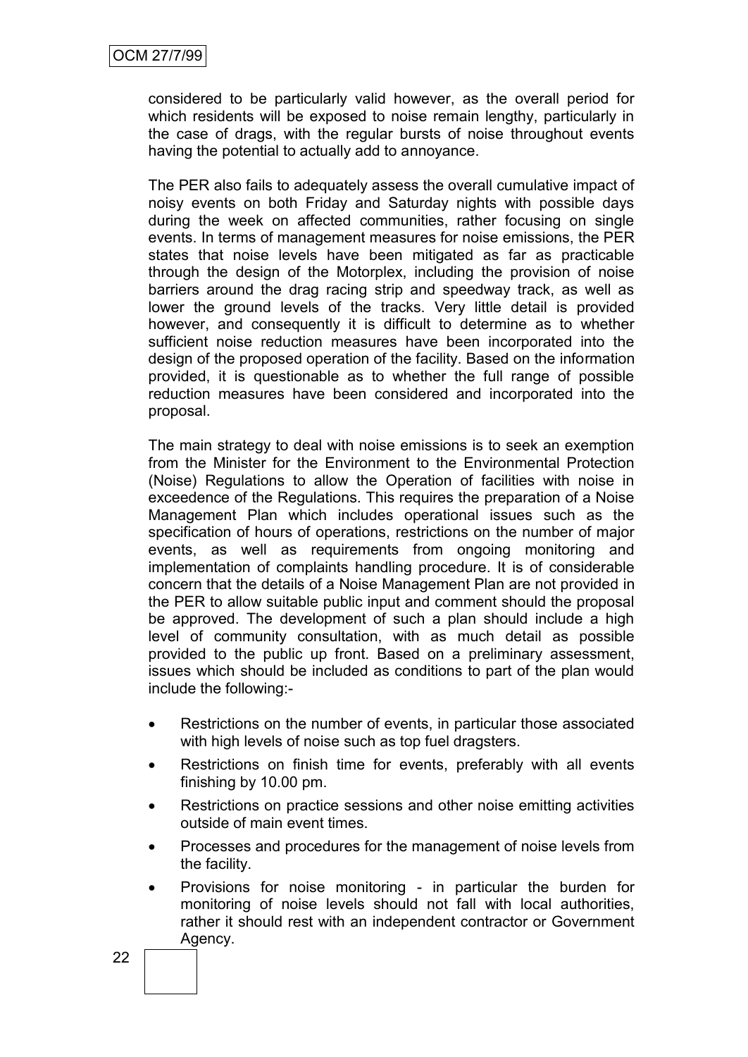considered to be particularly valid however, as the overall period for which residents will be exposed to noise remain lengthy, particularly in the case of drags, with the regular bursts of noise throughout events having the potential to actually add to annoyance.

The PER also fails to adequately assess the overall cumulative impact of noisy events on both Friday and Saturday nights with possible days during the week on affected communities, rather focusing on single events. In terms of management measures for noise emissions, the PER states that noise levels have been mitigated as far as practicable through the design of the Motorplex, including the provision of noise barriers around the drag racing strip and speedway track, as well as lower the ground levels of the tracks. Very little detail is provided however, and consequently it is difficult to determine as to whether sufficient noise reduction measures have been incorporated into the design of the proposed operation of the facility. Based on the information provided, it is questionable as to whether the full range of possible reduction measures have been considered and incorporated into the proposal.

The main strategy to deal with noise emissions is to seek an exemption from the Minister for the Environment to the Environmental Protection (Noise) Regulations to allow the Operation of facilities with noise in exceedence of the Regulations. This requires the preparation of a Noise Management Plan which includes operational issues such as the specification of hours of operations, restrictions on the number of major events, as well as requirements from ongoing monitoring and implementation of complaints handling procedure. It is of considerable concern that the details of a Noise Management Plan are not provided in the PER to allow suitable public input and comment should the proposal be approved. The development of such a plan should include a high level of community consultation, with as much detail as possible provided to the public up front. Based on a preliminary assessment, issues which should be included as conditions to part of the plan would include the following:-

- Restrictions on the number of events, in particular those associated with high levels of noise such as top fuel dragsters.
- Restrictions on finish time for events, preferably with all events finishing by 10.00 pm.
- Restrictions on practice sessions and other noise emitting activities outside of main event times.
- Processes and procedures for the management of noise levels from the facility.
- Provisions for noise monitoring - in particular the burden for monitoring of noise levels should not fall with local authorities, rather it should rest with an independent contractor or Government Agency.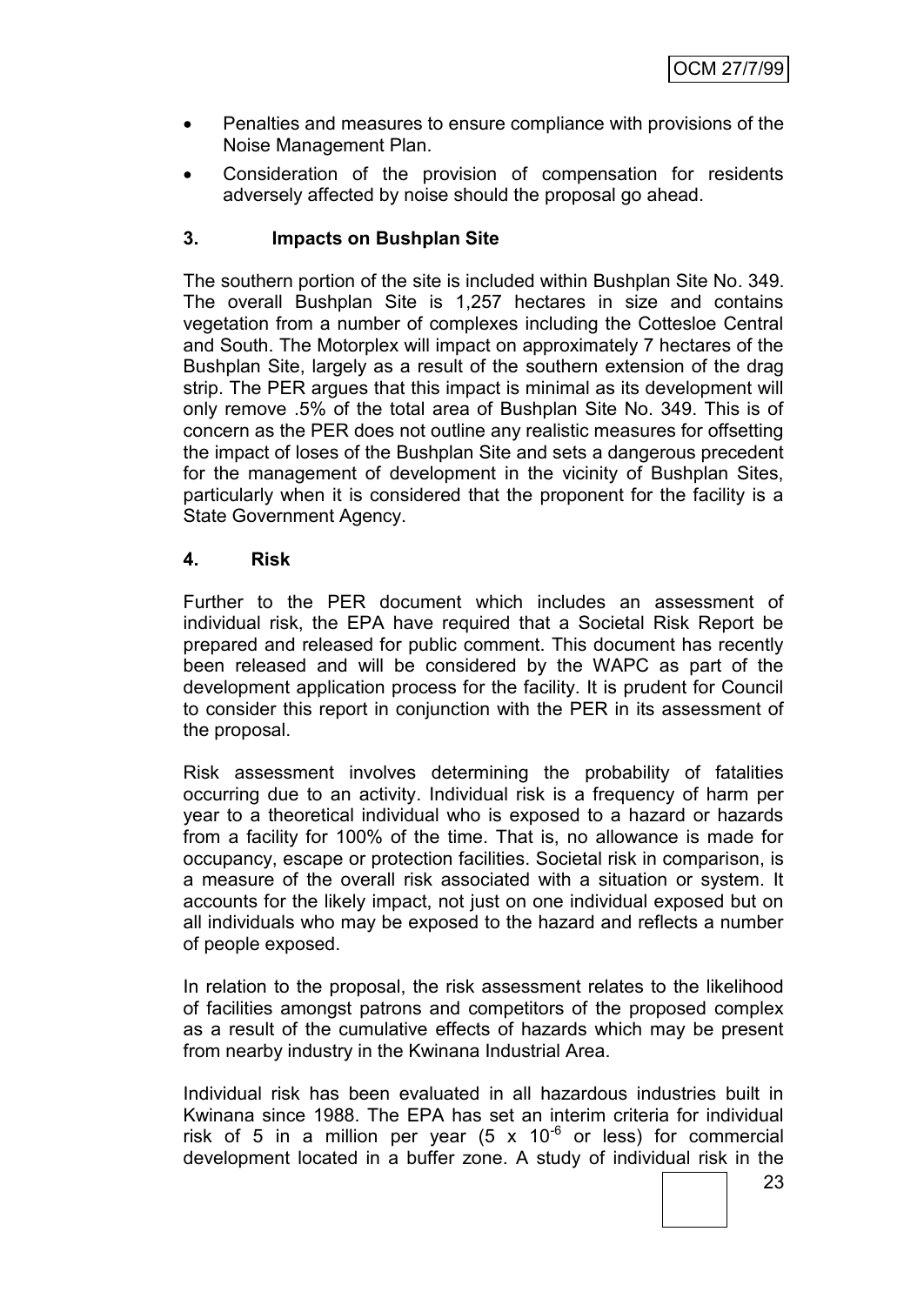- Penalties and measures to ensure compliance with provisions of the Noise Management Plan.
- Consideration of the provision of compensation for residents adversely affected by noise should the proposal go ahead.

**3. Impacts on Bushplan Site**

The southern portion of the site is included within Bushplan Site No. 349. The overall Bushplan Site is 1,257 hectares in size and contains vegetation from a number of complexes including the Cottesloe Central and South. The Motorplex will impact on approximately 7 hectares of the Bushplan Site, largely as a result of the southern extension of the drag strip. The PER argues that this impact is minimal as its development will only remove .5% of the total area of Bushplan Site No. 349. This is of concern as the PER does not outline any realistic measures for offsetting the impact of loses of the Bushplan Site and sets a dangerous precedent for the management of development in the vicinity of Bushplan Sites, particularly when it is considered that the proponent for the facility is a State Government Agency.

**4. Risk**

Further to the PER document which includes an assessment of individual risk, the EPA have required that a Societal Risk Report be prepared and released for public comment. This document has recently been released and will be considered by the WAPC as part of the development application process for the facility. It is prudent for Council to consider this report in conjunction with the PER in its assessment of the proposal.

Risk assessment involves determining the probability of fatalities occurring due to an activity. Individual risk is a frequency of harm per year to a theoretical individual who is exposed to a hazard or hazards from a facility for 100% of the time. That is, no allowance is made for occupancy, escape or protection facilities. Societal risk in comparison, is a measure of the overall risk associated with a situation or system. It accounts for the likely impact, not just on one individual exposed but on all individuals who may be exposed to the hazard and reflects a number of people exposed.

In relation to the proposal, the risk assessment relates to the likelihood of facilities amongst patrons and competitors of the proposed complex as a result of the cumulative effects of hazards which may be present from nearby industry in the Kwinana Industrial Area.

Individual risk has been evaluated in all hazardous industries built in Kwinana since 1988. The EPA has set an interim criteria for individual risk of 5 in a million per year ($5 \times 10^{-6}$ or less) for commercial development located in a buffer zone. A study of individual risk in the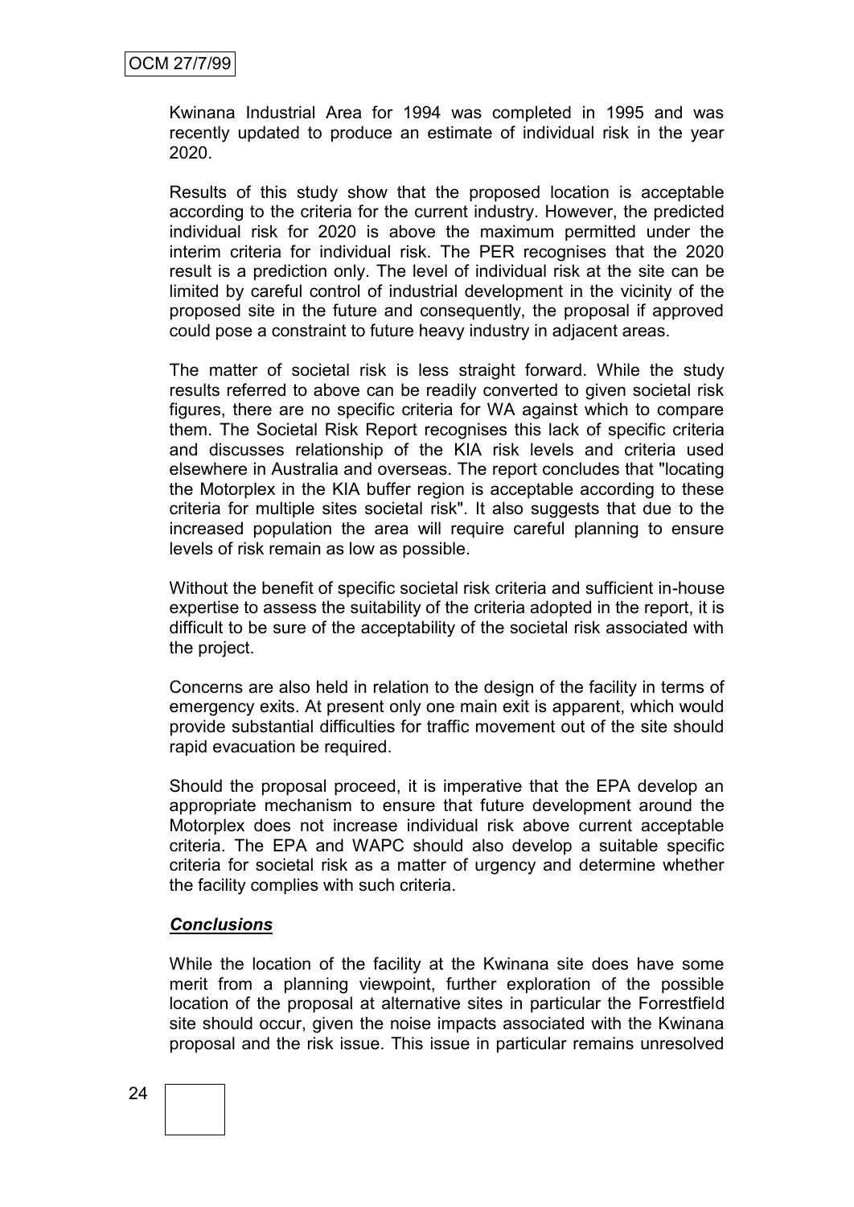Kwinana Industrial Area for 1994 was completed in 1995 and was recently updated to produce an estimate of individual risk in the year 2020.

Results of this study show that the proposed location is acceptable according to the criteria for the current industry. However, the predicted individual risk for 2020 is above the maximum permitted under the interim criteria for individual risk. The PER recognises that the 2020 result is a prediction only. The level of individual risk at the site can be limited by careful control of industrial development in the vicinity of the proposed site in the future and consequently, the proposal if approved could pose a constraint to future heavy industry in adjacent areas.

The matter of societal risk is less straight forward. While the study results referred to above can be readily converted to given societal risk figures, there are no specific criteria for WA against which to compare them. The Societal Risk Report recognises this lack of specific criteria and discusses relationship of the KIA risk levels and criteria used elsewhere in Australia and overseas. The report concludes that "locating the Motorplex in the KIA buffer region is acceptable according to these criteria for multiple sites societal risk". It also suggests that due to the increased population the area will require careful planning to ensure levels of risk remain as low as possible.

Without the benefit of specific societal risk criteria and sufficient in-house expertise to assess the suitability of the criteria adopted in the report, it is difficult to be sure of the acceptability of the societal risk associated with the project.

Concerns are also held in relation to the design of the facility in terms of emergency exits. At present only one main exit is apparent, which would provide substantial difficulties for traffic movement out of the site should rapid evacuation be required.

Should the proposal proceed, it is imperative that the EPA develop an appropriate mechanism to ensure that future development around the Motorplex does not increase individual risk above current acceptable criteria. The EPA and WAPC should also develop a suitable specific criteria for societal risk as a matter of urgency and determine whether the facility complies with such criteria.

***Conclusions***

While the location of the facility at the Kwinana site does have some merit from a planning viewpoint, further exploration of the possible location of the proposal at alternative sites in particular the Forrestfield site should occur, given the noise impacts associated with the Kwinana proposal and the risk issue. This issue in particular remains unresolved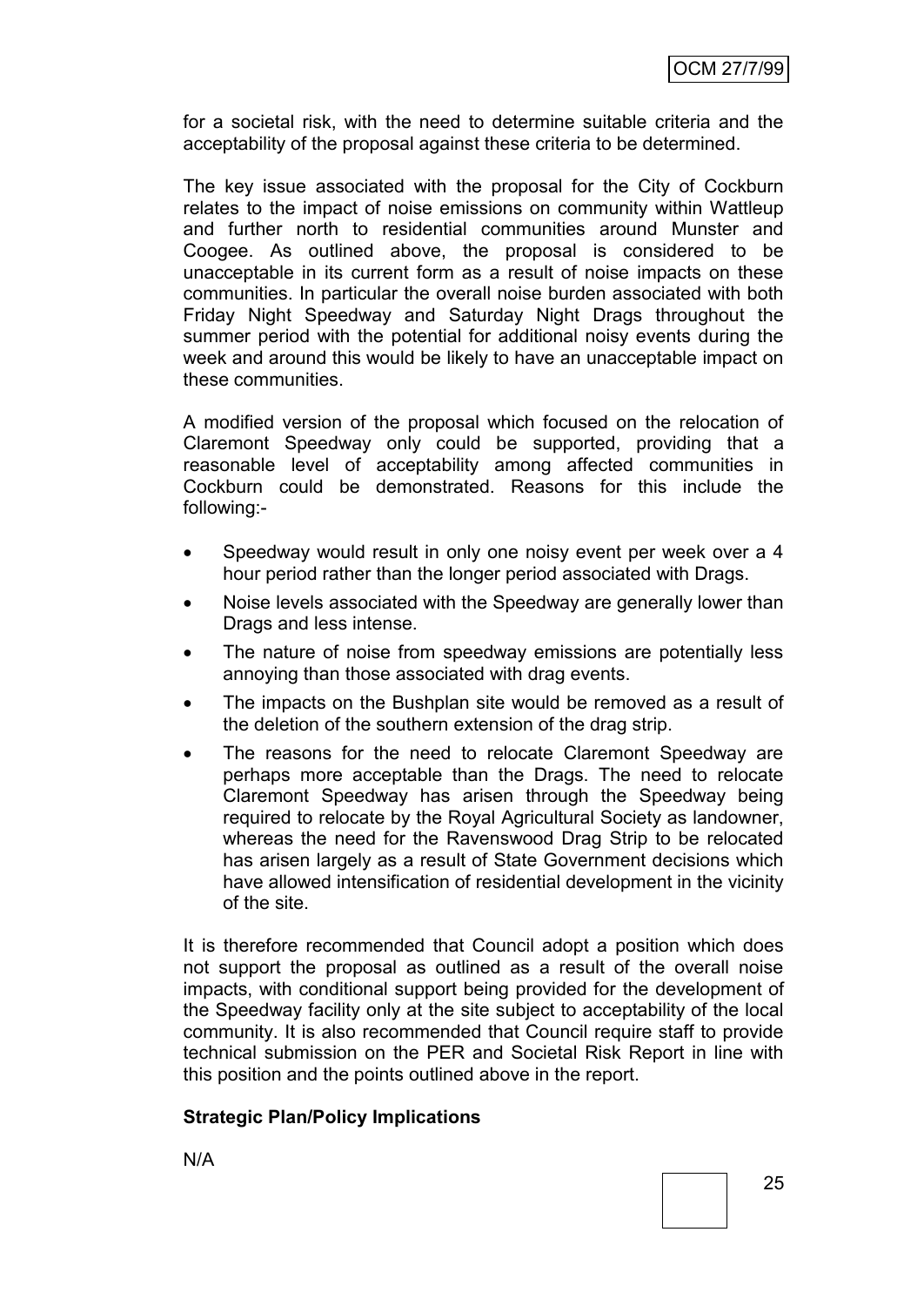for a societal risk, with the need to determine suitable criteria and the acceptability of the proposal against these criteria to be determined.

The key issue associated with the proposal for the City of Cockburn relates to the impact of noise emissions on community within Wattleup and further north to residential communities around Munster and Coogee. As outlined above, the proposal is considered to be unacceptable in its current form as a result of noise impacts on these communities. In particular the overall noise burden associated with both Friday Night Speedway and Saturday Night Drags throughout the summer period with the potential for additional noisy events during the week and around this would be likely to have an unacceptable impact on these communities.

A modified version of the proposal which focused on the relocation of Claremont Speedway only could be supported, providing that a reasonable level of acceptability among affected communities in Cockburn could be demonstrated. Reasons for this include the following:-

- Speedway would result in only one noisy event per week over a 4 hour period rather than the longer period associated with Drags.
- Noise levels associated with the Speedway are generally lower than Drags and less intense.
- The nature of noise from speedway emissions are potentially less annoying than those associated with drag events.
- The impacts on the Bushplan site would be removed as a result of the deletion of the southern extension of the drag strip.
- The reasons for the need to relocate Claremont Speedway are perhaps more acceptable than the Drags. The need to relocate Claremont Speedway has arisen through the Speedway being required to relocate by the Royal Agricultural Society as landowner, whereas the need for the Ravenswood Drag Strip to be relocated has arisen largely as a result of State Government decisions which have allowed intensification of residential development in the vicinity of the site.

It is therefore recommended that Council adopt a position which does not support the proposal as outlined as a result of the overall noise impacts, with conditional support being provided for the development of the Speedway facility only at the site subject to acceptability of the local community. It is also recommended that Council require staff to provide technical submission on the PER and Societal Risk Report in line with this position and the points outlined above in the report.

**Strategic Plan/Policy Implications**

N/A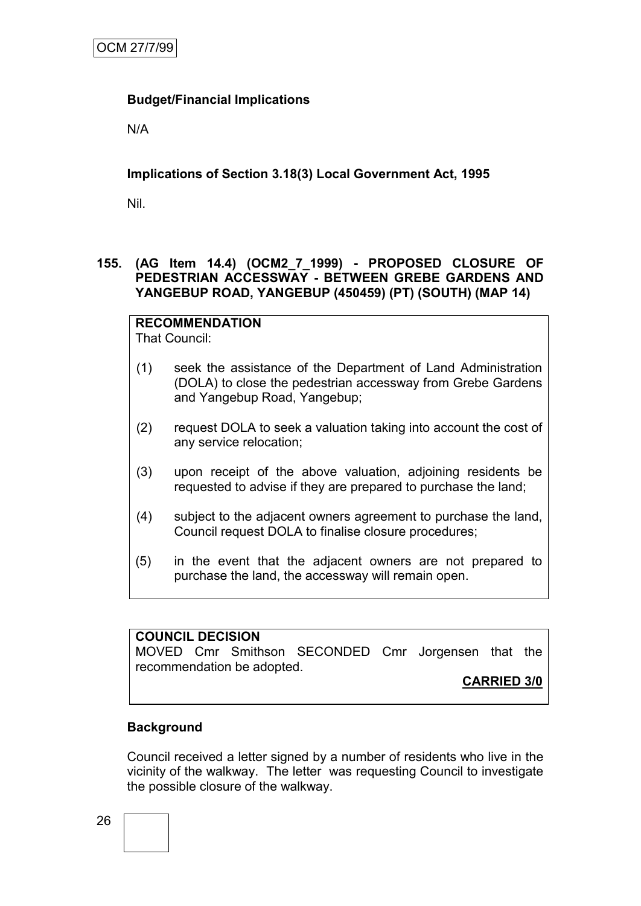**Budget/Financial Implications**

N/A

**Implications of Section 3.18(3) Local Government Act, 1995**

Nil.

**155. (AG Item 14.4) (OCM2_7_1999) - PROPOSED CLOSURE OF PEDESTRIAN ACCESSWAY - BETWEEN GREBE GARDENS AND YANGEBUP ROAD, YANGEBUP (450459) (PT) (SOUTH) (MAP 14)**

**RECOMMENDATION**
That Council:

(1) seek the assistance of the Department of Land Administration (DOLA) to close the pedestrian accessway from Grebe Gardens and Yangebup Road, Yangebup;

(2) request DOLA to seek a valuation taking into account the cost of any service relocation;

(3) upon receipt of the above valuation, adjoining residents be requested to advise if they are prepared to purchase the land;

(4) subject to the adjacent owners agreement to purchase the land, Council request DOLA to finalise closure procedures;

(5) in the event that the adjacent owners are not prepared to purchase the land, the accessway will remain open.

**COUNCIL DECISION**
MOVED Cmr Smithson SECONDED Cmr Jorgensen that the recommendation be adopted.

**CARRIED 3/0**

**Background**

Council received a letter signed by a number of residents who live in the vicinity of the walkway. The letter was requesting Council to investigate the possible closure of the walkway.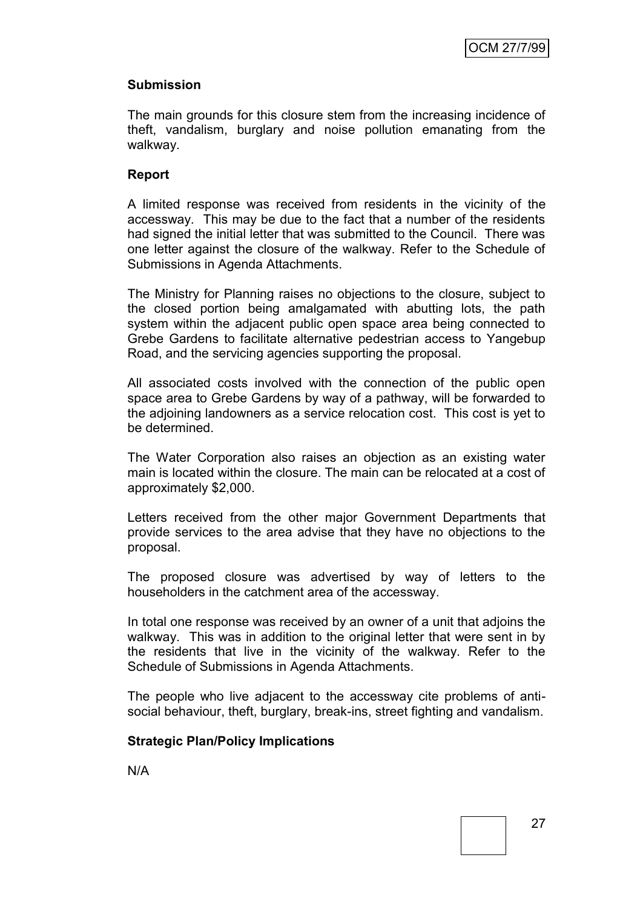**Submission**

The main grounds for this closure stem from the increasing incidence of theft, vandalism, burglary and noise pollution emanating from the walkway.

**Report**

A limited response was received from residents in the vicinity of the accessway. This may be due to the fact that a number of the residents had signed the initial letter that was submitted to the Council. There was one letter against the closure of the walkway. Refer to the Schedule of Submissions in Agenda Attachments.

The Ministry for Planning raises no objections to the closure, subject to the closed portion being amalgamated with abutting lots, the path system within the adjacent public open space area being connected to Grebe Gardens to facilitate alternative pedestrian access to Yangebup Road, and the servicing agencies supporting the proposal.

All associated costs involved with the connection of the public open space area to Grebe Gardens by way of a pathway, will be forwarded to the adjoining landowners as a service relocation cost. This cost is yet to be determined.

The Water Corporation also raises an objection as an existing water main is located within the closure. The main can be relocated at a cost of approximately $2,000.

Letters received from the other major Government Departments that provide services to the area advise that they have no objections to the proposal.

The proposed closure was advertised by way of letters to the householders in the catchment area of the accessway.

In total one response was received by an owner of a unit that adjoins the walkway. This was in addition to the original letter that were sent in by the residents that live in the vicinity of the walkway. Refer to the Schedule of Submissions in Agenda Attachments.

The people who live adjacent to the accessway cite problems of anti-social behaviour, theft, burglary, break-ins, street fighting and vandalism.

**Strategic Plan/Policy Implications**

N/A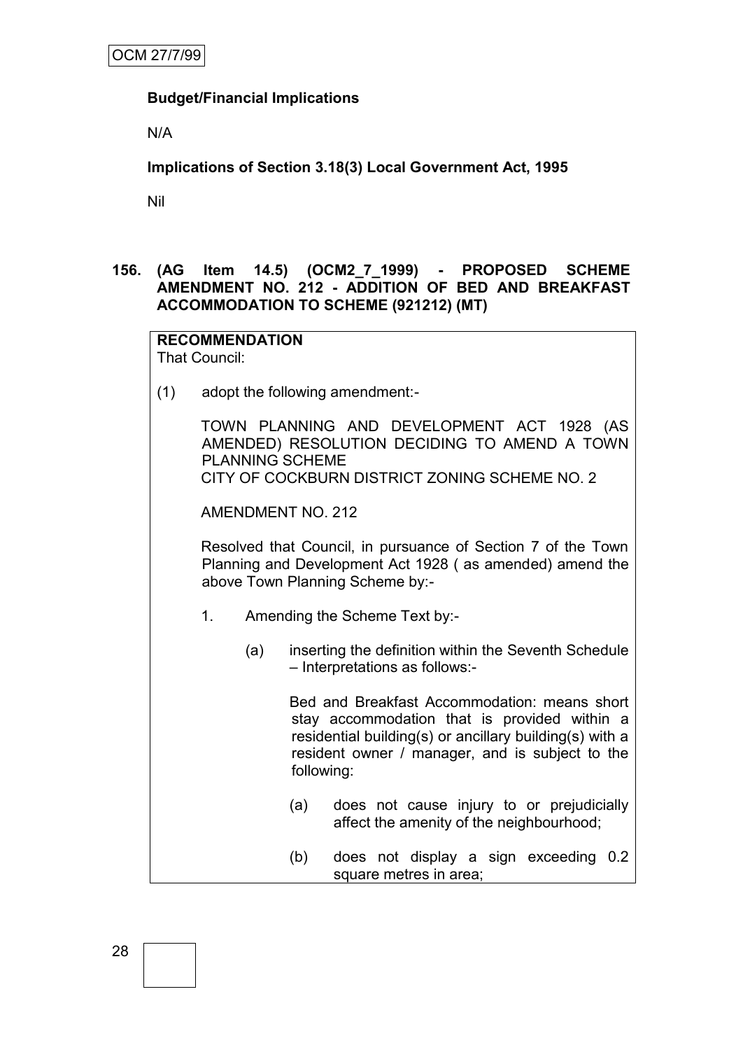**Budget/Financial Implications**

N/A

**Implications of Section 3.18(3) Local Government Act, 1995**

Nil

**156. (AG Item 14.5) (OCM2_7_1999) - PROPOSED SCHEME AMENDMENT NO. 212 - ADDITION OF BED AND BREAKFAST ACCOMMODATION TO SCHEME (921212) (MT)**

**RECOMMENDATION**
That Council:

(1) adopt the following amendment:-

TOWN PLANNING AND DEVELOPMENT ACT 1928 (AS AMENDED) RESOLUTION DECIDING TO AMEND A TOWN PLANNING SCHEME
CITY OF COCKBURN DISTRICT ZONING SCHEME NO. 2

AMENDMENT NO. 212

Resolved that Council, in pursuance of Section 7 of the Town Planning and Development Act 1928 ( as amended) amend the above Town Planning Scheme by:-

1. Amending the Scheme Text by:-

   (a) inserting the definition within the Seventh Schedule – Interpretations as follows:-

   Bed and Breakfast Accommodation: means short stay accommodation that is provided within a residential building(s) or ancillary building(s) with a resident owner / manager, and is subject to the following:

   (a) does not cause injury to or prejudicially affect the amenity of the neighbourhood;

   (b) does not display a sign exceeding 0.2 square metres in area;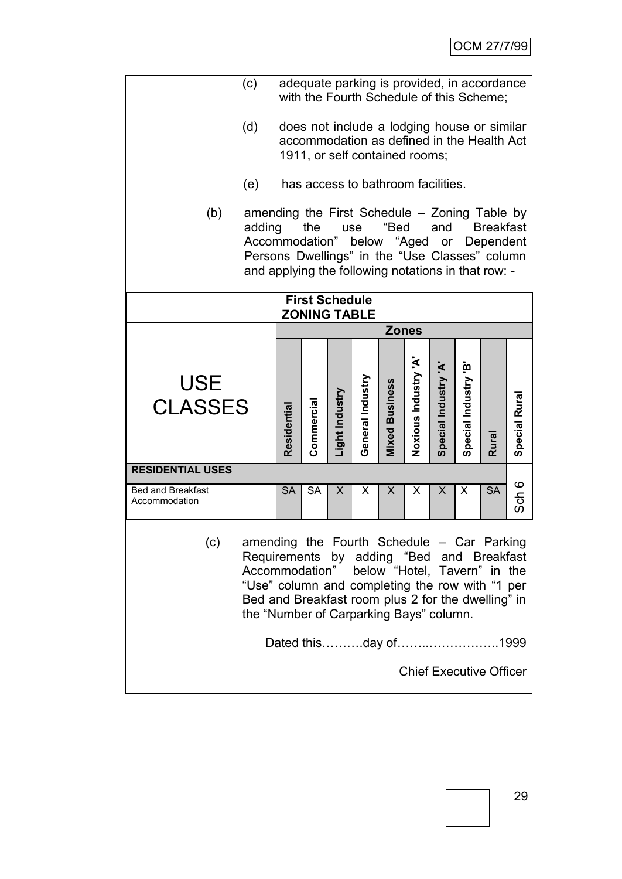(c) adequate parking is provided, in accordance with the Fourth Schedule of this Scheme;

(d) does not include a lodging house or similar accommodation as defined in the Health Act 1911, or self contained rooms;

(e) has access to bathroom facilities.

(b) amending the First Schedule – Zoning Table by adding the use "Bed and Breakfast Accommodation" below "Aged or Dependent Persons Dwellings" in the "Use Classes" column and applying the following notations in that row: -

**First Schedule**
**ZONING TABLE**

| USE CLASSES | Residential | Commercial | Light Industry | General Industry | Mixed Business | Noxious Industry 'A' | Special Industry 'A' | Special Industry 'B' | Rural | Special Rural |
|---|---|---|---|---|---|---|---|---|---|---|
| **RESIDENTIAL USES** | | | | | | | | | | |
| Bed and Breakfast Accommodation | SA | SA | X | X | X | X | X | X | SA | Sch 6 |

(c) amending the Fourth Schedule – Car Parking Requirements by adding "Bed and Breakfast Accommodation" below "Hotel, Tavern" in the "Use" column and completing the row with "1 per Bed and Breakfast room plus 2 for the dwelling" in the "Number of Carparking Bays" column.

Dated this……….day of……..……………..1999

Chief Executive Officer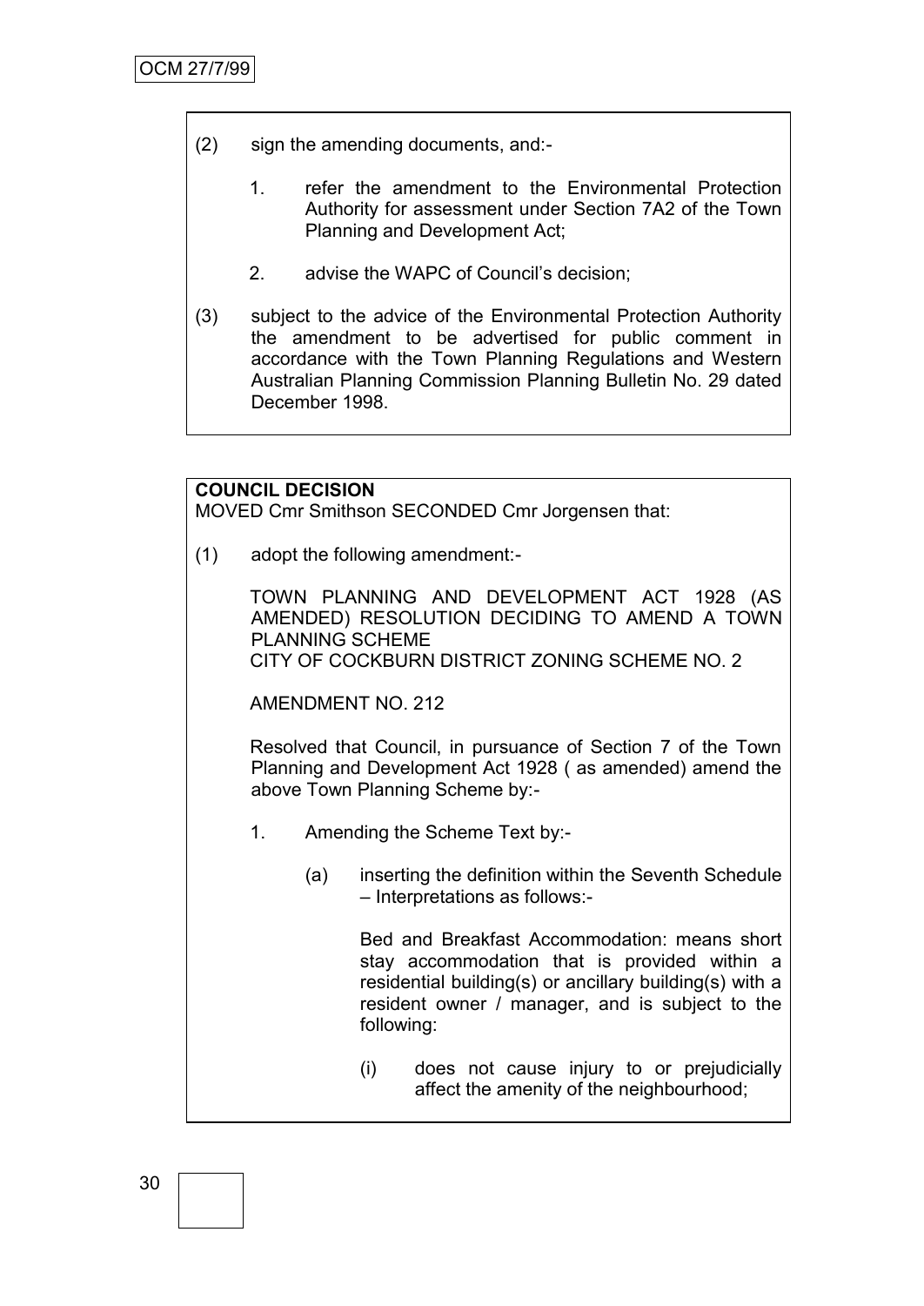(2) sign the amending documents, and:-

   1. refer the amendment to the Environmental Protection Authority for assessment under Section 7A2 of the Town Planning and Development Act;

   2. advise the WAPC of Council's decision;

(3) subject to the advice of the Environmental Protection Authority the amendment to be advertised for public comment in accordance with the Town Planning Regulations and Western Australian Planning Commission Planning Bulletin No. 29 dated December 1998.

**COUNCIL DECISION**
MOVED Cmr Smithson SECONDED Cmr Jorgensen that:

(1) adopt the following amendment:-

   TOWN PLANNING AND DEVELOPMENT ACT 1928 (AS AMENDED) RESOLUTION DECIDING TO AMEND A TOWN PLANNING SCHEME
   CITY OF COCKBURN DISTRICT ZONING SCHEME NO. 2

   AMENDMENT NO. 212

   Resolved that Council, in pursuance of Section 7 of the Town Planning and Development Act 1928 ( as amended) amend the above Town Planning Scheme by:-

   1. Amending the Scheme Text by:-

      (a) inserting the definition within the Seventh Schedule – Interpretations as follows:-

         Bed and Breakfast Accommodation: means short stay accommodation that is provided within a residential building(s) or ancillary building(s) with a resident owner / manager, and is subject to the following:

         (i) does not cause injury to or prejudicially affect the amenity of the neighbourhood;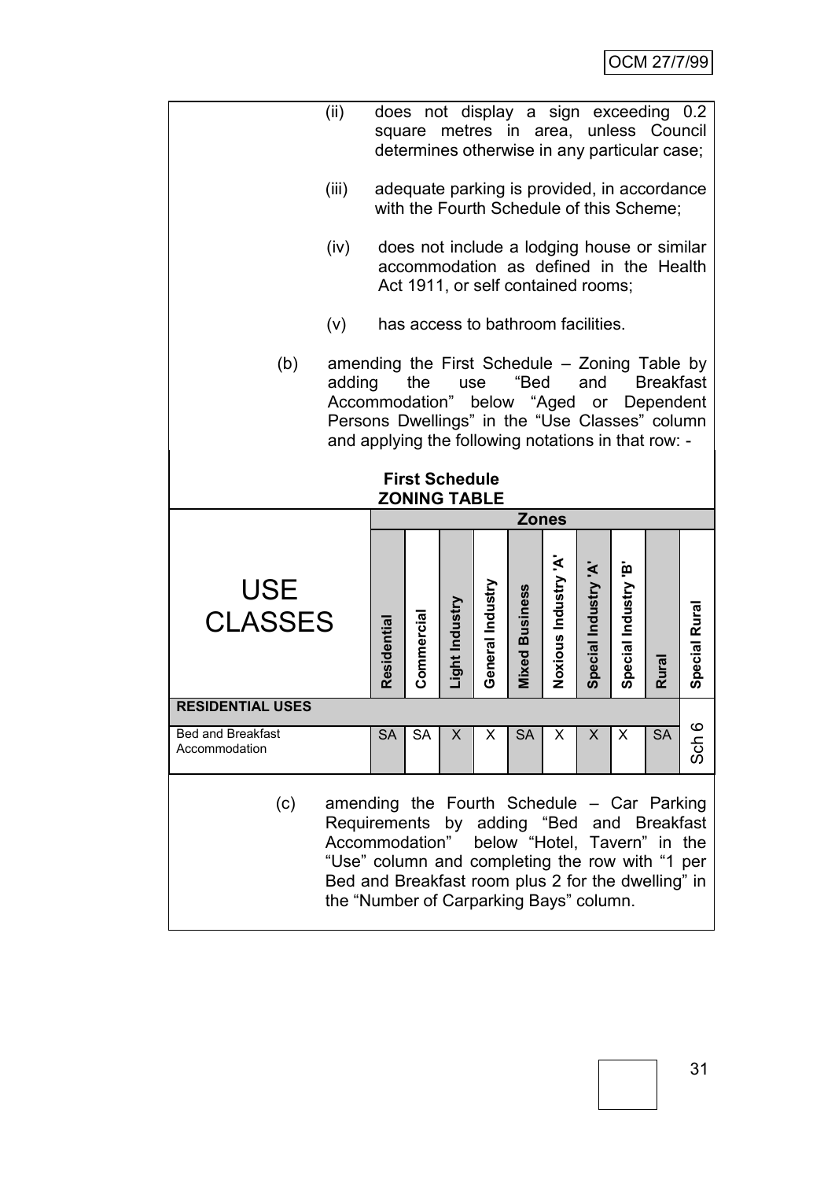(ii) does not display a sign exceeding 0.2 square metres in area, unless Council determines otherwise in any particular case;

(iii) adequate parking is provided, in accordance with the Fourth Schedule of this Scheme;

(iv) does not include a lodging house or similar accommodation as defined in the Health Act 1911, or self contained rooms;

(v) has access to bathroom facilities.

(b) amending the First Schedule – Zoning Table by adding the use "Bed and Breakfast Accommodation" below "Aged or Dependent Persons Dwellings" in the "Use Classes" column and applying the following notations in that row: -

**First Schedule**
**ZONING TABLE**

| USE CLASSES | Zones | | | | | | | | | |
|---|---|---|---|---|---|---|---|---|---|---|
| | **Residential** | **Commercial** | **Light Industry** | **General Industry** | **Mixed Business** | **Noxious Industry 'A'** | **Special Industry 'A'** | **Special Industry 'B'** | **Rural** | **Special Rural** |
| **RESIDENTIAL USES** | | | | | | | | | | |
| Bed and Breakfast Accommodation | SA | SA | X | X | SA | X | X | X | SA | Sch 6 |

(c) amending the Fourth Schedule – Car Parking Requirements by adding "Bed and Breakfast Accommodation" below "Hotel, Tavern" in the "Use" column and completing the row with "1 per Bed and Breakfast room plus 2 for the dwelling" in the "Number of Carparking Bays" column.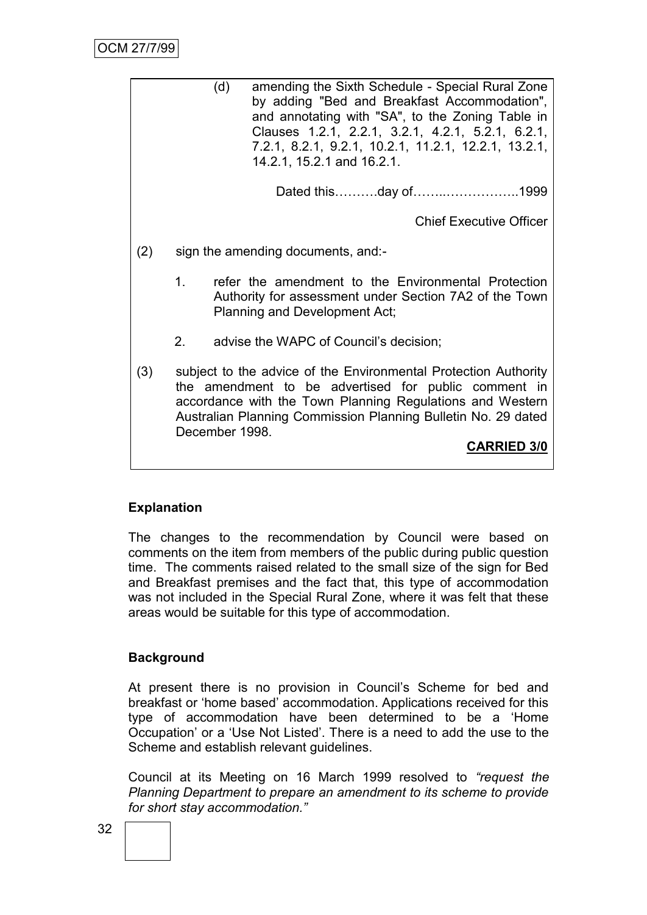(d) amending the Sixth Schedule - Special Rural Zone by adding "Bed and Breakfast Accommodation", and annotating with "SA", to the Zoning Table in Clauses 1.2.1, 2.2.1, 3.2.1, 4.2.1, 5.2.1, 6.2.1, 7.2.1, 8.2.1, 9.2.1, 10.2.1, 11.2.1, 12.2.1, 13.2.1, 14.2.1, 15.2.1 and 16.2.1.

Dated this……….day of……..……………..1999

Chief Executive Officer

(2) sign the amending documents, and:-

1. refer the amendment to the Environmental Protection Authority for assessment under Section 7A2 of the Town Planning and Development Act;

2. advise the WAPC of Council's decision;

(3) subject to the advice of the Environmental Protection Authority the amendment to be advertised for public comment in accordance with the Town Planning Regulations and Western Australian Planning Commission Planning Bulletin No. 29 dated December 1998.

**CARRIED 3/0**

**Explanation**

The changes to the recommendation by Council were based on comments on the item from members of the public during public question time. The comments raised related to the small size of the sign for Bed and Breakfast premises and the fact that, this type of accommodation was not included in the Special Rural Zone, where it was felt that these areas would be suitable for this type of accommodation.

**Background**

At present there is no provision in Council's Scheme for bed and breakfast or 'home based' accommodation. Applications received for this type of accommodation have been determined to be a 'Home Occupation' or a 'Use Not Listed'. There is a need to add the use to the Scheme and establish relevant guidelines.

Council at its Meeting on 16 March 1999 resolved to *"request the Planning Department to prepare an amendment to its scheme to provide for short stay accommodation."*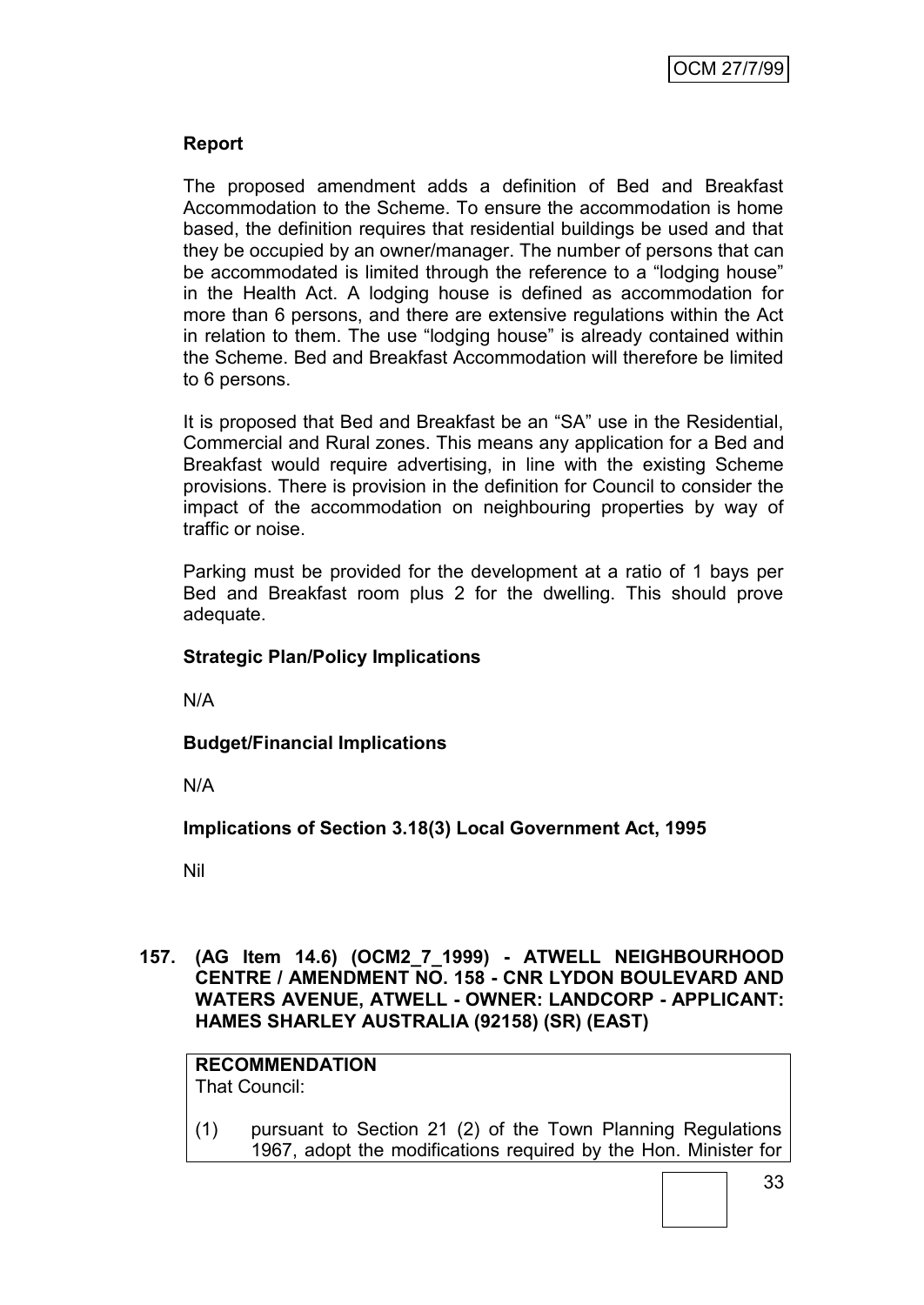**Report**

The proposed amendment adds a definition of Bed and Breakfast Accommodation to the Scheme. To ensure the accommodation is home based, the definition requires that residential buildings be used and that they be occupied by an owner/manager. The number of persons that can be accommodated is limited through the reference to a "lodging house" in the Health Act. A lodging house is defined as accommodation for more than 6 persons, and there are extensive regulations within the Act in relation to them. The use "lodging house" is already contained within the Scheme. Bed and Breakfast Accommodation will therefore be limited to 6 persons.

It is proposed that Bed and Breakfast be an "SA" use in the Residential, Commercial and Rural zones. This means any application for a Bed and Breakfast would require advertising, in line with the existing Scheme provisions. There is provision in the definition for Council to consider the impact of the accommodation on neighbouring properties by way of traffic or noise.

Parking must be provided for the development at a ratio of 1 bays per Bed and Breakfast room plus 2 for the dwelling. This should prove adequate.

**Strategic Plan/Policy Implications**

N/A

**Budget/Financial Implications**

N/A

**Implications of Section 3.18(3) Local Government Act, 1995**

Nil

**157. (AG Item 14.6) (OCM2_7_1999) - ATWELL NEIGHBOURHOOD CENTRE / AMENDMENT NO. 158 - CNR LYDON BOULEVARD AND WATERS AVENUE, ATWELL - OWNER: LANDCORP - APPLICANT: HAMES SHARLEY AUSTRALIA (92158) (SR) (EAST)**

**RECOMMENDATION**
That Council:

(1) pursuant to Section 21 (2) of the Town Planning Regulations 1967, adopt the modifications required by the Hon. Minister for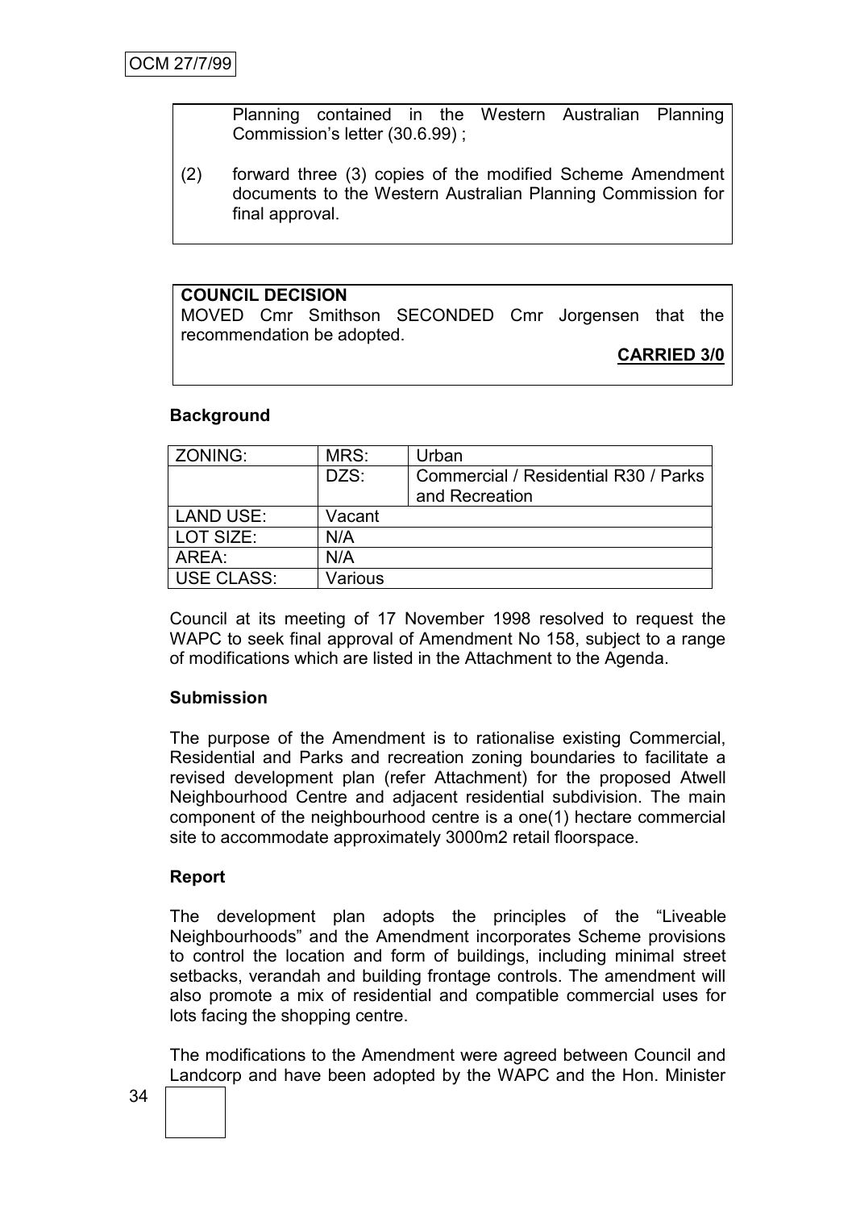Planning contained in the Western Australian Planning Commission's letter (30.6.99) ;

(2) forward three (3) copies of the modified Scheme Amendment documents to the Western Australian Planning Commission for final approval.

**COUNCIL DECISION**

MOVED Cmr Smithson SECONDED Cmr Jorgensen that the recommendation be adopted.

**CARRIED 3/0**

**Background**

| ZONING: | MRS: | Urban |
|---|---|---|
| | DZS: | Commercial / Residential R30 / Parks and Recreation |
| LAND USE: | Vacant | |
| LOT SIZE: | N/A | |
| AREA: | N/A | |
| USE CLASS: | Various | |

Council at its meeting of 17 November 1998 resolved to request the WAPC to seek final approval of Amendment No 158, subject to a range of modifications which are listed in the Attachment to the Agenda.

**Submission**

The purpose of the Amendment is to rationalise existing Commercial, Residential and Parks and recreation zoning boundaries to facilitate a revised development plan (refer Attachment) for the proposed Atwell Neighbourhood Centre and adjacent residential subdivision. The main component of the neighbourhood centre is a one(1) hectare commercial site to accommodate approximately 3000m2 retail floorspace.

**Report**

The development plan adopts the principles of the "Liveable Neighbourhoods" and the Amendment incorporates Scheme provisions to control the location and form of buildings, including minimal street setbacks, verandah and building frontage controls. The amendment will also promote a mix of residential and compatible commercial uses for lots facing the shopping centre.

The modifications to the Amendment were agreed between Council and Landcorp and have been adopted by the WAPC and the Hon. Minister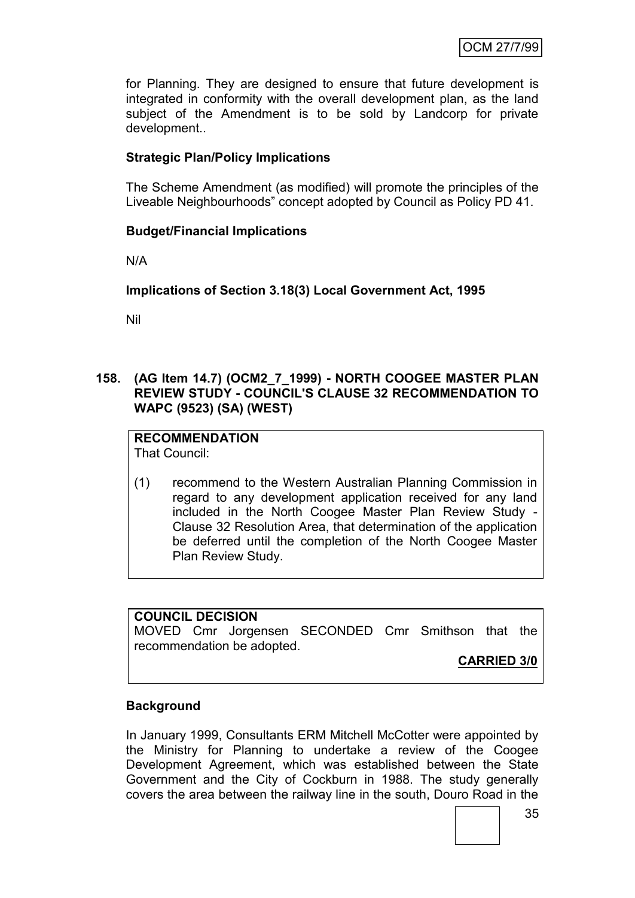for Planning. They are designed to ensure that future development is integrated in conformity with the overall development plan, as the land subject of the Amendment is to be sold by Landcorp for private development..

**Strategic Plan/Policy Implications**

The Scheme Amendment (as modified) will promote the principles of the Liveable Neighbourhoods" concept adopted by Council as Policy PD 41.

**Budget/Financial Implications**

N/A

**Implications of Section 3.18(3) Local Government Act, 1995**

Nil

**158. (AG Item 14.7) (OCM2_7_1999) - NORTH COOGEE MASTER PLAN REVIEW STUDY - COUNCIL'S CLAUSE 32 RECOMMENDATION TO WAPC (9523) (SA) (WEST)**

**RECOMMENDATION**
That Council:

(1) recommend to the Western Australian Planning Commission in regard to any development application received for any land included in the North Coogee Master Plan Review Study - Clause 32 Resolution Area, that determination of the application be deferred until the completion of the North Coogee Master Plan Review Study.

**COUNCIL DECISION**
MOVED Cmr Jorgensen SECONDED Cmr Smithson that the recommendation be adopted.

**CARRIED 3/0**

**Background**

In January 1999, Consultants ERM Mitchell McCotter were appointed by the Ministry for Planning to undertake a review of the Coogee Development Agreement, which was established between the State Government and the City of Cockburn in 1988. The study generally covers the area between the railway line in the south, Douro Road in the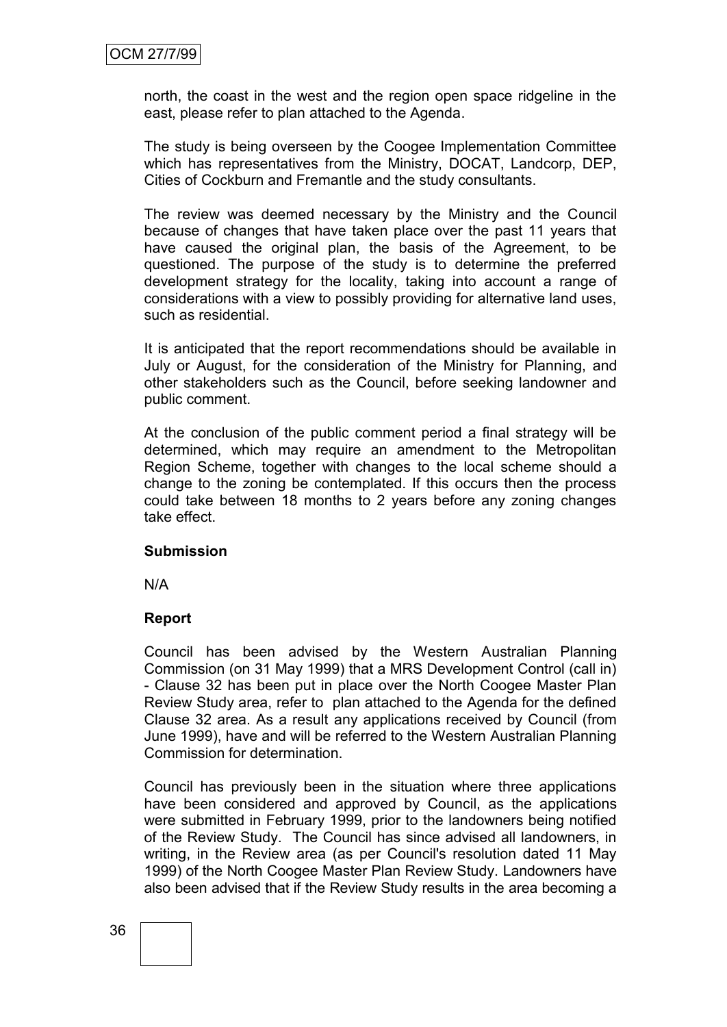north, the coast in the west and the region open space ridgeline in the east, please refer to plan attached to the Agenda.

The study is being overseen by the Coogee Implementation Committee which has representatives from the Ministry, DOCAT, Landcorp, DEP, Cities of Cockburn and Fremantle and the study consultants.

The review was deemed necessary by the Ministry and the Council because of changes that have taken place over the past 11 years that have caused the original plan, the basis of the Agreement, to be questioned. The purpose of the study is to determine the preferred development strategy for the locality, taking into account a range of considerations with a view to possibly providing for alternative land uses, such as residential.

It is anticipated that the report recommendations should be available in July or August, for the consideration of the Ministry for Planning, and other stakeholders such as the Council, before seeking landowner and public comment.

At the conclusion of the public comment period a final strategy will be determined, which may require an amendment to the Metropolitan Region Scheme, together with changes to the local scheme should a change to the zoning be contemplated. If this occurs then the process could take between 18 months to 2 years before any zoning changes take effect.

**Submission**

N/A

**Report**

Council has been advised by the Western Australian Planning Commission (on 31 May 1999) that a MRS Development Control (call in) - Clause 32 has been put in place over the North Coogee Master Plan Review Study area, refer to plan attached to the Agenda for the defined Clause 32 area. As a result any applications received by Council (from June 1999), have and will be referred to the Western Australian Planning Commission for determination.

Council has previously been in the situation where three applications have been considered and approved by Council, as the applications were submitted in February 1999, prior to the landowners being notified of the Review Study. The Council has since advised all landowners, in writing, in the Review area (as per Council's resolution dated 11 May 1999) of the North Coogee Master Plan Review Study. Landowners have also been advised that if the Review Study results in the area becoming a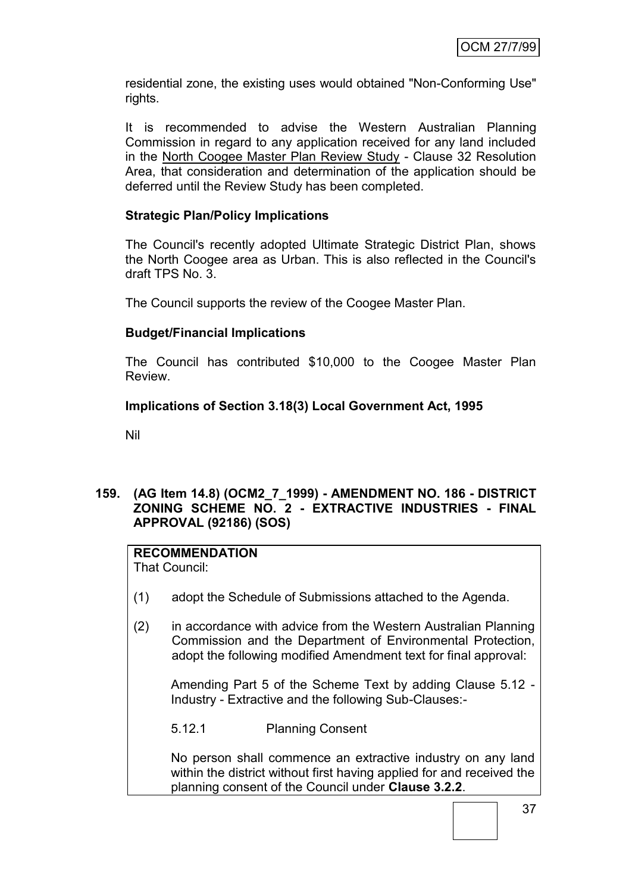residential zone, the existing uses would obtained "Non-Conforming Use" rights.

It is recommended to advise the Western Australian Planning Commission in regard to any application received for any land included in the North Coogee Master Plan Review Study - Clause 32 Resolution Area, that consideration and determination of the application should be deferred until the Review Study has been completed.

**Strategic Plan/Policy Implications**

The Council's recently adopted Ultimate Strategic District Plan, shows the North Coogee area as Urban. This is also reflected in the Council's draft TPS No. 3.

The Council supports the review of the Coogee Master Plan.

**Budget/Financial Implications**

The Council has contributed $10,000 to the Coogee Master Plan Review.

**Implications of Section 3.18(3) Local Government Act, 1995**

Nil

**159. (AG Item 14.8) (OCM2_7_1999) - AMENDMENT NO. 186 - DISTRICT ZONING SCHEME NO. 2 - EXTRACTIVE INDUSTRIES - FINAL APPROVAL (92186) (SOS)**

**RECOMMENDATION**
That Council:

(1) adopt the Schedule of Submissions attached to the Agenda.

(2) in accordance with advice from the Western Australian Planning Commission and the Department of Environmental Protection, adopt the following modified Amendment text for final approval:

Amending Part 5 of the Scheme Text by adding Clause 5.12 - Industry - Extractive and the following Sub-Clauses:-

5.12.1 Planning Consent

No person shall commence an extractive industry on any land within the district without first having applied for and received the planning consent of the Council under **Clause 3.2.2**.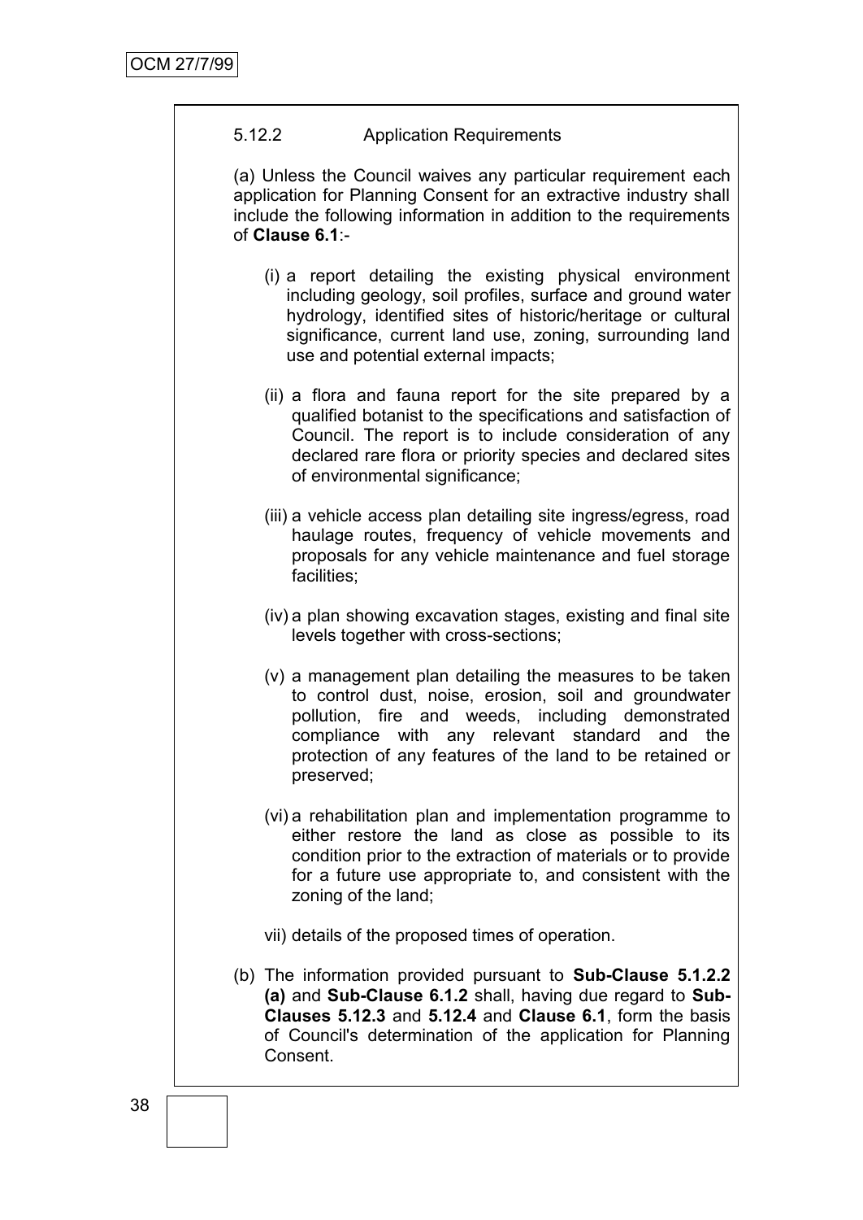5.12.2 Application Requirements

(a) Unless the Council waives any particular requirement each application for Planning Consent for an extractive industry shall include the following information in addition to the requirements of **Clause 6.1**:-

(i) a report detailing the existing physical environment including geology, soil profiles, surface and ground water hydrology, identified sites of historic/heritage or cultural significance, current land use, zoning, surrounding land use and potential external impacts;

(ii) a flora and fauna report for the site prepared by a qualified botanist to the specifications and satisfaction of Council. The report is to include consideration of any declared rare flora or priority species and declared sites of environmental significance;

(iii) a vehicle access plan detailing site ingress/egress, road haulage routes, frequency of vehicle movements and proposals for any vehicle maintenance and fuel storage facilities;

(iv) a plan showing excavation stages, existing and final site levels together with cross-sections;

(v) a management plan detailing the measures to be taken to control dust, noise, erosion, soil and groundwater pollution, fire and weeds, including demonstrated compliance with any relevant standard and the protection of any features of the land to be retained or preserved;

(vi) a rehabilitation plan and implementation programme to either restore the land as close as possible to its condition prior to the extraction of materials or to provide for a future use appropriate to, and consistent with the zoning of the land;

vii) details of the proposed times of operation.

(b) The information provided pursuant to **Sub-Clause 5.1.2.2 (a)** and **Sub-Clause 6.1.2** shall, having due regard to **Sub-Clauses 5.12.3** and **5.12.4** and **Clause 6.1**, form the basis of Council's determination of the application for Planning Consent.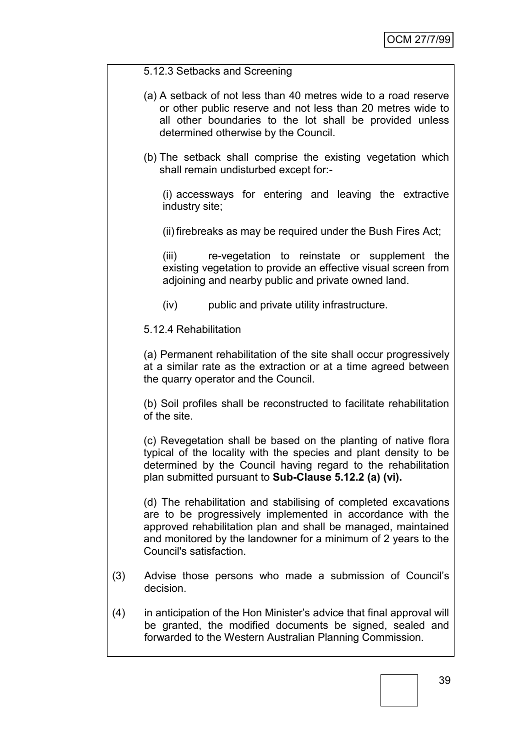5.12.3 Setbacks and Screening

(a) A setback of not less than 40 metres wide to a road reserve or other public reserve and not less than 20 metres wide to all other boundaries to the lot shall be provided unless determined otherwise by the Council.

(b) The setback shall comprise the existing vegetation which shall remain undisturbed except for:-

(i) accessways for entering and leaving the extractive industry site;

(ii) firebreaks as may be required under the Bush Fires Act;

(iii) re-vegetation to reinstate or supplement the existing vegetation to provide an effective visual screen from adjoining and nearby public and private owned land.

(iv) public and private utility infrastructure.

5.12.4 Rehabilitation

(a) Permanent rehabilitation of the site shall occur progressively at a similar rate as the extraction or at a time agreed between the quarry operator and the Council.

(b) Soil profiles shall be reconstructed to facilitate rehabilitation of the site.

(c) Revegetation shall be based on the planting of native flora typical of the locality with the species and plant density to be determined by the Council having regard to the rehabilitation plan submitted pursuant to **Sub-Clause 5.12.2 (a) (vi).**

(d) The rehabilitation and stabilising of completed excavations are to be progressively implemented in accordance with the approved rehabilitation plan and shall be managed, maintained and monitored by the landowner for a minimum of 2 years to the Council's satisfaction.

(3) Advise those persons who made a submission of Council's decision.

(4) in anticipation of the Hon Minister's advice that final approval will be granted, the modified documents be signed, sealed and forwarded to the Western Australian Planning Commission.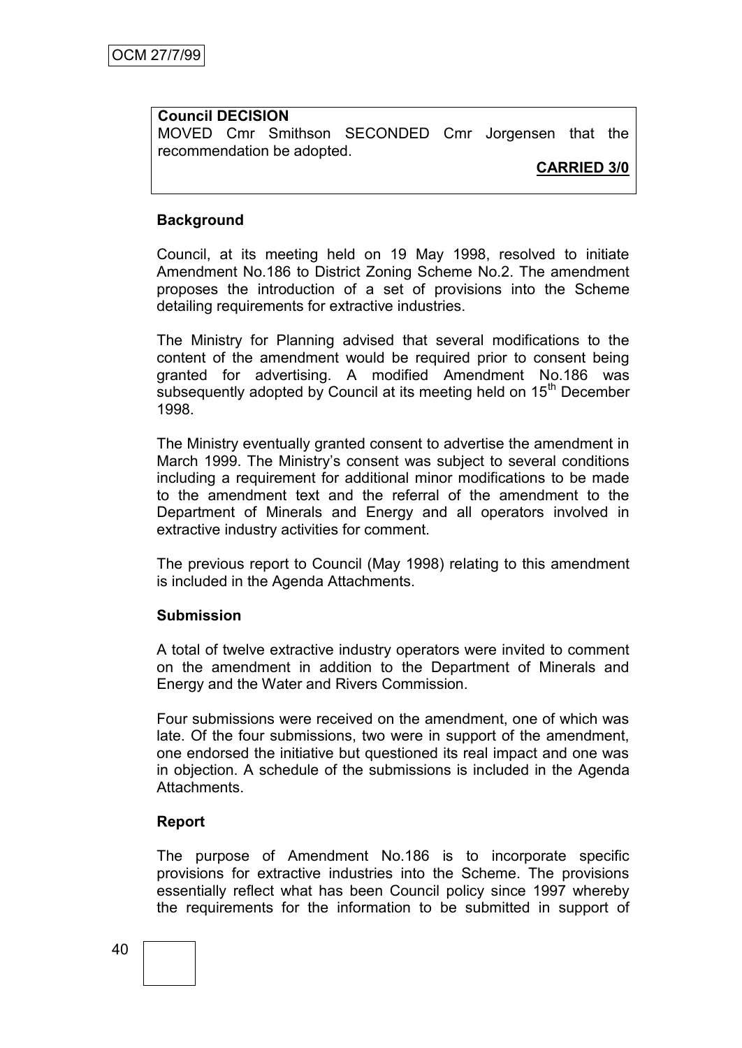**Council DECISION**

MOVED Cmr Smithson SECONDED Cmr Jorgensen that the recommendation be adopted.

**CARRIED 3/0**

**Background**

Council, at its meeting held on 19 May 1998, resolved to initiate Amendment No.186 to District Zoning Scheme No.2. The amendment proposes the introduction of a set of provisions into the Scheme detailing requirements for extractive industries.

The Ministry for Planning advised that several modifications to the content of the amendment would be required prior to consent being granted for advertising. A modified Amendment No.186 was subsequently adopted by Council at its meeting held on 15th December 1998.

The Ministry eventually granted consent to advertise the amendment in March 1999. The Ministry's consent was subject to several conditions including a requirement for additional minor modifications to be made to the amendment text and the referral of the amendment to the Department of Minerals and Energy and all operators involved in extractive industry activities for comment.

The previous report to Council (May 1998) relating to this amendment is included in the Agenda Attachments.

**Submission**

A total of twelve extractive industry operators were invited to comment on the amendment in addition to the Department of Minerals and Energy and the Water and Rivers Commission.

Four submissions were received on the amendment, one of which was late. Of the four submissions, two were in support of the amendment, one endorsed the initiative but questioned its real impact and one was in objection. A schedule of the submissions is included in the Agenda Attachments.

**Report**

The purpose of Amendment No.186 is to incorporate specific provisions for extractive industries into the Scheme. The provisions essentially reflect what has been Council policy since 1997 whereby the requirements for the information to be submitted in support of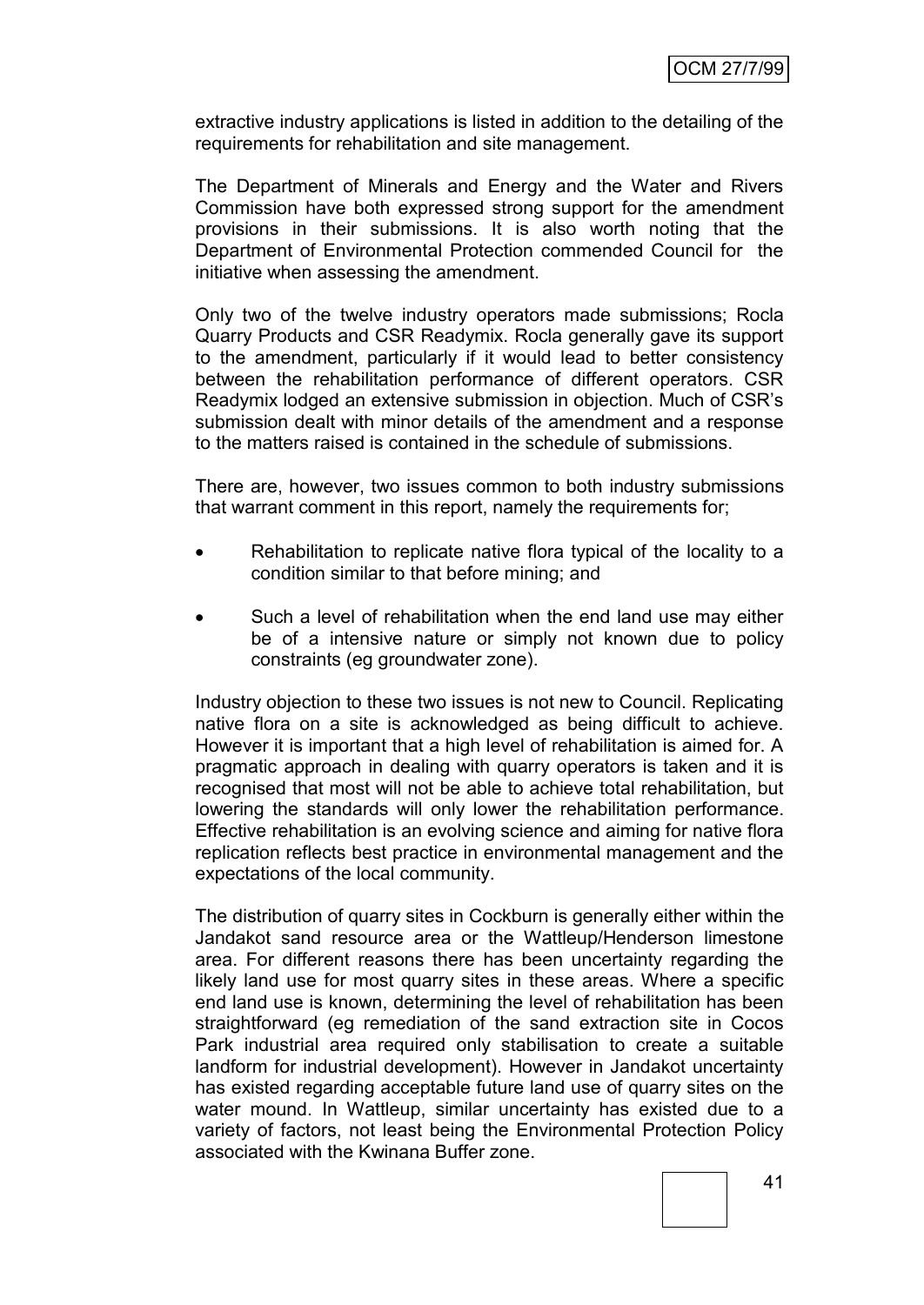extractive industry applications is listed in addition to the detailing of the requirements for rehabilitation and site management.

The Department of Minerals and Energy and the Water and Rivers Commission have both expressed strong support for the amendment provisions in their submissions. It is also worth noting that the Department of Environmental Protection commended Council for the initiative when assessing the amendment.

Only two of the twelve industry operators made submissions; Rocla Quarry Products and CSR Readymix. Rocla generally gave its support to the amendment, particularly if it would lead to better consistency between the rehabilitation performance of different operators. CSR Readymix lodged an extensive submission in objection. Much of CSR's submission dealt with minor details of the amendment and a response to the matters raised is contained in the schedule of submissions.

There are, however, two issues common to both industry submissions that warrant comment in this report, namely the requirements for;

- Rehabilitation to replicate native flora typical of the locality to a condition similar to that before mining; and
- Such a level of rehabilitation when the end land use may either be of a intensive nature or simply not known due to policy constraints (eg groundwater zone).

Industry objection to these two issues is not new to Council. Replicating native flora on a site is acknowledged as being difficult to achieve. However it is important that a high level of rehabilitation is aimed for. A pragmatic approach in dealing with quarry operators is taken and it is recognised that most will not be able to achieve total rehabilitation, but lowering the standards will only lower the rehabilitation performance. Effective rehabilitation is an evolving science and aiming for native flora replication reflects best practice in environmental management and the expectations of the local community.

The distribution of quarry sites in Cockburn is generally either within the Jandakot sand resource area or the Wattleup/Henderson limestone area. For different reasons there has been uncertainty regarding the likely land use for most quarry sites in these areas. Where a specific end land use is known, determining the level of rehabilitation has been straightforward (eg remediation of the sand extraction site in Cocos Park industrial area required only stabilisation to create a suitable landform for industrial development). However in Jandakot uncertainty has existed regarding acceptable future land use of quarry sites on the water mound. In Wattleup, similar uncertainty has existed due to a variety of factors, not least being the Environmental Protection Policy associated with the Kwinana Buffer zone.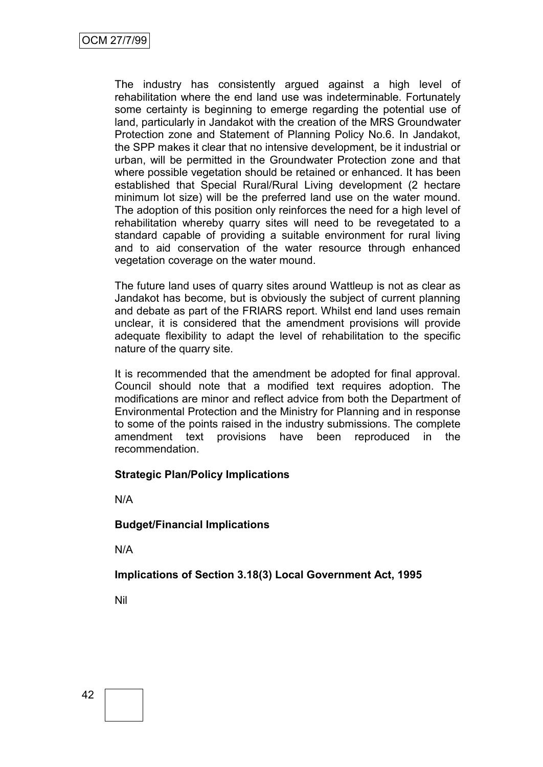The industry has consistently argued against a high level of rehabilitation where the end land use was indeterminable. Fortunately some certainty is beginning to emerge regarding the potential use of land, particularly in Jandakot with the creation of the MRS Groundwater Protection zone and Statement of Planning Policy No.6. In Jandakot, the SPP makes it clear that no intensive development, be it industrial or urban, will be permitted in the Groundwater Protection zone and that where possible vegetation should be retained or enhanced. It has been established that Special Rural/Rural Living development (2 hectare minimum lot size) will be the preferred land use on the water mound. The adoption of this position only reinforces the need for a high level of rehabilitation whereby quarry sites will need to be revegetated to a standard capable of providing a suitable environment for rural living and to aid conservation of the water resource through enhanced vegetation coverage on the water mound.

The future land uses of quarry sites around Wattleup is not as clear as Jandakot has become, but is obviously the subject of current planning and debate as part of the FRIARS report. Whilst end land uses remain unclear, it is considered that the amendment provisions will provide adequate flexibility to adapt the level of rehabilitation to the specific nature of the quarry site.

It is recommended that the amendment be adopted for final approval. Council should note that a modified text requires adoption. The modifications are minor and reflect advice from both the Department of Environmental Protection and the Ministry for Planning and in response to some of the points raised in the industry submissions. The complete amendment text provisions have been reproduced in the recommendation.

**Strategic Plan/Policy Implications**

N/A

**Budget/Financial Implications**

N/A

**Implications of Section 3.18(3) Local Government Act, 1995**

Nil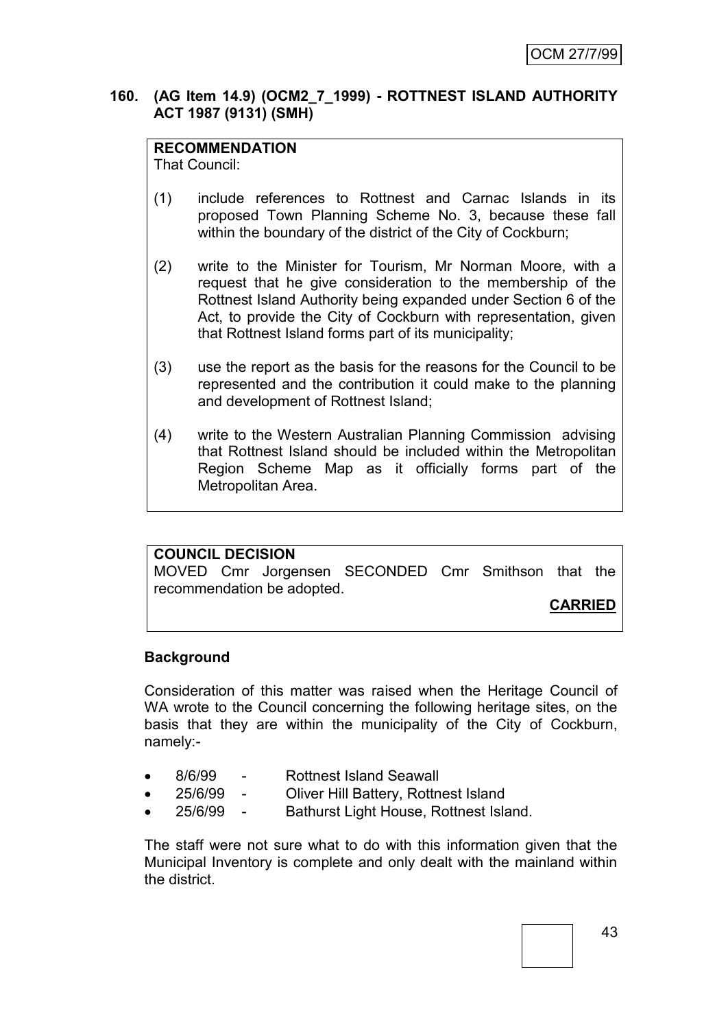**160. (AG Item 14.9) (OCM2_7_1999) - ROTTNEST ISLAND AUTHORITY ACT 1987 (9131) (SMH)**

**RECOMMENDATION**
That Council:

(1) include references to Rottnest and Carnac Islands in its proposed Town Planning Scheme No. 3, because these fall within the boundary of the district of the City of Cockburn;

(2) write to the Minister for Tourism, Mr Norman Moore, with a request that he give consideration to the membership of the Rottnest Island Authority being expanded under Section 6 of the Act, to provide the City of Cockburn with representation, given that Rottnest Island forms part of its municipality;

(3) use the report as the basis for the reasons for the Council to be represented and the contribution it could make to the planning and development of Rottnest Island;

(4) write to the Western Australian Planning Commission advising that Rottnest Island should be included within the Metropolitan Region Scheme Map as it officially forms part of the Metropolitan Area.

**COUNCIL DECISION**
MOVED Cmr Jorgensen SECONDED Cmr Smithson that the recommendation be adopted.

**CARRIED**

**Background**

Consideration of this matter was raised when the Heritage Council of WA wrote to the Council concerning the following heritage sites, on the basis that they are within the municipality of the City of Cockburn, namely:-

- 8/6/99 - Rottnest Island Seawall
- 25/6/99 - Oliver Hill Battery, Rottnest Island
- 25/6/99 - Bathurst Light House, Rottnest Island.

The staff were not sure what to do with this information given that the Municipal Inventory is complete and only dealt with the mainland within the district.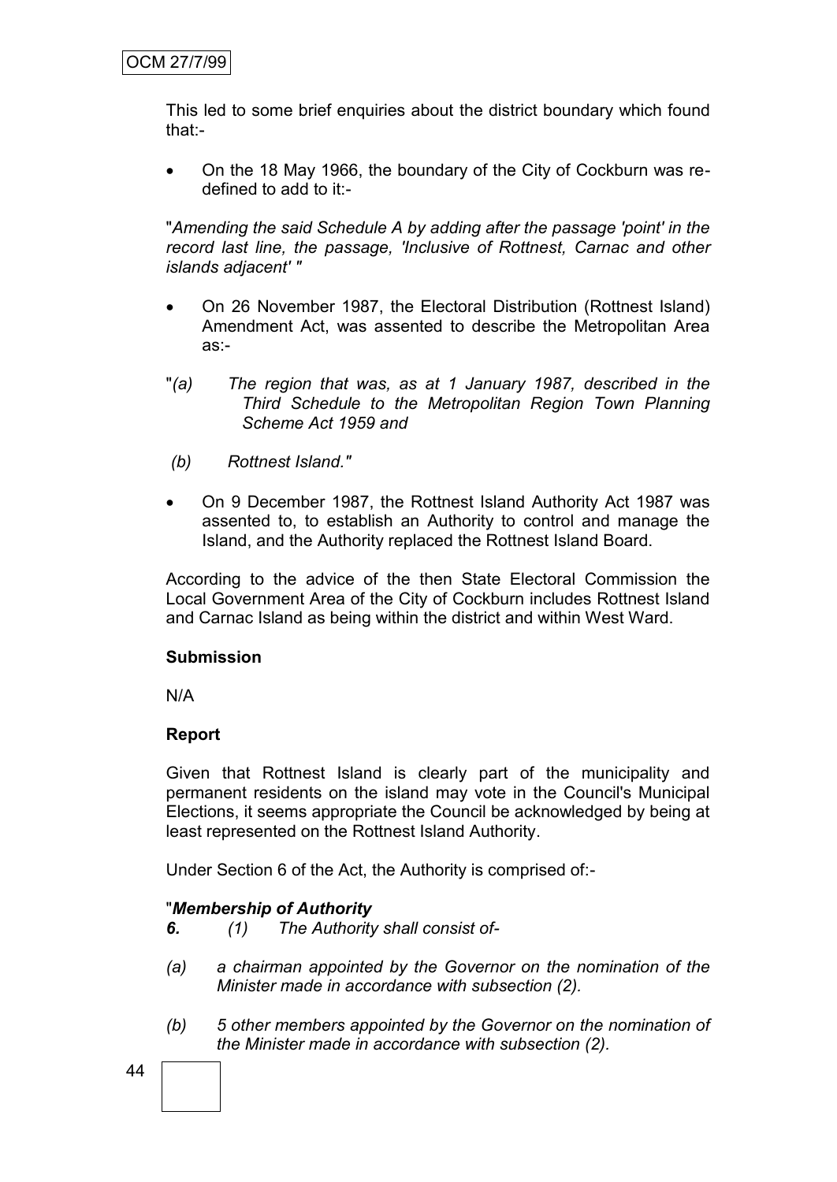This led to some brief enquiries about the district boundary which found that:-

- On the 18 May 1966, the boundary of the City of Cockburn was re-defined to add to it:-

"*Amending the said Schedule A by adding after the passage 'point' in the record last line, the passage, 'Inclusive of Rottnest, Carnac and other islands adjacent'* "

- On 26 November 1987, the Electoral Distribution (Rottnest Island) Amendment Act, was assented to describe the Metropolitan Area as:-

"*(a) The region that was, as at 1 January 1987, described in the Third Schedule to the Metropolitan Region Town Planning Scheme Act 1959 and*

*(b) Rottnest Island."*

- On 9 December 1987, the Rottnest Island Authority Act 1987 was assented to, to establish an Authority to control and manage the Island, and the Authority replaced the Rottnest Island Board.

According to the advice of the then State Electoral Commission the Local Government Area of the City of Cockburn includes Rottnest Island and Carnac Island as being within the district and within West Ward.

**Submission**

N/A

**Report**

Given that Rottnest Island is clearly part of the municipality and permanent residents on the island may vote in the Council's Municipal Elections, it seems appropriate the Council be acknowledged by being at least represented on the Rottnest Island Authority.

Under Section 6 of the Act, the Authority is comprised of:-

"***Membership of Authority***

***6.*** *(1) The Authority shall consist of-*

*(a) a chairman appointed by the Governor on the nomination of the Minister made in accordance with subsection (2).*

*(b) 5 other members appointed by the Governor on the nomination of the Minister made in accordance with subsection (2).*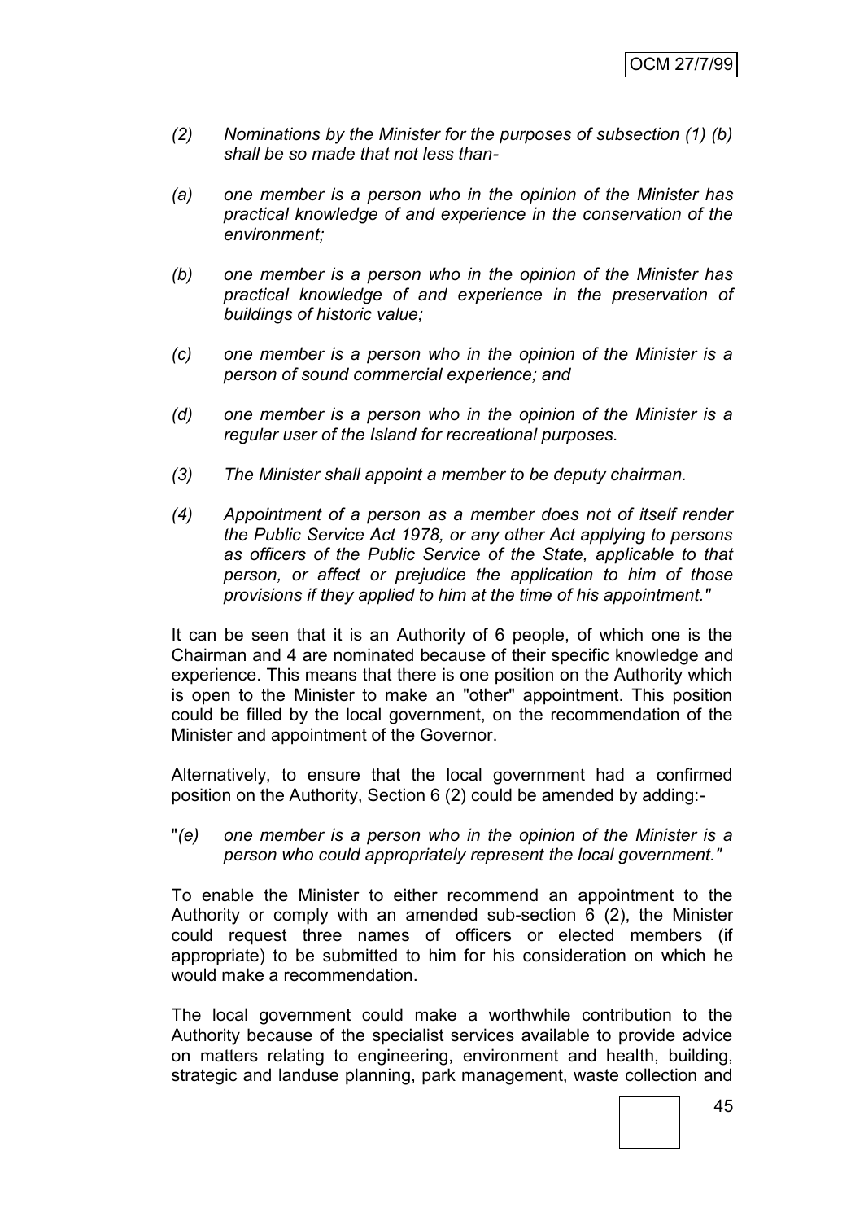*(2) Nominations by the Minister for the purposes of subsection (1) (b) shall be so made that not less than-*

*(a) one member is a person who in the opinion of the Minister has practical knowledge of and experience in the conservation of the environment;*

*(b) one member is a person who in the opinion of the Minister has practical knowledge of and experience in the preservation of buildings of historic value;*

*(c) one member is a person who in the opinion of the Minister is a person of sound commercial experience; and*

*(d) one member is a person who in the opinion of the Minister is a regular user of the Island for recreational purposes.*

*(3) The Minister shall appoint a member to be deputy chairman.*

*(4) Appointment of a person as a member does not of itself render the Public Service Act 1978, or any other Act applying to persons as officers of the Public Service of the State, applicable to that person, or affect or prejudice the application to him of those provisions if they applied to him at the time of his appointment."*

It can be seen that it is an Authority of 6 people, of which one is the Chairman and 4 are nominated because of their specific knowledge and experience. This means that there is one position on the Authority which is open to the Minister to make an "other" appointment. This position could be filled by the local government, on the recommendation of the Minister and appointment of the Governor.

Alternatively, to ensure that the local government had a confirmed position on the Authority, Section 6 (2) could be amended by adding:-

"*(e) one member is a person who in the opinion of the Minister is a person who could appropriately represent the local government."*

To enable the Minister to either recommend an appointment to the Authority or comply with an amended sub-section 6 (2), the Minister could request three names of officers or elected members (if appropriate) to be submitted to him for his consideration on which he would make a recommendation.

The local government could make a worthwhile contribution to the Authority because of the specialist services available to provide advice on matters relating to engineering, environment and health, building, strategic and landuse planning, park management, waste collection and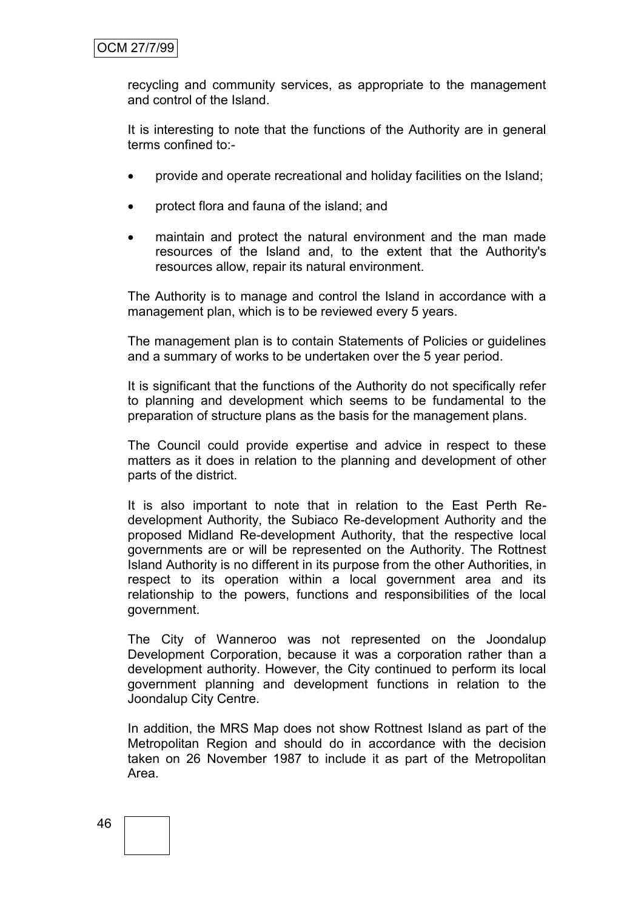recycling and community services, as appropriate to the management and control of the Island.

It is interesting to note that the functions of the Authority are in general terms confined to:-

- provide and operate recreational and holiday facilities on the Island;
- protect flora and fauna of the island; and
- maintain and protect the natural environment and the man made resources of the Island and, to the extent that the Authority's resources allow, repair its natural environment.

The Authority is to manage and control the Island in accordance with a management plan, which is to be reviewed every 5 years.

The management plan is to contain Statements of Policies or guidelines and a summary of works to be undertaken over the 5 year period.

It is significant that the functions of the Authority do not specifically refer to planning and development which seems to be fundamental to the preparation of structure plans as the basis for the management plans.

The Council could provide expertise and advice in respect to these matters as it does in relation to the planning and development of other parts of the district.

It is also important to note that in relation to the East Perth Re-development Authority, the Subiaco Re-development Authority and the proposed Midland Re-development Authority, that the respective local governments are or will be represented on the Authority. The Rottnest Island Authority is no different in its purpose from the other Authorities, in respect to its operation within a local government area and its relationship to the powers, functions and responsibilities of the local government.

The City of Wanneroo was not represented on the Joondalup Development Corporation, because it was a corporation rather than a development authority. However, the City continued to perform its local government planning and development functions in relation to the Joondalup City Centre.

In addition, the MRS Map does not show Rottnest Island as part of the Metropolitan Region and should do in accordance with the decision taken on 26 November 1987 to include it as part of the Metropolitan Area.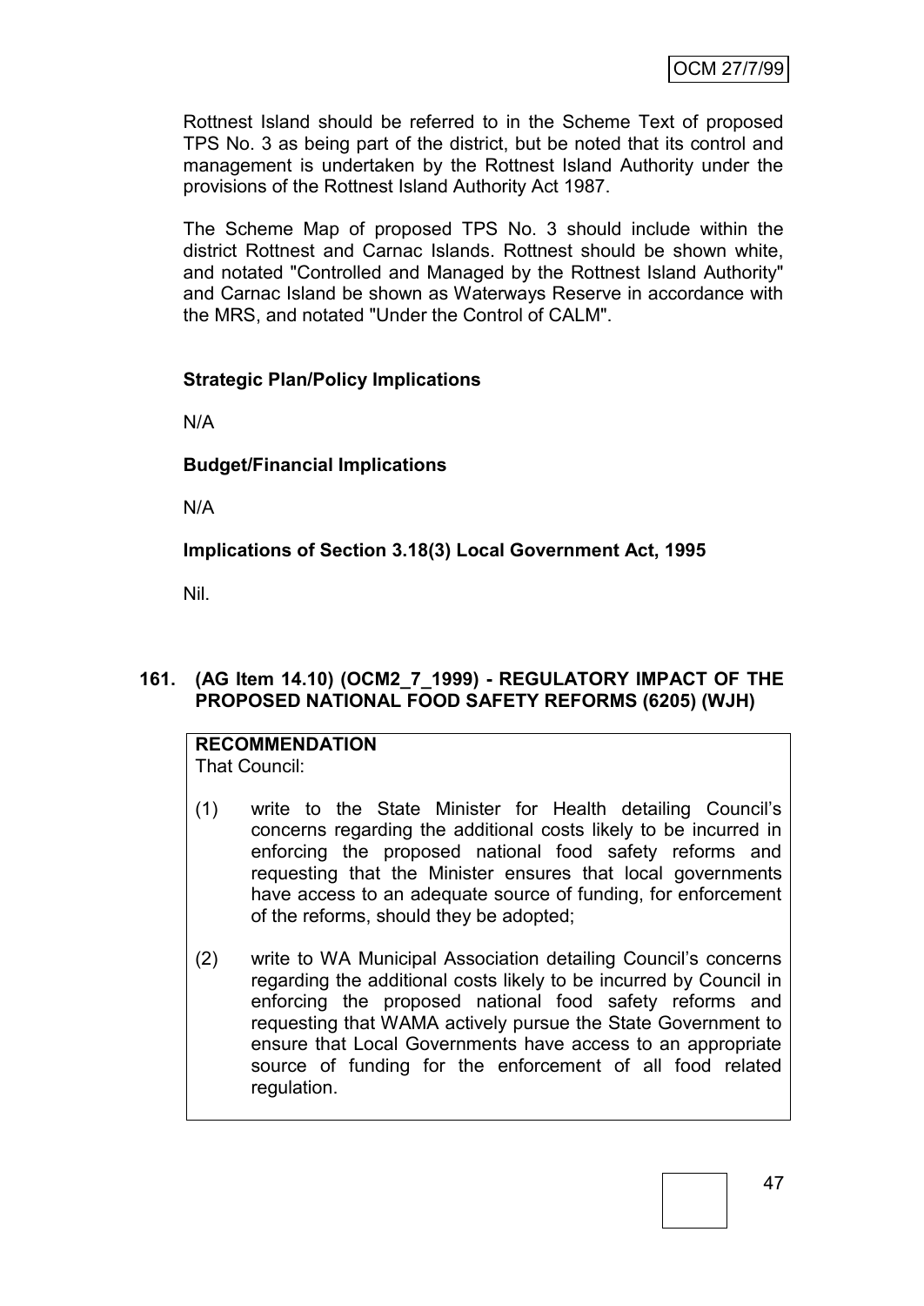Rottnest Island should be referred to in the Scheme Text of proposed TPS No. 3 as being part of the district, but be noted that its control and management is undertaken by the Rottnest Island Authority under the provisions of the Rottnest Island Authority Act 1987.

The Scheme Map of proposed TPS No. 3 should include within the district Rottnest and Carnac Islands. Rottnest should be shown white, and notated "Controlled and Managed by the Rottnest Island Authority" and Carnac Island be shown as Waterways Reserve in accordance with the MRS, and notated "Under the Control of CALM".

**Strategic Plan/Policy Implications**

N/A

**Budget/Financial Implications**

N/A

**Implications of Section 3.18(3) Local Government Act, 1995**

Nil.

## 161. (AG Item 14.10) (OCM2_7_1999) - REGULATORY IMPACT OF THE PROPOSED NATIONAL FOOD SAFETY REFORMS (6205) (WJH)

**RECOMMENDATION**

That Council:

(1) write to the State Minister for Health detailing Council's concerns regarding the additional costs likely to be incurred in enforcing the proposed national food safety reforms and requesting that the Minister ensures that local governments have access to an adequate source of funding, for enforcement of the reforms, should they be adopted;

(2) write to WA Municipal Association detailing Council's concerns regarding the additional costs likely to be incurred by Council in enforcing the proposed national food safety reforms and requesting that WAMA actively pursue the State Government to ensure that Local Governments have access to an appropriate source of funding for the enforcement of all food related regulation.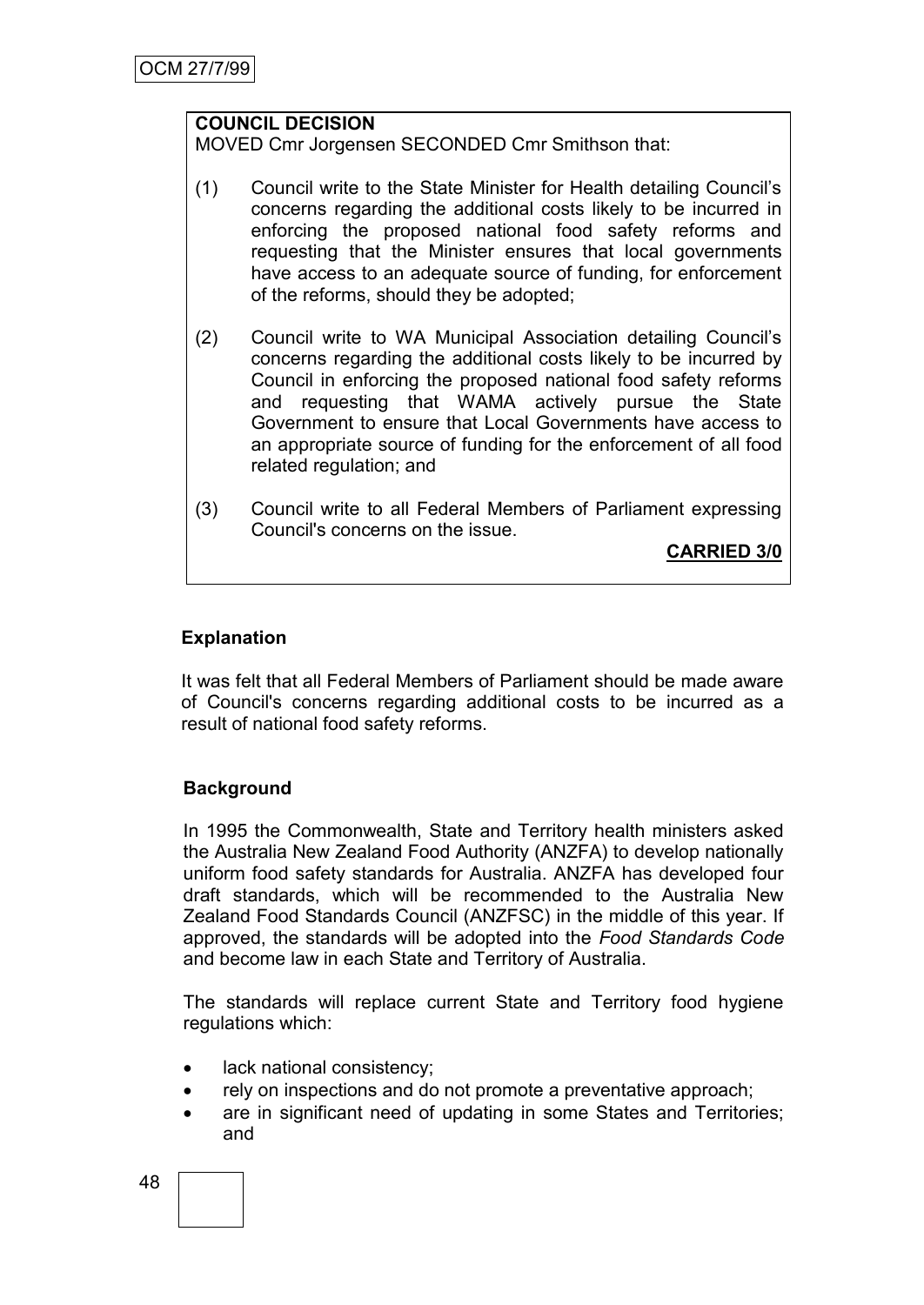**COUNCIL DECISION**

MOVED Cmr Jorgensen SECONDED Cmr Smithson that:

(1) Council write to the State Minister for Health detailing Council's concerns regarding the additional costs likely to be incurred in enforcing the proposed national food safety reforms and requesting that the Minister ensures that local governments have access to an adequate source of funding, for enforcement of the reforms, should they be adopted;

(2) Council write to WA Municipal Association detailing Council's concerns regarding the additional costs likely to be incurred by Council in enforcing the proposed national food safety reforms and requesting that WAMA actively pursue the State Government to ensure that Local Governments have access to an appropriate source of funding for the enforcement of all food related regulation; and

(3) Council write to all Federal Members of Parliament expressing Council's concerns on the issue.

**CARRIED 3/0**

**Explanation**

It was felt that all Federal Members of Parliament should be made aware of Council's concerns regarding additional costs to be incurred as a result of national food safety reforms.

**Background**

In 1995 the Commonwealth, State and Territory health ministers asked the Australia New Zealand Food Authority (ANZFA) to develop nationally uniform food safety standards for Australia. ANZFA has developed four draft standards, which will be recommended to the Australia New Zealand Food Standards Council (ANZFSC) in the middle of this year. If approved, the standards will be adopted into the *Food Standards Code* and become law in each State and Territory of Australia.

The standards will replace current State and Territory food hygiene regulations which:

- lack national consistency;
- rely on inspections and do not promote a preventative approach;
- are in significant need of updating in some States and Territories; and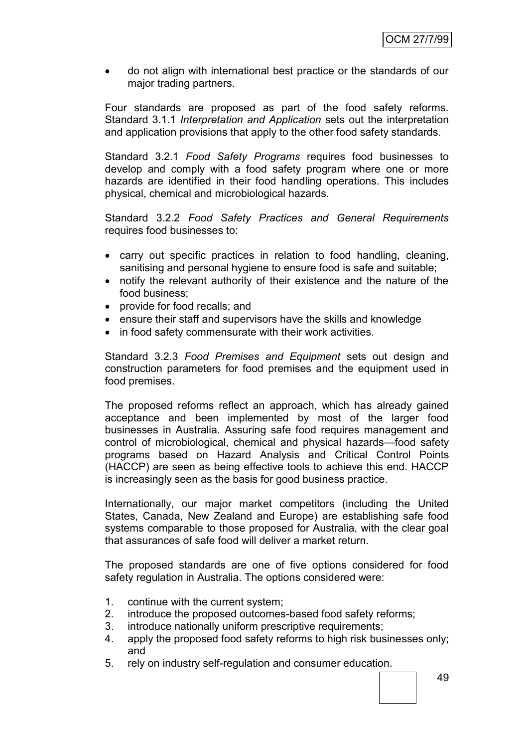- do not align with international best practice or the standards of our major trading partners.

Four standards are proposed as part of the food safety reforms. Standard 3.1.1 *Interpretation and Application* sets out the interpretation and application provisions that apply to the other food safety standards.

Standard 3.2.1 *Food Safety Programs* requires food businesses to develop and comply with a food safety program where one or more hazards are identified in their food handling operations. This includes physical, chemical and microbiological hazards.

Standard 3.2.2 *Food Safety Practices and General Requirements* requires food businesses to:

- carry out specific practices in relation to food handling, cleaning, sanitising and personal hygiene to ensure food is safe and suitable;
- notify the relevant authority of their existence and the nature of the food business;
- provide for food recalls; and
- ensure their staff and supervisors have the skills and knowledge
- in food safety commensurate with their work activities.

Standard 3.2.3 *Food Premises and Equipment* sets out design and construction parameters for food premises and the equipment used in food premises.

The proposed reforms reflect an approach, which has already gained acceptance and been implemented by most of the larger food businesses in Australia. Assuring safe food requires management and control of microbiological, chemical and physical hazards—food safety programs based on Hazard Analysis and Critical Control Points (HACCP) are seen as being effective tools to achieve this end. HACCP is increasingly seen as the basis for good business practice.

Internationally, our major market competitors (including the United States, Canada, New Zealand and Europe) are establishing safe food systems comparable to those proposed for Australia, with the clear goal that assurances of safe food will deliver a market return.

The proposed standards are one of five options considered for food safety regulation in Australia. The options considered were:

1. continue with the current system;
2. introduce the proposed outcomes-based food safety reforms;
3. introduce nationally uniform prescriptive requirements;
4. apply the proposed food safety reforms to high risk businesses only; and
5. rely on industry self-regulation and consumer education.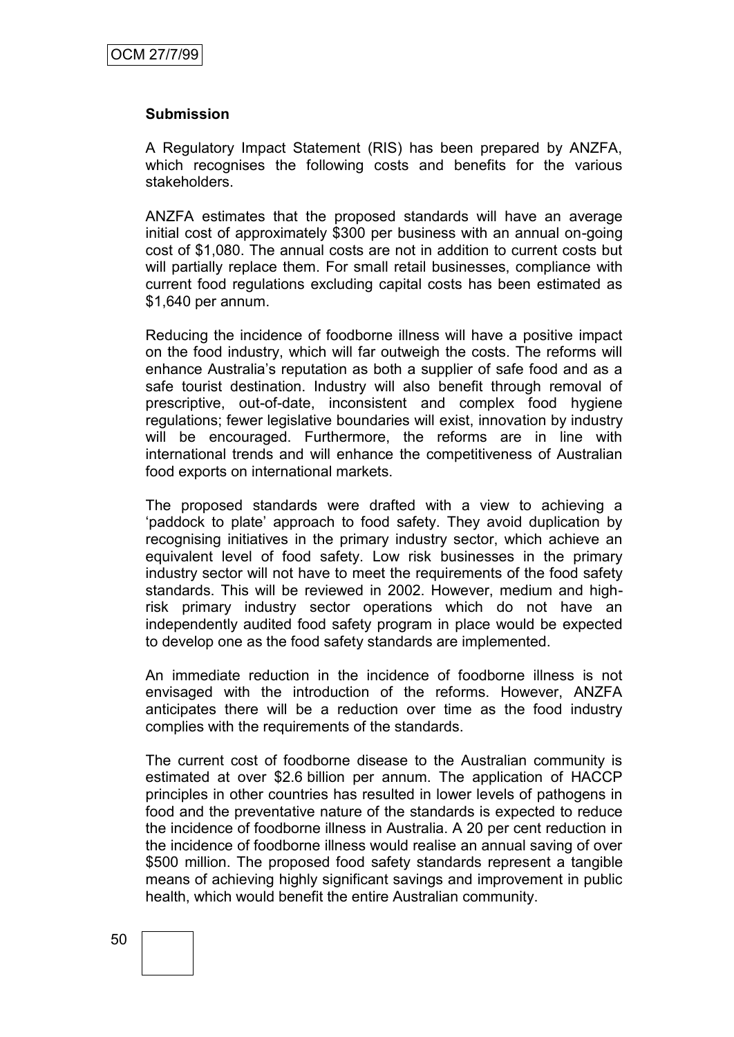**Submission**

A Regulatory Impact Statement (RIS) has been prepared by ANZFA, which recognises the following costs and benefits for the various stakeholders.

ANZFA estimates that the proposed standards will have an average initial cost of approximately $300 per business with an annual on-going cost of $1,080. The annual costs are not in addition to current costs but will partially replace them. For small retail businesses, compliance with current food regulations excluding capital costs has been estimated as $1,640 per annum.

Reducing the incidence of foodborne illness will have a positive impact on the food industry, which will far outweigh the costs. The reforms will enhance Australia's reputation as both a supplier of safe food and as a safe tourist destination. Industry will also benefit through removal of prescriptive, out-of-date, inconsistent and complex food hygiene regulations; fewer legislative boundaries will exist, innovation by industry will be encouraged. Furthermore, the reforms are in line with international trends and will enhance the competitiveness of Australian food exports on international markets.

The proposed standards were drafted with a view to achieving a 'paddock to plate' approach to food safety. They avoid duplication by recognising initiatives in the primary industry sector, which achieve an equivalent level of food safety. Low risk businesses in the primary industry sector will not have to meet the requirements of the food safety standards. This will be reviewed in 2002. However, medium and high-risk primary industry sector operations which do not have an independently audited food safety program in place would be expected to develop one as the food safety standards are implemented.

An immediate reduction in the incidence of foodborne illness is not envisaged with the introduction of the reforms. However, ANZFA anticipates there will be a reduction over time as the food industry complies with the requirements of the standards.

The current cost of foodborne disease to the Australian community is estimated at over $2.6 billion per annum. The application of HACCP principles in other countries has resulted in lower levels of pathogens in food and the preventative nature of the standards is expected to reduce the incidence of foodborne illness in Australia. A 20 per cent reduction in the incidence of foodborne illness would realise an annual saving of over $500 million. The proposed food safety standards represent a tangible means of achieving highly significant savings and improvement in public health, which would benefit the entire Australian community.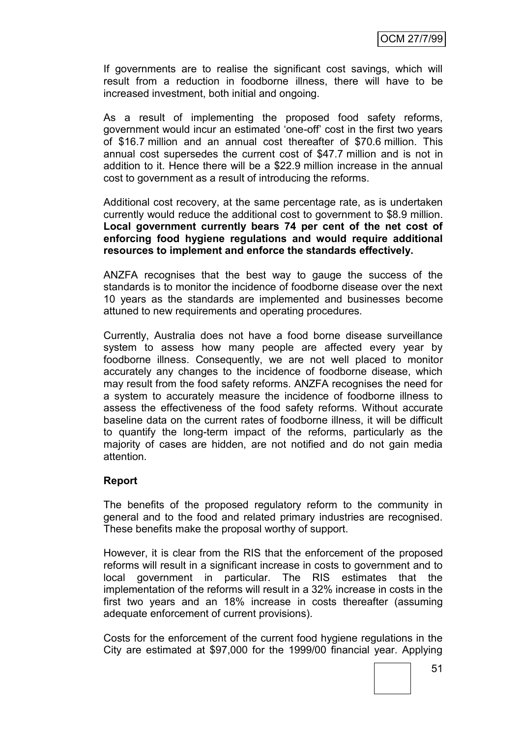If governments are to realise the significant cost savings, which will result from a reduction in foodborne illness, there will have to be increased investment, both initial and ongoing.

As a result of implementing the proposed food safety reforms, government would incur an estimated 'one-off' cost in the first two years of $16.7 million and an annual cost thereafter of $70.6 million. This annual cost supersedes the current cost of $47.7 million and is not in addition to it. Hence there will be a $22.9 million increase in the annual cost to government as a result of introducing the reforms.

Additional cost recovery, at the same percentage rate, as is undertaken currently would reduce the additional cost to government to $8.9 million. **Local government currently bears 74 per cent of the net cost of enforcing food hygiene regulations and would require additional resources to implement and enforce the standards effectively.**

ANZFA recognises that the best way to gauge the success of the standards is to monitor the incidence of foodborne disease over the next 10 years as the standards are implemented and businesses become attuned to new requirements and operating procedures.

Currently, Australia does not have a food borne disease surveillance system to assess how many people are affected every year by foodborne illness. Consequently, we are not well placed to monitor accurately any changes to the incidence of foodborne disease, which may result from the food safety reforms. ANZFA recognises the need for a system to accurately measure the incidence of foodborne illness to assess the effectiveness of the food safety reforms. Without accurate baseline data on the current rates of foodborne illness, it will be difficult to quantify the long-term impact of the reforms, particularly as the majority of cases are hidden, are not notified and do not gain media attention.

**Report**

The benefits of the proposed regulatory reform to the community in general and to the food and related primary industries are recognised. These benefits make the proposal worthy of support.

However, it is clear from the RIS that the enforcement of the proposed reforms will result in a significant increase in costs to government and to local government in particular. The RIS estimates that the implementation of the reforms will result in a 32% increase in costs in the first two years and an 18% increase in costs thereafter (assuming adequate enforcement of current provisions).

Costs for the enforcement of the current food hygiene regulations in the City are estimated at $97,000 for the 1999/00 financial year. Applying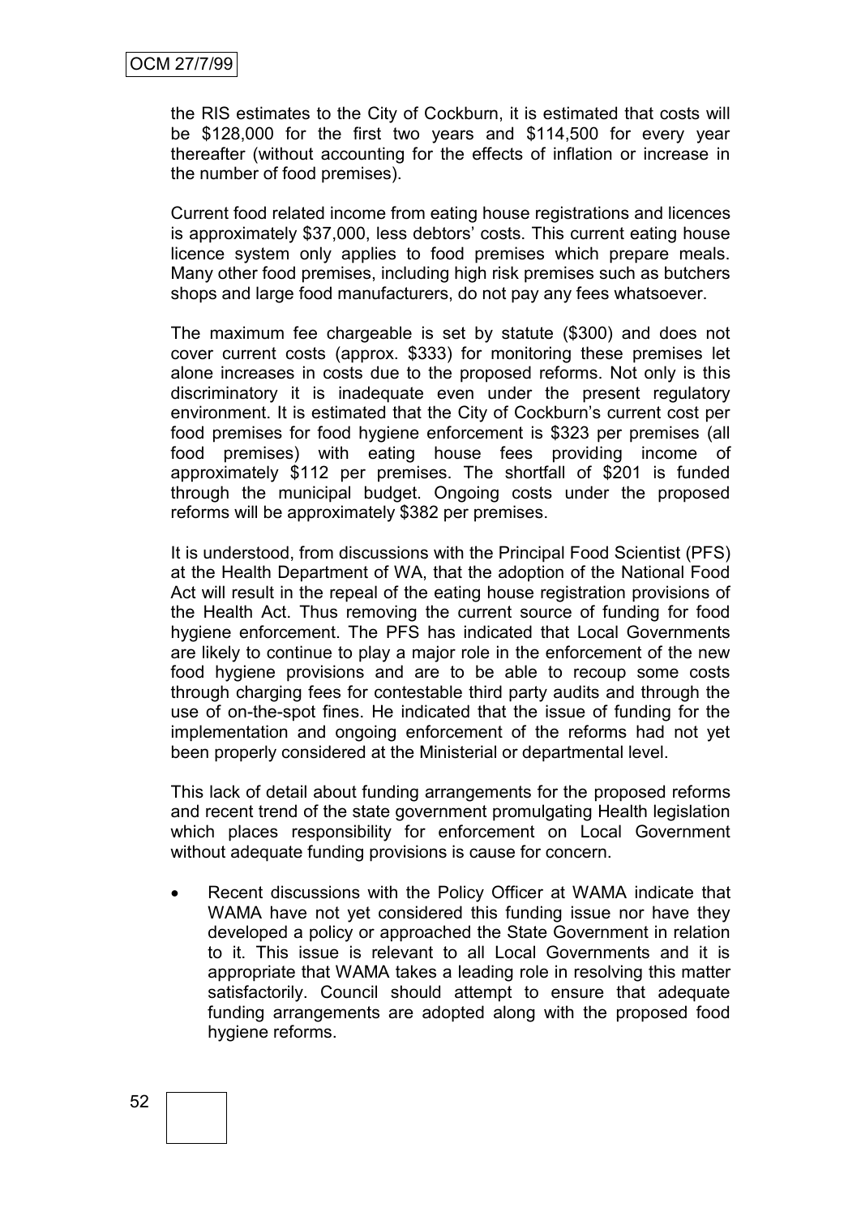the RIS estimates to the City of Cockburn, it is estimated that costs will be $128,000 for the first two years and $114,500 for every year thereafter (without accounting for the effects of inflation or increase in the number of food premises).

Current food related income from eating house registrations and licences is approximately $37,000, less debtors' costs. This current eating house licence system only applies to food premises which prepare meals. Many other food premises, including high risk premises such as butchers shops and large food manufacturers, do not pay any fees whatsoever.

The maximum fee chargeable is set by statute ($300) and does not cover current costs (approx. $333) for monitoring these premises let alone increases in costs due to the proposed reforms. Not only is this discriminatory it is inadequate even under the present regulatory environment. It is estimated that the City of Cockburn's current cost per food premises for food hygiene enforcement is $323 per premises (all food premises) with eating house fees providing income of approximately $112 per premises. The shortfall of $201 is funded through the municipal budget. Ongoing costs under the proposed reforms will be approximately $382 per premises.

It is understood, from discussions with the Principal Food Scientist (PFS) at the Health Department of WA, that the adoption of the National Food Act will result in the repeal of the eating house registration provisions of the Health Act. Thus removing the current source of funding for food hygiene enforcement. The PFS has indicated that Local Governments are likely to continue to play a major role in the enforcement of the new food hygiene provisions and are to be able to recoup some costs through charging fees for contestable third party audits and through the use of on-the-spot fines. He indicated that the issue of funding for the implementation and ongoing enforcement of the reforms had not yet been properly considered at the Ministerial or departmental level.

This lack of detail about funding arrangements for the proposed reforms and recent trend of the state government promulgating Health legislation which places responsibility for enforcement on Local Government without adequate funding provisions is cause for concern.

- Recent discussions with the Policy Officer at WAMA indicate that WAMA have not yet considered this funding issue nor have they developed a policy or approached the State Government in relation to it. This issue is relevant to all Local Governments and it is appropriate that WAMA takes a leading role in resolving this matter satisfactorily. Council should attempt to ensure that adequate funding arrangements are adopted along with the proposed food hygiene reforms.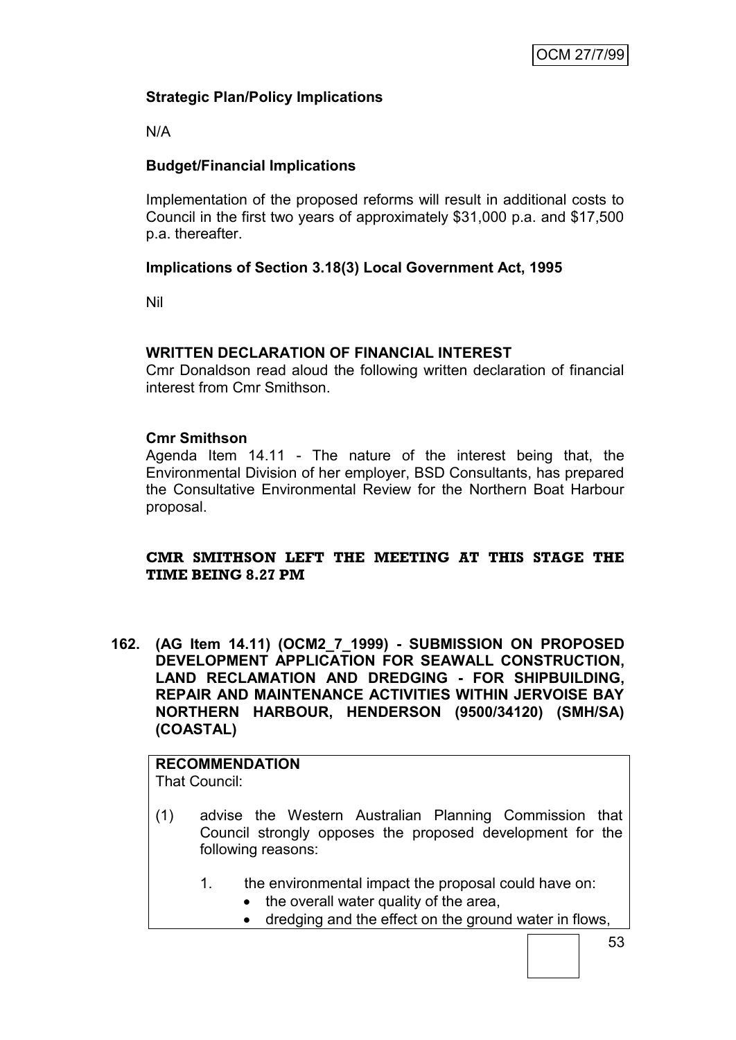### Strategic Plan/Policy Implications

N/A

### Budget/Financial Implications

Implementation of the proposed reforms will result in additional costs to Council in the first two years of approximately $31,000 p.a. and $17,500 p.a. thereafter.

### Implications of Section 3.18(3) Local Government Act, 1995

Nil

### WRITTEN DECLARATION OF FINANCIAL INTEREST

Cmr Donaldson read aloud the following written declaration of financial interest from Cmr Smithson.

**Cmr Smithson**

Agenda Item 14.11 - The nature of the interest being that, the Environmental Division of her employer, BSD Consultants, has prepared the Consultative Environmental Review for the Northern Boat Harbour proposal.

**CMR SMITHSON LEFT THE MEETING AT THIS STAGE THE TIME BEING 8.27 PM**

## 162. (AG Item 14.11) (OCM2_7_1999) - SUBMISSION ON PROPOSED DEVELOPMENT APPLICATION FOR SEAWALL CONSTRUCTION, LAND RECLAMATION AND DREDGING - FOR SHIPBUILDING, REPAIR AND MAINTENANCE ACTIVITIES WITHIN JERVOISE BAY NORTHERN HARBOUR, HENDERSON (9500/34120) (SMH/SA) (COASTAL)

**RECOMMENDATION**

That Council:

(1) advise the Western Australian Planning Commission that Council strongly opposes the proposed development for the following reasons:

1. the environmental impact the proposal could have on:
   - the overall water quality of the area,
   - dredging and the effect on the ground water in flows,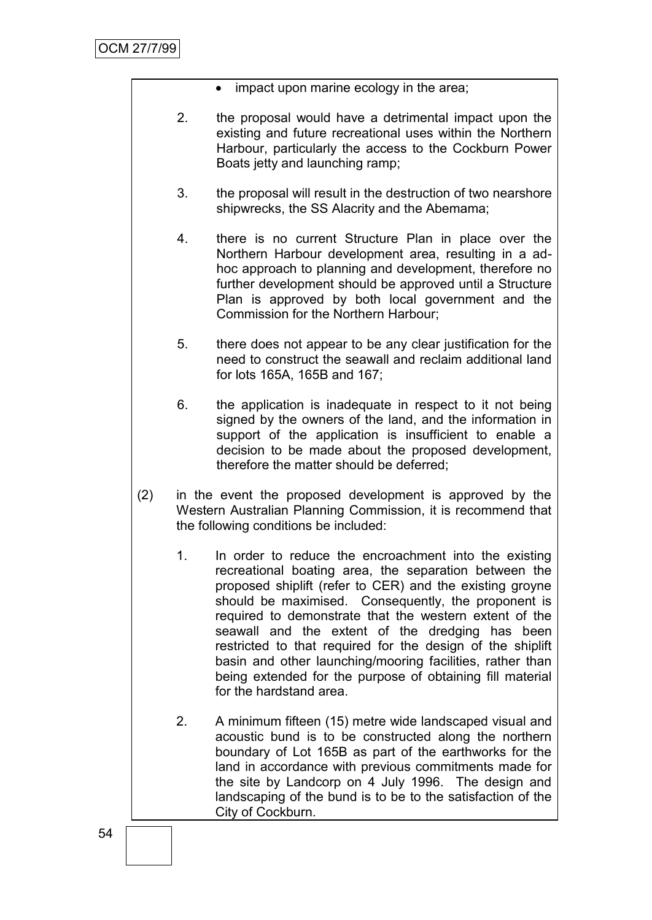- impact upon marine ecology in the area;

2. the proposal would have a detrimental impact upon the existing and future recreational uses within the Northern Harbour, particularly the access to the Cockburn Power Boats jetty and launching ramp;

3. the proposal will result in the destruction of two nearshore shipwrecks, the SS Alacrity and the Abemama;

4. there is no current Structure Plan in place over the Northern Harbour development area, resulting in a ad-hoc approach to planning and development, therefore no further development should be approved until a Structure Plan is approved by both local government and the Commission for the Northern Harbour;

5. there does not appear to be any clear justification for the need to construct the seawall and reclaim additional land for lots 165A, 165B and 167;

6. the application is inadequate in respect to it not being signed by the owners of the land, and the information in support of the application is insufficient to enable a decision to be made about the proposed development, therefore the matter should be deferred;

(2) in the event the proposed development is approved by the Western Australian Planning Commission, it is recommend that the following conditions be included:

1. In order to reduce the encroachment into the existing recreational boating area, the separation between the proposed shiplift (refer to CER) and the existing groyne should be maximised. Consequently, the proponent is required to demonstrate that the western extent of the seawall and the extent of the dredging has been restricted to that required for the design of the shiplift basin and other launching/mooring facilities, rather than being extended for the purpose of obtaining fill material for the hardstand area.

2. A minimum fifteen (15) metre wide landscaped visual and acoustic bund is to be constructed along the northern boundary of Lot 165B as part of the earthworks for the land in accordance with previous commitments made for the site by Landcorp on 4 July 1996. The design and landscaping of the bund is to be to the satisfaction of the City of Cockburn.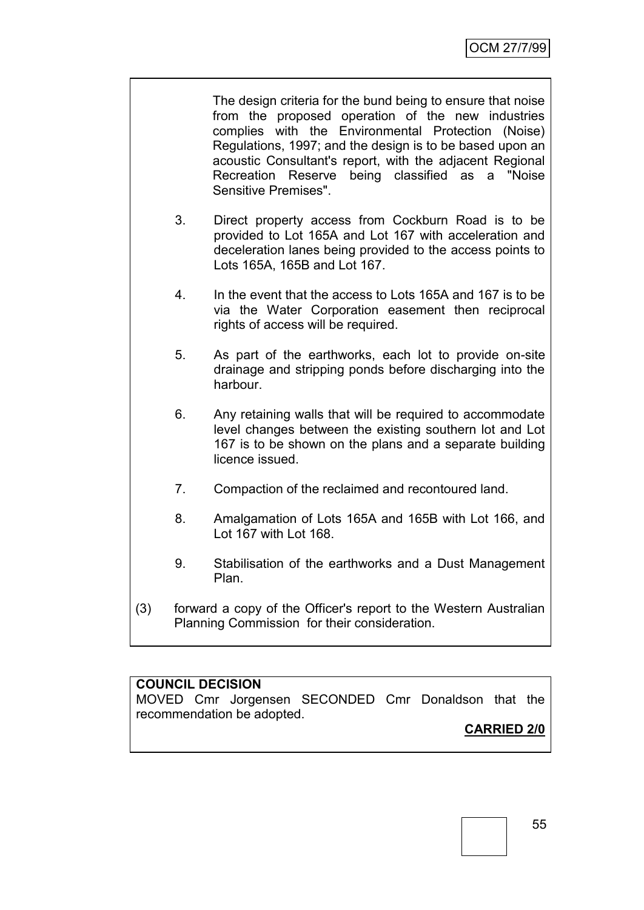The design criteria for the bund being to ensure that noise from the proposed operation of the new industries complies with the Environmental Protection (Noise) Regulations, 1997; and the design is to be based upon an acoustic Consultant's report, with the adjacent Regional Recreation Reserve being classified as a "Noise Sensitive Premises".

3. Direct property access from Cockburn Road is to be provided to Lot 165A and Lot 167 with acceleration and deceleration lanes being provided to the access points to Lots 165A, 165B and Lot 167.

4. In the event that the access to Lots 165A and 167 is to be via the Water Corporation easement then reciprocal rights of access will be required.

5. As part of the earthworks, each lot to provide on-site drainage and stripping ponds before discharging into the harbour.

6. Any retaining walls that will be required to accommodate level changes between the existing southern lot and Lot 167 is to be shown on the plans and a separate building licence issued.

7. Compaction of the reclaimed and recontoured land.

8. Amalgamation of Lots 165A and 165B with Lot 166, and Lot 167 with Lot 168.

9. Stabilisation of the earthworks and a Dust Management Plan.

(3) forward a copy of the Officer's report to the Western Australian Planning Commission for their consideration.

**COUNCIL DECISION**

MOVED Cmr Jorgensen SECONDED Cmr Donaldson that the recommendation be adopted.

**CARRIED 2/0**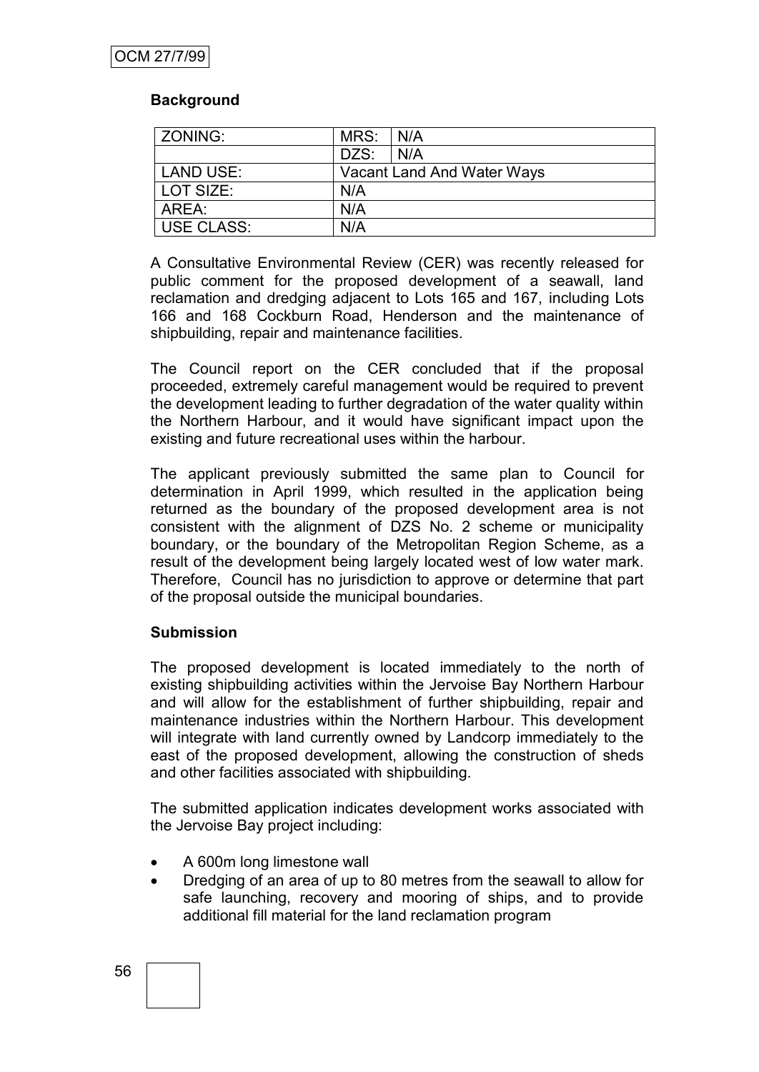**Background**

| ZONING: | MRS: | N/A |
|---|---|---|
| | DZS: | N/A |
| LAND USE: | Vacant Land And Water Ways | |
| LOT SIZE: | N/A | |
| AREA: | N/A | |
| USE CLASS: | N/A | |

A Consultative Environmental Review (CER) was recently released for public comment for the proposed development of a seawall, land reclamation and dredging adjacent to Lots 165 and 167, including Lots 166 and 168 Cockburn Road, Henderson and the maintenance of shipbuilding, repair and maintenance facilities.

The Council report on the CER concluded that if the proposal proceeded, extremely careful management would be required to prevent the development leading to further degradation of the water quality within the Northern Harbour, and it would have significant impact upon the existing and future recreational uses within the harbour.

The applicant previously submitted the same plan to Council for determination in April 1999, which resulted in the application being returned as the boundary of the proposed development area is not consistent with the alignment of DZS No. 2 scheme or municipality boundary, or the boundary of the Metropolitan Region Scheme, as a result of the development being largely located west of low water mark. Therefore, Council has no jurisdiction to approve or determine that part of the proposal outside the municipal boundaries.

**Submission**

The proposed development is located immediately to the north of existing shipbuilding activities within the Jervoise Bay Northern Harbour and will allow for the establishment of further shipbuilding, repair and maintenance industries within the Northern Harbour. This development will integrate with land currently owned by Landcorp immediately to the east of the proposed development, allowing the construction of sheds and other facilities associated with shipbuilding.

The submitted application indicates development works associated with the Jervoise Bay project including:

- A 600m long limestone wall
- Dredging of an area of up to 80 metres from the seawall to allow for safe launching, recovery and mooring of ships, and to provide additional fill material for the land reclamation program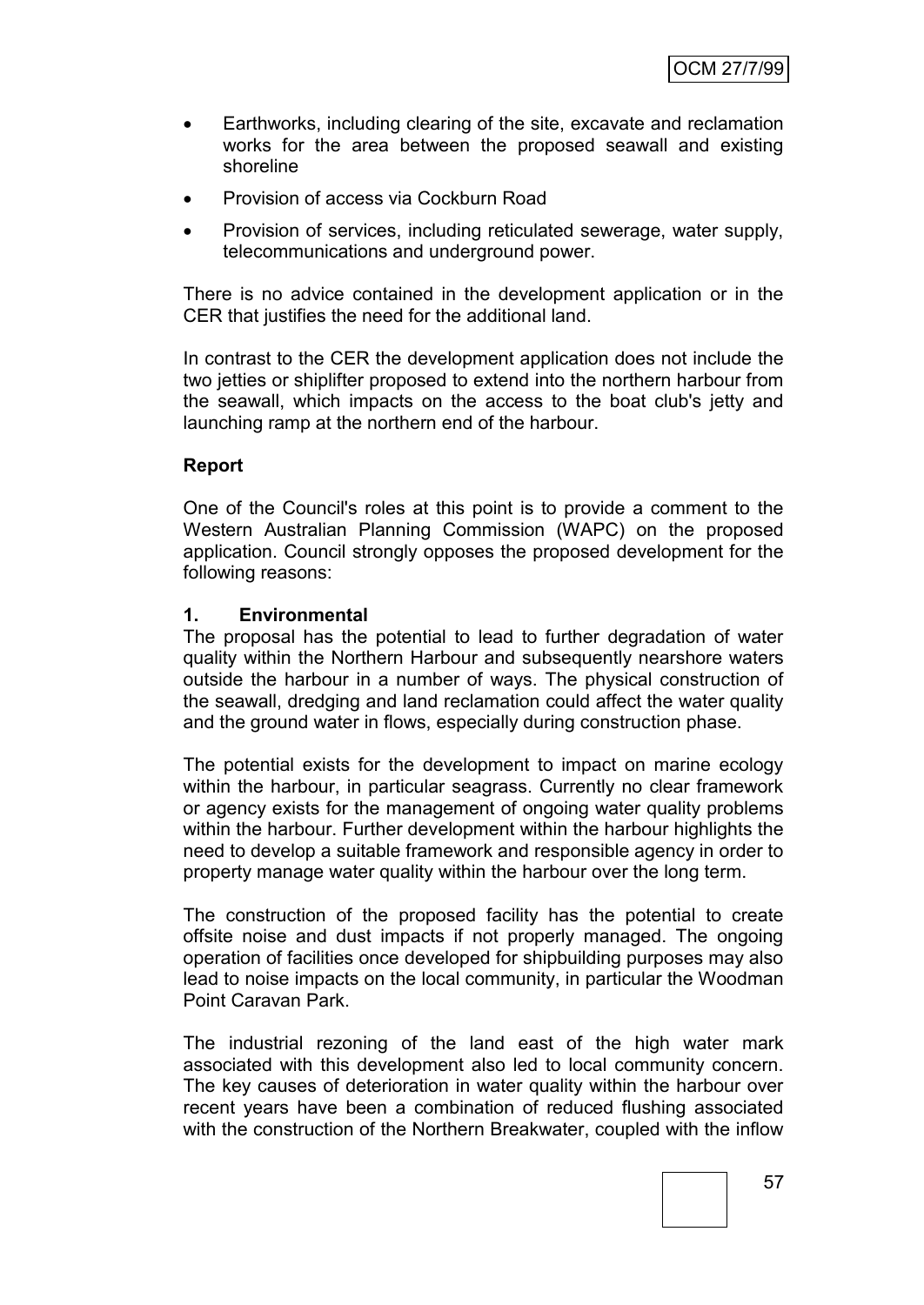- Earthworks, including clearing of the site, excavate and reclamation works for the area between the proposed seawall and existing shoreline
- Provision of access via Cockburn Road
- Provision of services, including reticulated sewerage, water supply, telecommunications and underground power.

There is no advice contained in the development application or in the CER that justifies the need for the additional land.

In contrast to the CER the development application does not include the two jetties or shiplifter proposed to extend into the northern harbour from the seawall, which impacts on the access to the boat club's jetty and launching ramp at the northern end of the harbour.

**Report**

One of the Council's roles at this point is to provide a comment to the Western Australian Planning Commission (WAPC) on the proposed application. Council strongly opposes the proposed development for the following reasons:

**1. Environmental**

The proposal has the potential to lead to further degradation of water quality within the Northern Harbour and subsequently nearshore waters outside the harbour in a number of ways. The physical construction of the seawall, dredging and land reclamation could affect the water quality and the ground water in flows, especially during construction phase.

The potential exists for the development to impact on marine ecology within the harbour, in particular seagrass. Currently no clear framework or agency exists for the management of ongoing water quality problems within the harbour. Further development within the harbour highlights the need to develop a suitable framework and responsible agency in order to property manage water quality within the harbour over the long term.

The construction of the proposed facility has the potential to create offsite noise and dust impacts if not properly managed. The ongoing operation of facilities once developed for shipbuilding purposes may also lead to noise impacts on the local community, in particular the Woodman Point Caravan Park.

The industrial rezoning of the land east of the high water mark associated with this development also led to local community concern. The key causes of deterioration in water quality within the harbour over recent years have been a combination of reduced flushing associated with the construction of the Northern Breakwater, coupled with the inflow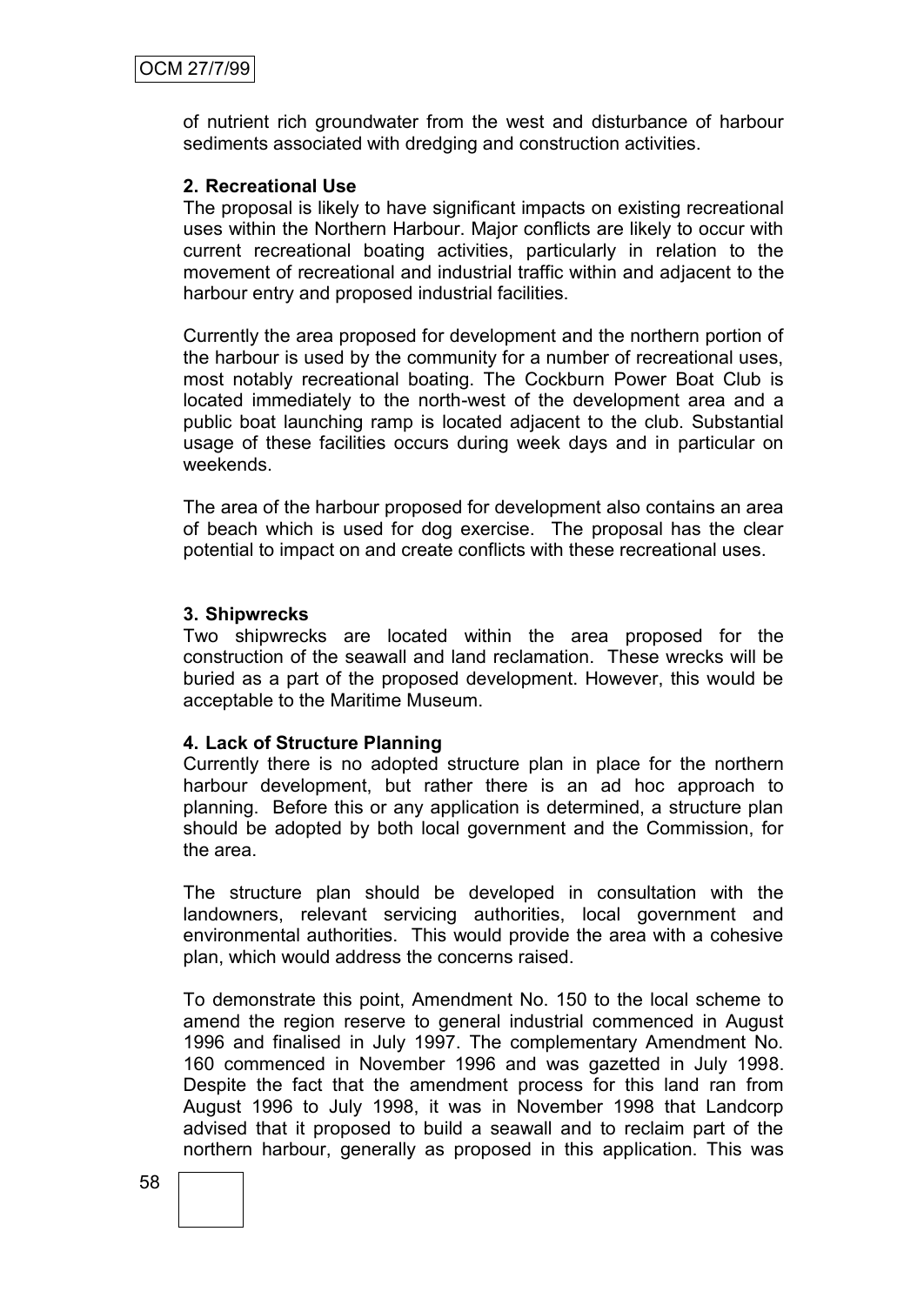of nutrient rich groundwater from the west and disturbance of harbour sediments associated with dredging and construction activities.

**2. Recreational Use**

The proposal is likely to have significant impacts on existing recreational uses within the Northern Harbour. Major conflicts are likely to occur with current recreational boating activities, particularly in relation to the movement of recreational and industrial traffic within and adjacent to the harbour entry and proposed industrial facilities.

Currently the area proposed for development and the northern portion of the harbour is used by the community for a number of recreational uses, most notably recreational boating. The Cockburn Power Boat Club is located immediately to the north-west of the development area and a public boat launching ramp is located adjacent to the club. Substantial usage of these facilities occurs during week days and in particular on weekends.

The area of the harbour proposed for development also contains an area of beach which is used for dog exercise. The proposal has the clear potential to impact on and create conflicts with these recreational uses.

**3. Shipwrecks**

Two shipwrecks are located within the area proposed for the construction of the seawall and land reclamation. These wrecks will be buried as a part of the proposed development. However, this would be acceptable to the Maritime Museum.

**4. Lack of Structure Planning**

Currently there is no adopted structure plan in place for the northern harbour development, but rather there is an ad hoc approach to planning. Before this or any application is determined, a structure plan should be adopted by both local government and the Commission, for the area.

The structure plan should be developed in consultation with the landowners, relevant servicing authorities, local government and environmental authorities. This would provide the area with a cohesive plan, which would address the concerns raised.

To demonstrate this point, Amendment No. 150 to the local scheme to amend the region reserve to general industrial commenced in August 1996 and finalised in July 1997. The complementary Amendment No. 160 commenced in November 1996 and was gazetted in July 1998. Despite the fact that the amendment process for this land ran from August 1996 to July 1998, it was in November 1998 that Landcorp advised that it proposed to build a seawall and to reclaim part of the northern harbour, generally as proposed in this application. This was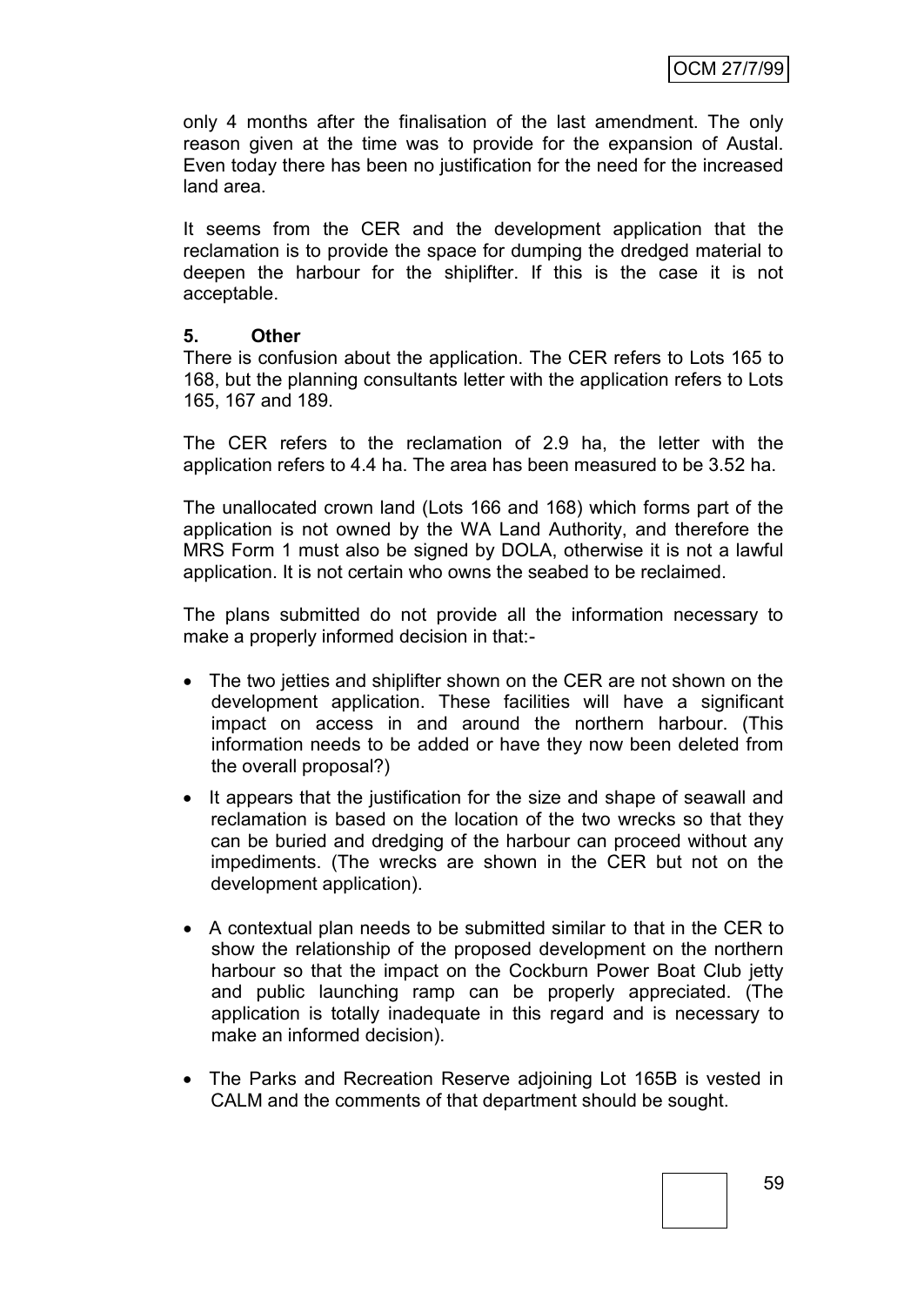only 4 months after the finalisation of the last amendment. The only reason given at the time was to provide for the expansion of Austal. Even today there has been no justification for the need for the increased land area.

It seems from the CER and the development application that the reclamation is to provide the space for dumping the dredged material to deepen the harbour for the shiplifter. If this is the case it is not acceptable.

**5. Other**

There is confusion about the application. The CER refers to Lots 165 to 168, but the planning consultants letter with the application refers to Lots 165, 167 and 189.

The CER refers to the reclamation of 2.9 ha, the letter with the application refers to 4.4 ha. The area has been measured to be 3.52 ha.

The unallocated crown land (Lots 166 and 168) which forms part of the application is not owned by the WA Land Authority, and therefore the MRS Form 1 must also be signed by DOLA, otherwise it is not a lawful application. It is not certain who owns the seabed to be reclaimed.

The plans submitted do not provide all the information necessary to make a properly informed decision in that:-

- The two jetties and shiplifter shown on the CER are not shown on the development application. These facilities will have a significant impact on access in and around the northern harbour. (This information needs to be added or have they now been deleted from the overall proposal?)
- It appears that the justification for the size and shape of seawall and reclamation is based on the location of the two wrecks so that they can be buried and dredging of the harbour can proceed without any impediments. (The wrecks are shown in the CER but not on the development application).
- A contextual plan needs to be submitted similar to that in the CER to show the relationship of the proposed development on the northern harbour so that the impact on the Cockburn Power Boat Club jetty and public launching ramp can be properly appreciated. (The application is totally inadequate in this regard and is necessary to make an informed decision).
- The Parks and Recreation Reserve adjoining Lot 165B is vested in CALM and the comments of that department should be sought.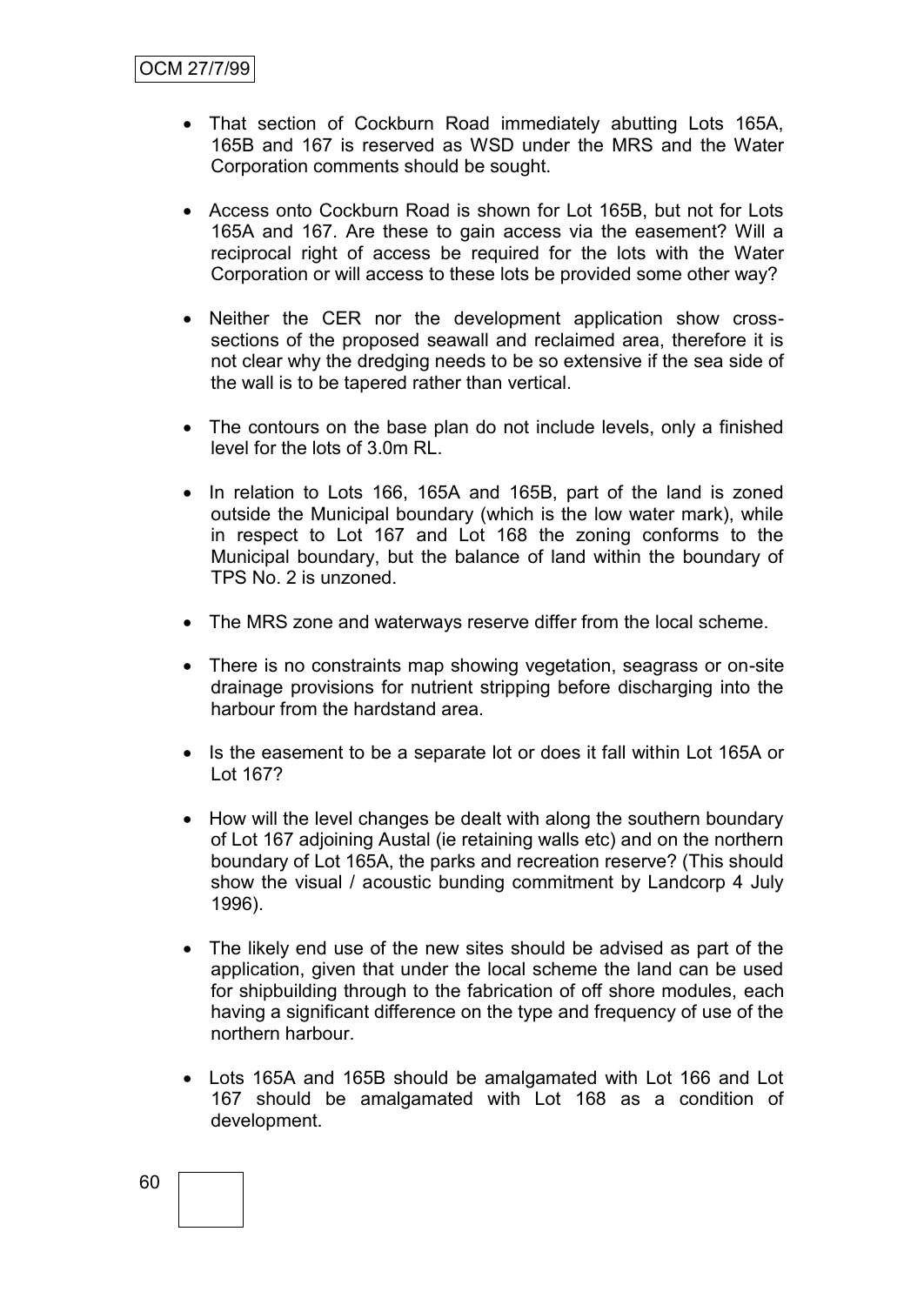- That section of Cockburn Road immediately abutting Lots 165A, 165B and 167 is reserved as WSD under the MRS and the Water Corporation comments should be sought.

- Access onto Cockburn Road is shown for Lot 165B, but not for Lots 165A and 167. Are these to gain access via the easement? Will a reciprocal right of access be required for the lots with the Water Corporation or will access to these lots be provided some other way?

- Neither the CER nor the development application show cross-sections of the proposed seawall and reclaimed area, therefore it is not clear why the dredging needs to be so extensive if the sea side of the wall is to be tapered rather than vertical.

- The contours on the base plan do not include levels, only a finished level for the lots of 3.0m RL.

- In relation to Lots 166, 165A and 165B, part of the land is zoned outside the Municipal boundary (which is the low water mark), while in respect to Lot 167 and Lot 168 the zoning conforms to the Municipal boundary, but the balance of land within the boundary of TPS No. 2 is unzoned.

- The MRS zone and waterways reserve differ from the local scheme.

- There is no constraints map showing vegetation, seagrass or on-site drainage provisions for nutrient stripping before discharging into the harbour from the hardstand area.

- Is the easement to be a separate lot or does it fall within Lot 165A or Lot 167?

- How will the level changes be dealt with along the southern boundary of Lot 167 adjoining Austal (ie retaining walls etc) and on the northern boundary of Lot 165A, the parks and recreation reserve? (This should show the visual / acoustic bunding commitment by Landcorp 4 July 1996).

- The likely end use of the new sites should be advised as part of the application, given that under the local scheme the land can be used for shipbuilding through to the fabrication of off shore modules, each having a significant difference on the type and frequency of use of the northern harbour.

- Lots 165A and 165B should be amalgamated with Lot 166 and Lot 167 should be amalgamated with Lot 168 as a condition of development.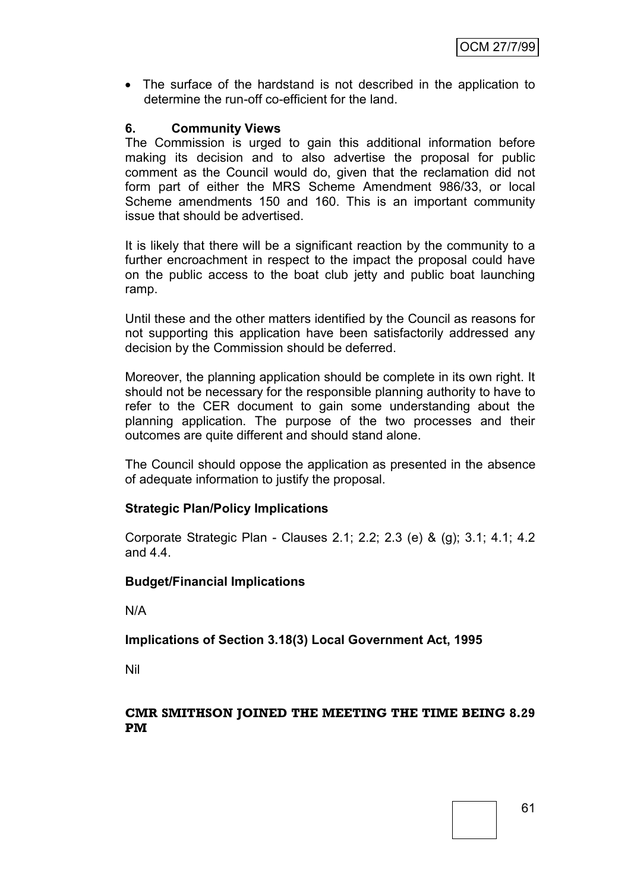- The surface of the hardstand is not described in the application to determine the run-off co-efficient for the land.

### 6. Community Views

The Commission is urged to gain this additional information before making its decision and to also advertise the proposal for public comment as the Council would do, given that the reclamation did not form part of either the MRS Scheme Amendment 986/33, or local Scheme amendments 150 and 160. This is an important community issue that should be advertised.

It is likely that there will be a significant reaction by the community to a further encroachment in respect to the impact the proposal could have on the public access to the boat club jetty and public boat launching ramp.

Until these and the other matters identified by the Council as reasons for not supporting this application have been satisfactorily addressed any decision by the Commission should be deferred.

Moreover, the planning application should be complete in its own right. It should not be necessary for the responsible planning authority to have to refer to the CER document to gain some understanding about the planning application. The purpose of the two processes and their outcomes are quite different and should stand alone.

The Council should oppose the application as presented in the absence of adequate information to justify the proposal.

**Strategic Plan/Policy Implications**

Corporate Strategic Plan - Clauses 2.1; 2.2; 2.3 (e) & (g); 3.1; 4.1; 4.2 and 4.4.

**Budget/Financial Implications**

N/A

**Implications of Section 3.18(3) Local Government Act, 1995**

Nil

**CMR SMITHSON JOINED THE MEETING THE TIME BEING 8.29 PM**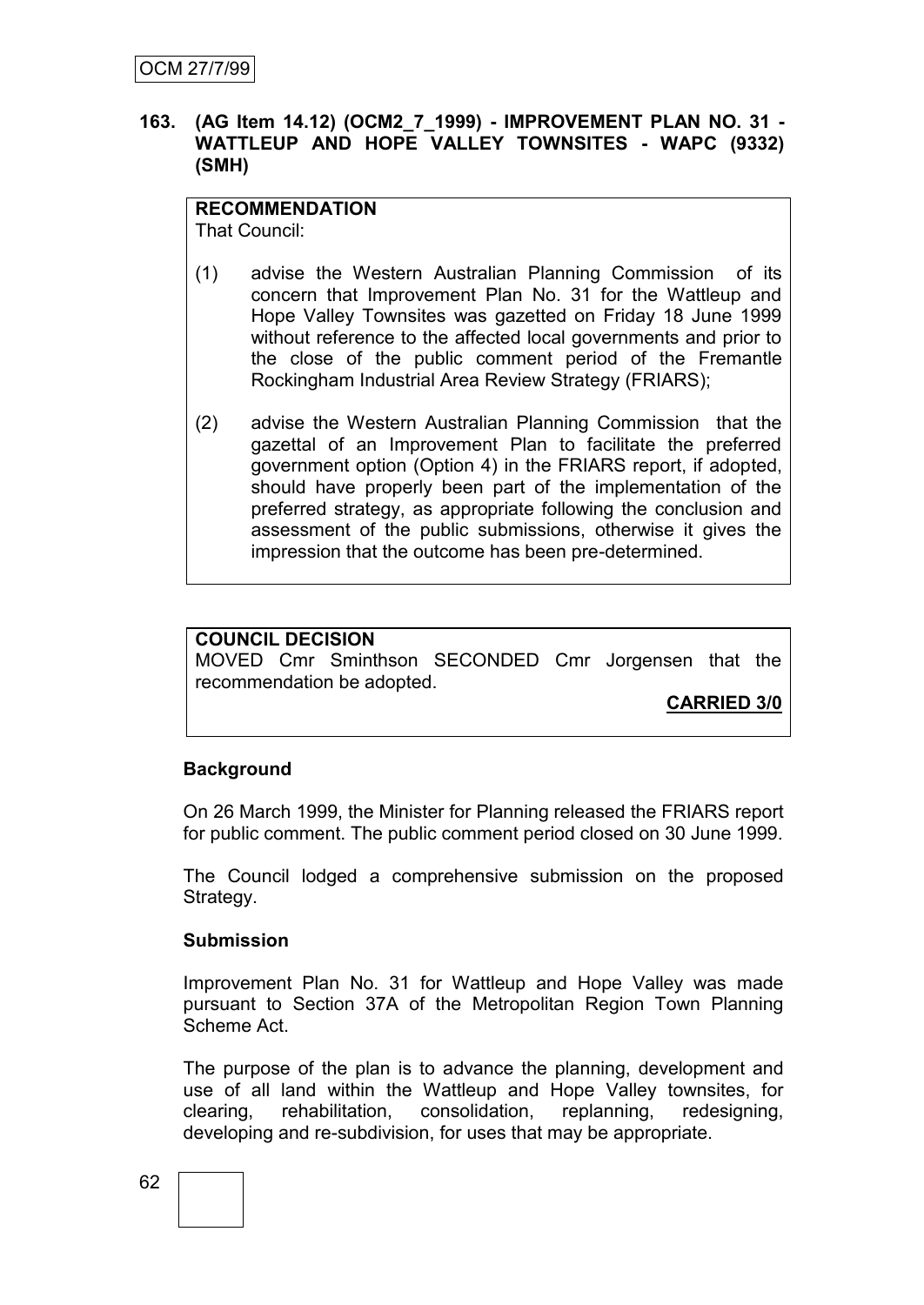OCM 27/7/99

**163. (AG Item 14.12) (OCM2_7_1999) - IMPROVEMENT PLAN NO. 31 - WATTLEUP AND HOPE VALLEY TOWNSITES - WAPC (9332) (SMH)**

**RECOMMENDATION**
That Council:

(1) advise the Western Australian Planning Commission of its concern that Improvement Plan No. 31 for the Wattleup and Hope Valley Townsites was gazetted on Friday 18 June 1999 without reference to the affected local governments and prior to the close of the public comment period of the Fremantle Rockingham Industrial Area Review Strategy (FRIARS);

(2) advise the Western Australian Planning Commission that the gazettal of an Improvement Plan to facilitate the preferred government option (Option 4) in the FRIARS report, if adopted, should have properly been part of the implementation of the preferred strategy, as appropriate following the conclusion and assessment of the public submissions, otherwise it gives the impression that the outcome has been pre-determined.

**COUNCIL DECISION**
MOVED Cmr Sminthson SECONDED Cmr Jorgensen that the recommendation be adopted.

**CARRIED 3/0**

**Background**

On 26 March 1999, the Minister for Planning released the FRIARS report for public comment. The public comment period closed on 30 June 1999.

The Council lodged a comprehensive submission on the proposed Strategy.

**Submission**

Improvement Plan No. 31 for Wattleup and Hope Valley was made pursuant to Section 37A of the Metropolitan Region Town Planning Scheme Act.

The purpose of the plan is to advance the planning, development and use of all land within the Wattleup and Hope Valley townsites, for clearing, rehabilitation, consolidation, replanning, redesigning, developing and re-subdivision, for uses that may be appropriate.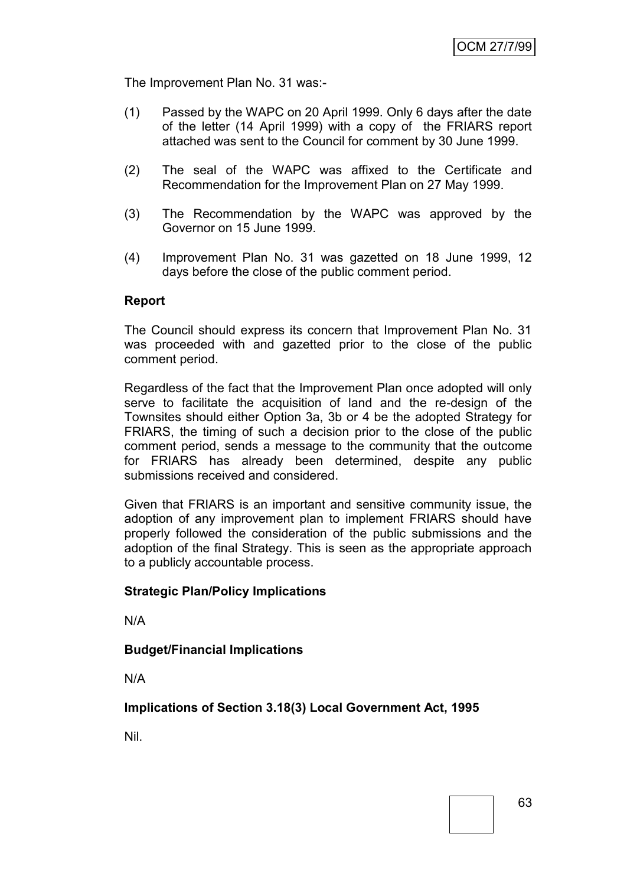The Improvement Plan No. 31 was:-

(1) Passed by the WAPC on 20 April 1999. Only 6 days after the date of the letter (14 April 1999) with a copy of the FRIARS report attached was sent to the Council for comment by 30 June 1999.

(2) The seal of the WAPC was affixed to the Certificate and Recommendation for the Improvement Plan on 27 May 1999.

(3) The Recommendation by the WAPC was approved by the Governor on 15 June 1999.

(4) Improvement Plan No. 31 was gazetted on 18 June 1999, 12 days before the close of the public comment period.

**Report**

The Council should express its concern that Improvement Plan No. 31 was proceeded with and gazetted prior to the close of the public comment period.

Regardless of the fact that the Improvement Plan once adopted will only serve to facilitate the acquisition of land and the re-design of the Townsites should either Option 3a, 3b or 4 be the adopted Strategy for FRIARS, the timing of such a decision prior to the close of the public comment period, sends a message to the community that the outcome for FRIARS has already been determined, despite any public submissions received and considered.

Given that FRIARS is an important and sensitive community issue, the adoption of any improvement plan to implement FRIARS should have properly followed the consideration of the public submissions and the adoption of the final Strategy. This is seen as the appropriate approach to a publicly accountable process.

**Strategic Plan/Policy Implications**

N/A

**Budget/Financial Implications**

N/A

**Implications of Section 3.18(3) Local Government Act, 1995**

Nil.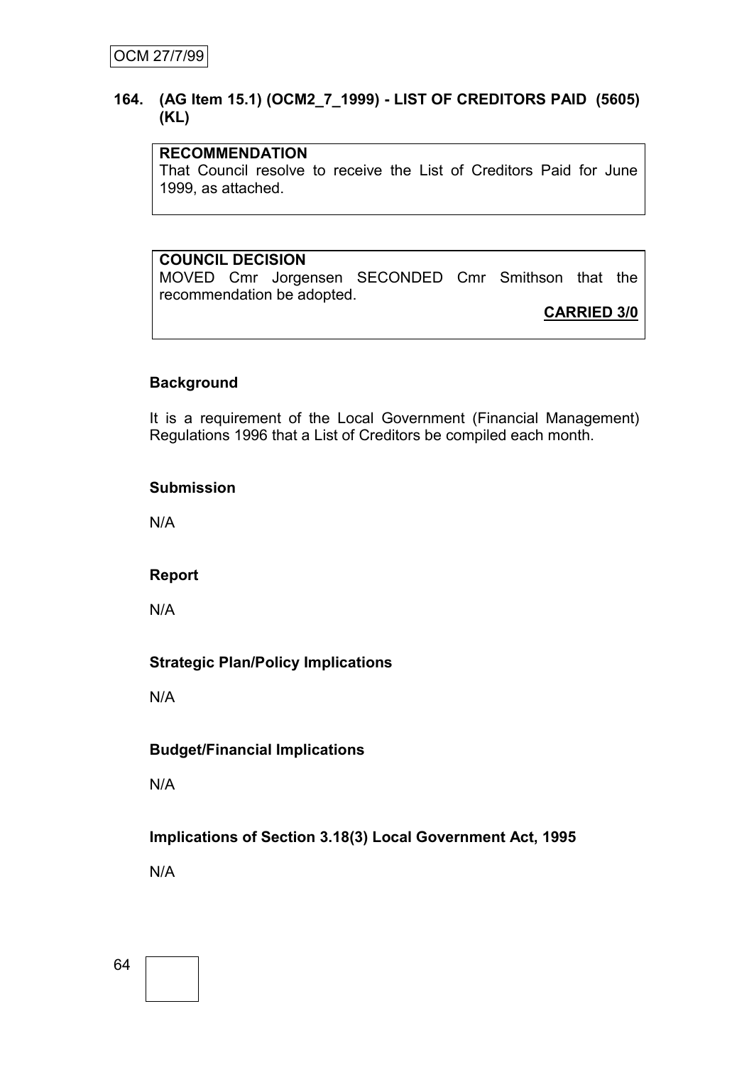## 164. (AG Item 15.1) (OCM2_7_1999) - LIST OF CREDITORS PAID (5605) (KL)

**RECOMMENDATION**
That Council resolve to receive the List of Creditors Paid for June 1999, as attached.

**COUNCIL DECISION**
MOVED Cmr Jorgensen SECONDED Cmr Smithson that the recommendation be adopted.

**CARRIED 3/0**

### Background

It is a requirement of the Local Government (Financial Management) Regulations 1996 that a List of Creditors be compiled each month.

### Submission

N/A

### Report

N/A

### Strategic Plan/Policy Implications

N/A

### Budget/Financial Implications

N/A

### Implications of Section 3.18(3) Local Government Act, 1995

N/A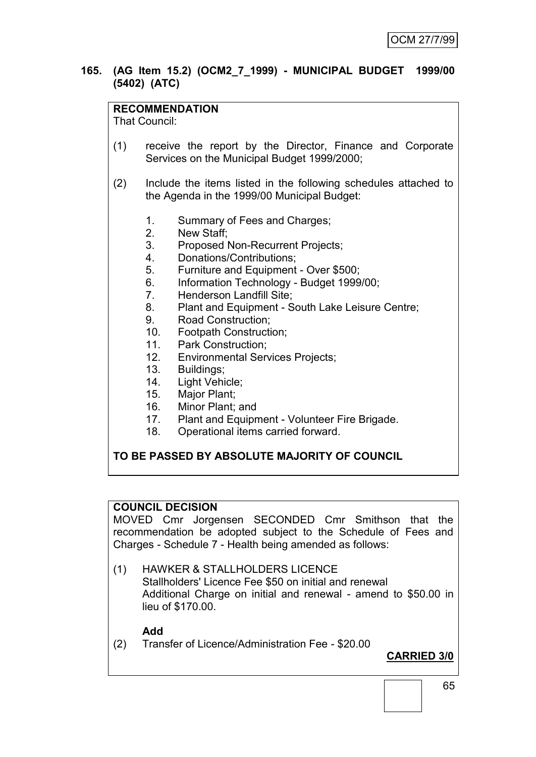## 165. (AG Item 15.2) (OCM2_7_1999) - MUNICIPAL BUDGET 1999/00 (5402) (ATC)

**RECOMMENDATION**

That Council:

(1) receive the report by the Director, Finance and Corporate Services on the Municipal Budget 1999/2000;

(2) Include the items listed in the following schedules attached to the Agenda in the 1999/00 Municipal Budget:

1. Summary of Fees and Charges;
2. New Staff;
3. Proposed Non-Recurrent Projects;
4. Donations/Contributions;
5. Furniture and Equipment - Over $500;
6. Information Technology - Budget 1999/00;
7. Henderson Landfill Site;
8. Plant and Equipment - South Lake Leisure Centre;
9. Road Construction;
10. Footpath Construction;
11. Park Construction;
12. Environmental Services Projects;
13. Buildings;
14. Light Vehicle;
15. Major Plant;
16. Minor Plant; and
17. Plant and Equipment - Volunteer Fire Brigade.
18. Operational items carried forward.

**TO BE PASSED BY ABSOLUTE MAJORITY OF COUNCIL**

**COUNCIL DECISION**

MOVED Cmr Jorgensen SECONDED Cmr Smithson that the recommendation be adopted subject to the Schedule of Fees and Charges - Schedule 7 - Health being amended as follows:

(1) HAWKER & STALLHOLDERS LICENCE
Stallholders' Licence Fee $50 on initial and renewal
Additional Charge on initial and renewal - amend to $50.00 in lieu of $170.00.

**Add**

(2) Transfer of Licence/Administration Fee - $20.00

**CARRIED 3/0**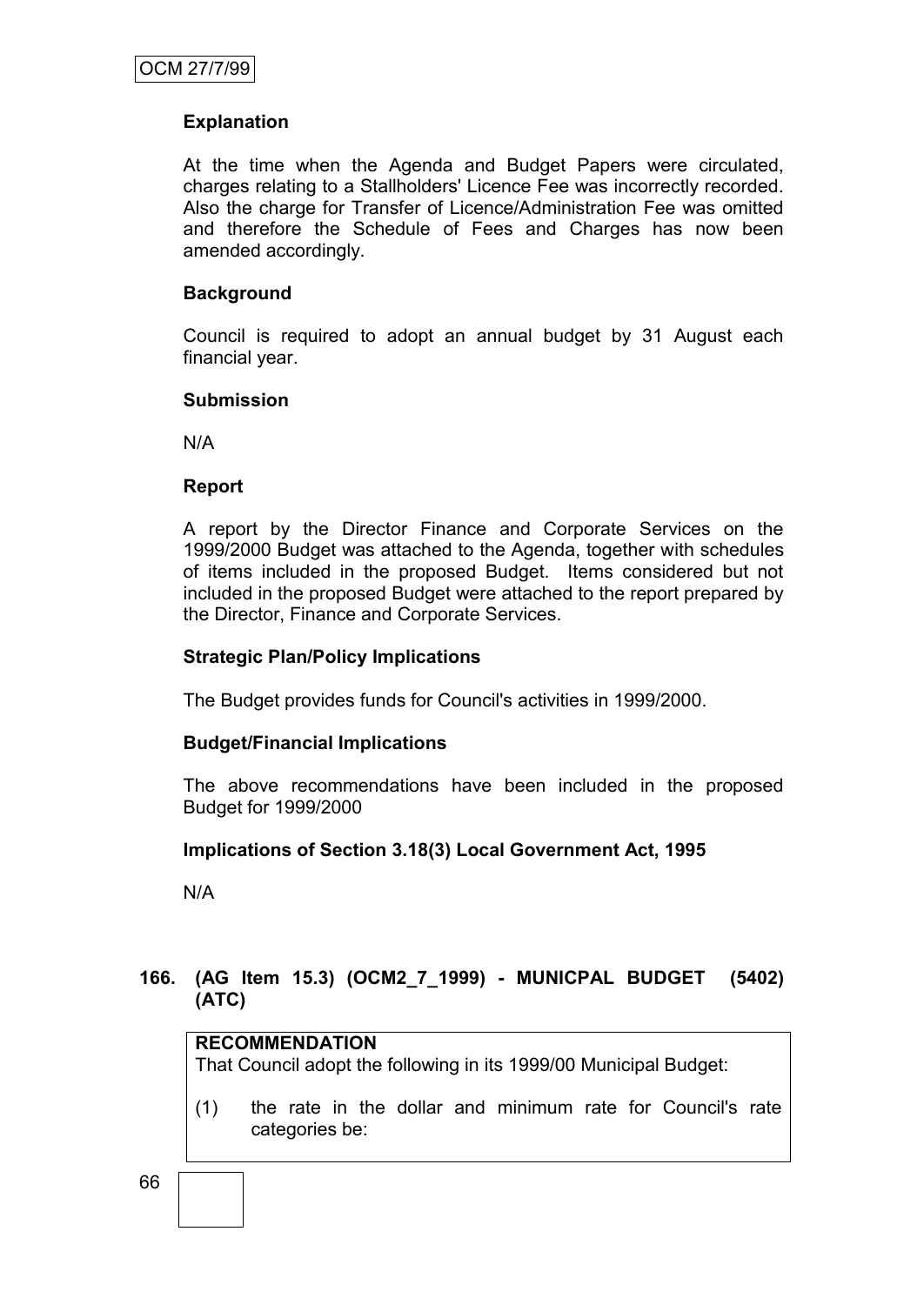**Explanation**

At the time when the Agenda and Budget Papers were circulated, charges relating to a Stallholders' Licence Fee was incorrectly recorded. Also the charge for Transfer of Licence/Administration Fee was omitted and therefore the Schedule of Fees and Charges has now been amended accordingly.

**Background**

Council is required to adopt an annual budget by 31 August each financial year.

**Submission**

N/A

**Report**

A report by the Director Finance and Corporate Services on the 1999/2000 Budget was attached to the Agenda, together with schedules of items included in the proposed Budget. Items considered but not included in the proposed Budget were attached to the report prepared by the Director, Finance and Corporate Services.

**Strategic Plan/Policy Implications**

The Budget provides funds for Council's activities in 1999/2000.

**Budget/Financial Implications**

The above recommendations have been included in the proposed Budget for 1999/2000

**Implications of Section 3.18(3) Local Government Act, 1995**

N/A

### 166. (AG Item 15.3) (OCM2_7_1999) - MUNICPAL BUDGET (5402) (ATC)

**RECOMMENDATION**

That Council adopt the following in its 1999/00 Municipal Budget:

(1) the rate in the dollar and minimum rate for Council's rate categories be: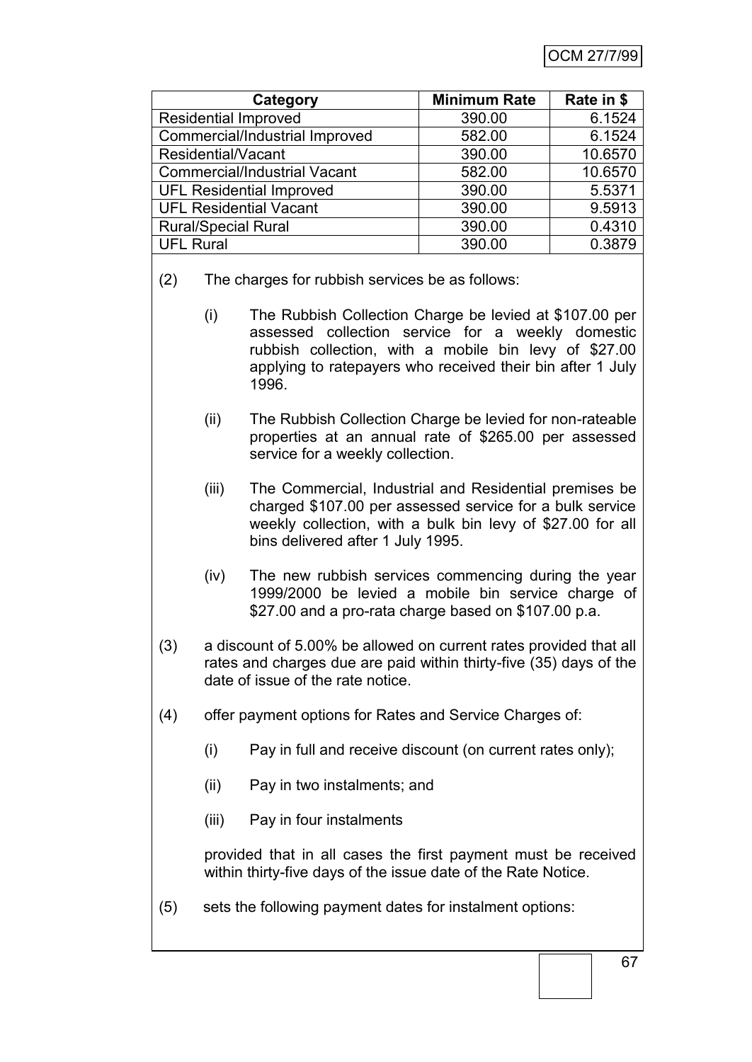| Category | Minimum Rate | Rate in $ |
|---|---|---|
| Residential Improved | 390.00 | 6.1524 |
| Commercial/Industrial Improved | 582.00 | 6.1524 |
| Residential/Vacant | 390.00 | 10.6570 |
| Commercial/Industrial Vacant | 582.00 | 10.6570 |
| UFL Residential Improved | 390.00 | 5.5371 |
| UFL Residential Vacant | 390.00 | 9.5913 |
| Rural/Special Rural | 390.00 | 0.4310 |
| UFL Rural | 390.00 | 0.3879 |

(2) The charges for rubbish services be as follows:

(i) The Rubbish Collection Charge be levied at $107.00 per assessed collection service for a weekly domestic rubbish collection, with a mobile bin levy of $27.00 applying to ratepayers who received their bin after 1 July 1996.

(ii) The Rubbish Collection Charge be levied for non-rateable properties at an annual rate of $265.00 per assessed service for a weekly collection.

(iii) The Commercial, Industrial and Residential premises be charged $107.00 per assessed service for a bulk service weekly collection, with a bulk bin levy of $27.00 for all bins delivered after 1 July 1995.

(iv) The new rubbish services commencing during the year 1999/2000 be levied a mobile bin service charge of $27.00 and a pro-rata charge based on $107.00 p.a.

(3) a discount of 5.00% be allowed on current rates provided that all rates and charges due are paid within thirty-five (35) days of the date of issue of the rate notice.

(4) offer payment options for Rates and Service Charges of:

(i) Pay in full and receive discount (on current rates only);

(ii) Pay in two instalments; and

(iii) Pay in four instalments

provided that in all cases the first payment must be received within thirty-five days of the issue date of the Rate Notice.

(5) sets the following payment dates for instalment options: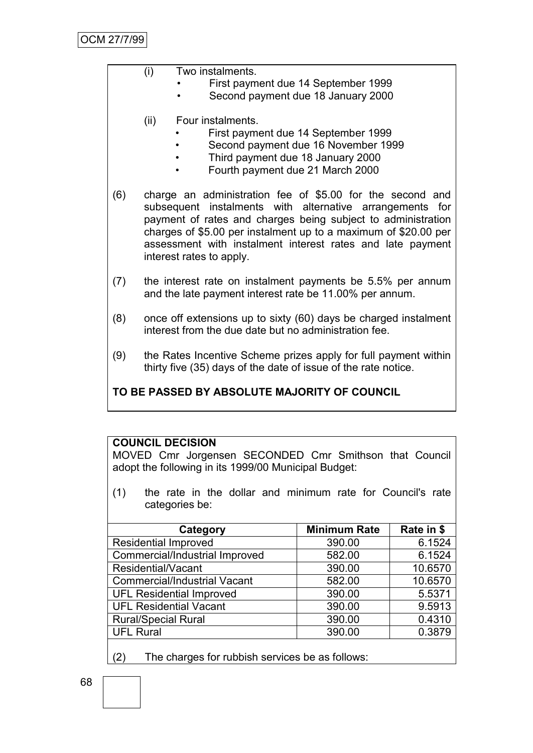(i) Two instalments.
- First payment due 14 September 1999
- Second payment due 18 January 2000

(ii) Four instalments.
- First payment due 14 September 1999
- Second payment due 16 November 1999
- Third payment due 18 January 2000
- Fourth payment due 21 March 2000

(6) charge an administration fee of $5.00 for the second and subsequent instalments with alternative arrangements for payment of rates and charges being subject to administration charges of $5.00 per instalment up to a maximum of $20.00 per assessment with instalment interest rates and late payment interest rates to apply.

(7) the interest rate on instalment payments be 5.5% per annum and the late payment interest rate be 11.00% per annum.

(8) once off extensions up to sixty (60) days be charged instalment interest from the due date but no administration fee.

(9) the Rates Incentive Scheme prizes apply for full payment within thirty five (35) days of the date of issue of the rate notice.

**TO BE PASSED BY ABSOLUTE MAJORITY OF COUNCIL**

**COUNCIL DECISION**

MOVED Cmr Jorgensen SECONDED Cmr Smithson that Council adopt the following in its 1999/00 Municipal Budget:

(1) the rate in the dollar and minimum rate for Council's rate categories be:

| Category | Minimum Rate | Rate in $ |
|---|---|---|
| Residential Improved | 390.00 | 6.1524 |
| Commercial/Industrial Improved | 582.00 | 6.1524 |
| Residential/Vacant | 390.00 | 10.6570 |
| Commercial/Industrial Vacant | 582.00 | 10.6570 |
| UFL Residential Improved | 390.00 | 5.5371 |
| UFL Residential Vacant | 390.00 | 9.5913 |
| Rural/Special Rural | 390.00 | 0.4310 |
| UFL Rural | 390.00 | 0.3879 |

(2) The charges for rubbish services be as follows: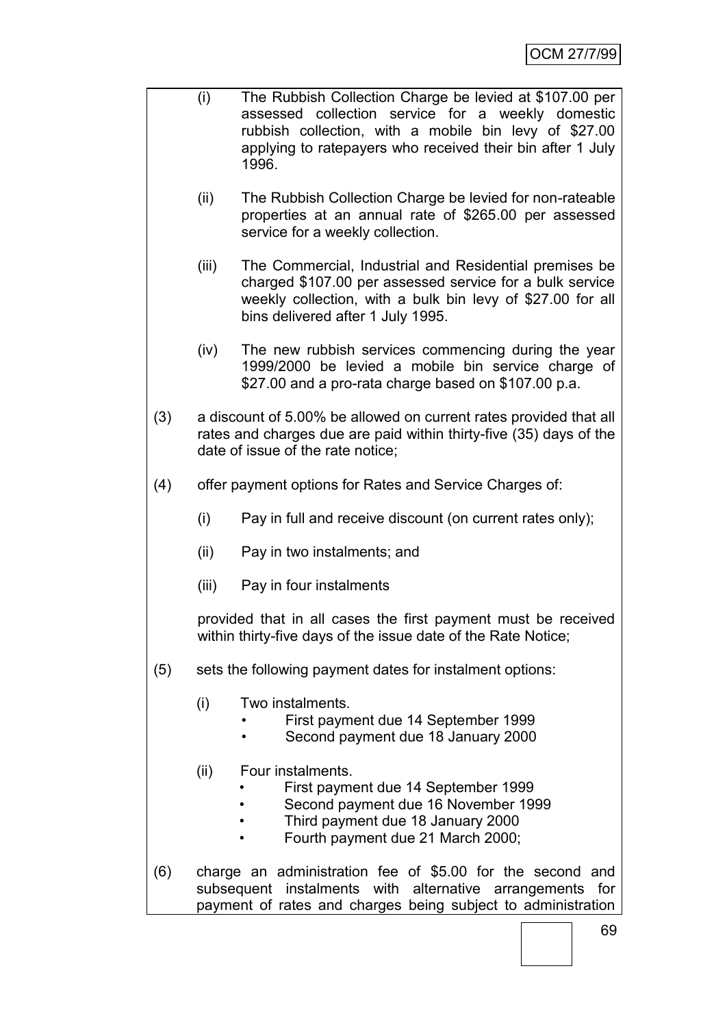(i) The Rubbish Collection Charge be levied at $107.00 per assessed collection service for a weekly domestic rubbish collection, with a mobile bin levy of $27.00 applying to ratepayers who received their bin after 1 July 1996.

(ii) The Rubbish Collection Charge be levied for non-rateable properties at an annual rate of $265.00 per assessed service for a weekly collection.

(iii) The Commercial, Industrial and Residential premises be charged $107.00 per assessed service for a bulk service weekly collection, with a bulk bin levy of $27.00 for all bins delivered after 1 July 1995.

(iv) The new rubbish services commencing during the year 1999/2000 be levied a mobile bin service charge of $27.00 and a pro-rata charge based on $107.00 p.a.

(3) a discount of 5.00% be allowed on current rates provided that all rates and charges due are paid within thirty-five (35) days of the date of issue of the rate notice;

(4) offer payment options for Rates and Service Charges of:

(i) Pay in full and receive discount (on current rates only);

(ii) Pay in two instalments; and

(iii) Pay in four instalments

provided that in all cases the first payment must be received within thirty-five days of the issue date of the Rate Notice;

(5) sets the following payment dates for instalment options:

(i) Two instalments.
- First payment due 14 September 1999
- Second payment due 18 January 2000

(ii) Four instalments.
- First payment due 14 September 1999
- Second payment due 16 November 1999
- Third payment due 18 January 2000
- Fourth payment due 21 March 2000;

(6) charge an administration fee of $5.00 for the second and subsequent instalments with alternative arrangements for payment of rates and charges being subject to administration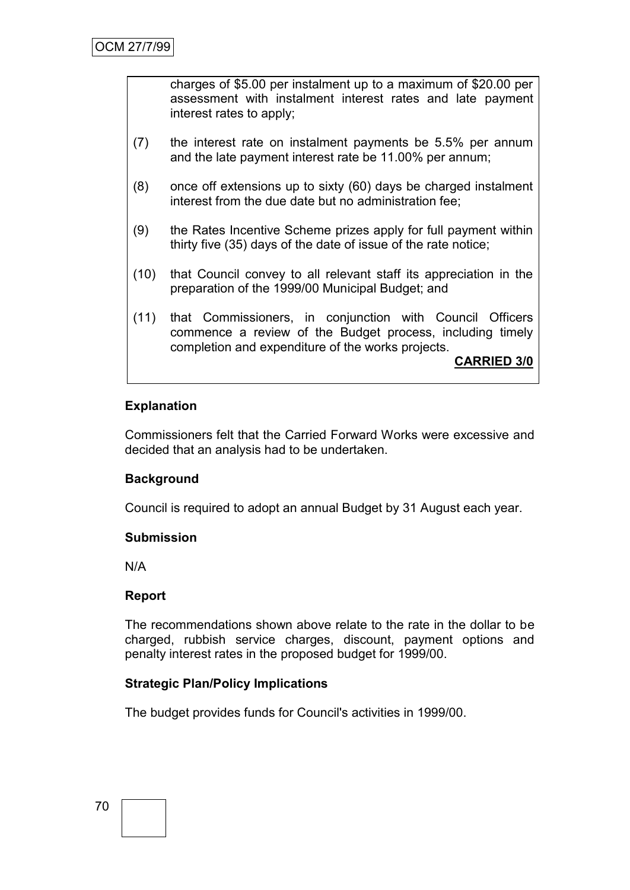charges of $5.00 per instalment up to a maximum of $20.00 per assessment with instalment interest rates and late payment interest rates to apply;

(7) the interest rate on instalment payments be 5.5% per annum and the late payment interest rate be 11.00% per annum;

(8) once off extensions up to sixty (60) days be charged instalment interest from the due date but no administration fee;

(9) the Rates Incentive Scheme prizes apply for full payment within thirty five (35) days of the date of issue of the rate notice;

(10) that Council convey to all relevant staff its appreciation in the preparation of the 1999/00 Municipal Budget; and

(11) that Commissioners, in conjunction with Council Officers commence a review of the Budget process, including timely completion and expenditure of the works projects.

**CARRIED 3/0**

**Explanation**

Commissioners felt that the Carried Forward Works were excessive and decided that an analysis had to be undertaken.

**Background**

Council is required to adopt an annual Budget by 31 August each year.

**Submission**

N/A

**Report**

The recommendations shown above relate to the rate in the dollar to be charged, rubbish service charges, discount, payment options and penalty interest rates in the proposed budget for 1999/00.

**Strategic Plan/Policy Implications**

The budget provides funds for Council's activities in 1999/00.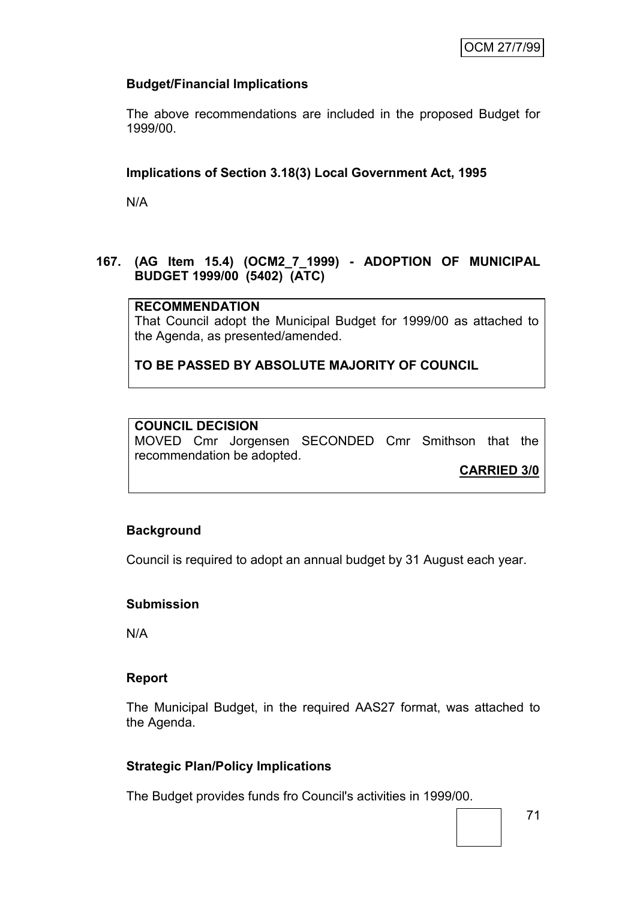### Budget/Financial Implications

The above recommendations are included in the proposed Budget for 1999/00.

### Implications of Section 3.18(3) Local Government Act, 1995

N/A

## 167. (AG Item 15.4) (OCM2_7_1999) - ADOPTION OF MUNICIPAL BUDGET 1999/00 (5402) (ATC)

**RECOMMENDATION**
That Council adopt the Municipal Budget for 1999/00 as attached to the Agenda, as presented/amended.

**TO BE PASSED BY ABSOLUTE MAJORITY OF COUNCIL**

**COUNCIL DECISION**
MOVED Cmr Jorgensen SECONDED Cmr Smithson that the recommendation be adopted.

**CARRIED 3/0**

### Background

Council is required to adopt an annual budget by 31 August each year.

### Submission

N/A

### Report

The Municipal Budget, in the required AAS27 format, was attached to the Agenda.

### Strategic Plan/Policy Implications

The Budget provides funds fro Council's activities in 1999/00.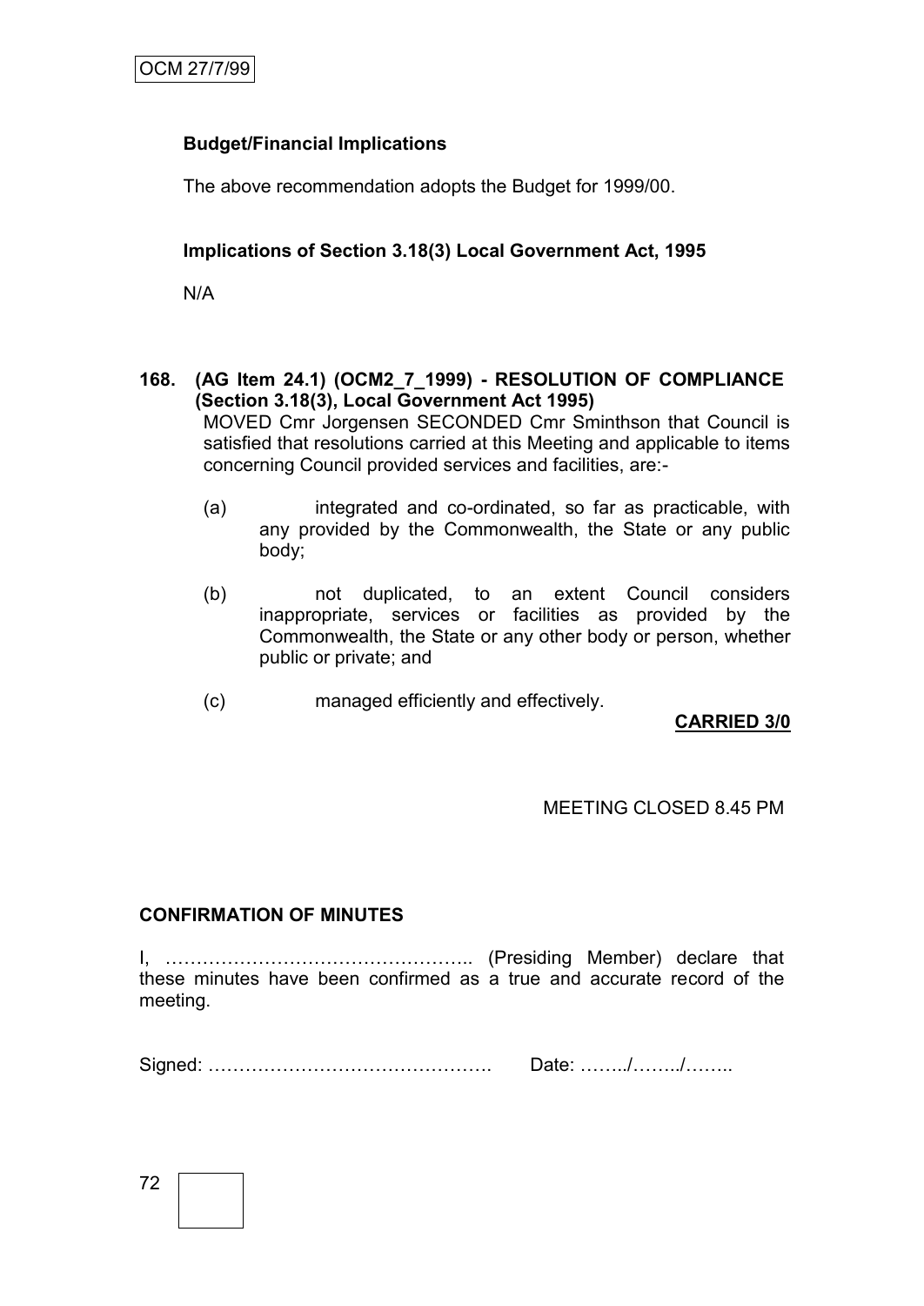**Budget/Financial Implications**

The above recommendation adopts the Budget for 1999/00.

**Implications of Section 3.18(3) Local Government Act, 1995**

N/A

**168. (AG Item 24.1) (OCM2_7_1999) - RESOLUTION OF COMPLIANCE (Section 3.18(3), Local Government Act 1995)**

MOVED Cmr Jorgensen SECONDED Cmr Sminthson that Council is satisfied that resolutions carried at this Meeting and applicable to items concerning Council provided services and facilities, are:-

(a) integrated and co-ordinated, so far as practicable, with any provided by the Commonwealth, the State or any public body;

(b) not duplicated, to an extent Council considers inappropriate, services or facilities as provided by the Commonwealth, the State or any other body or person, whether public or private; and

(c) managed efficiently and effectively.

**CARRIED 3/0**

MEETING CLOSED 8.45 PM

**CONFIRMATION OF MINUTES**

I, ………………………………………….. (Presiding Member) declare that these minutes have been confirmed as a true and accurate record of the meeting.

Signed: ………………………………………. Date: ……../……../……..